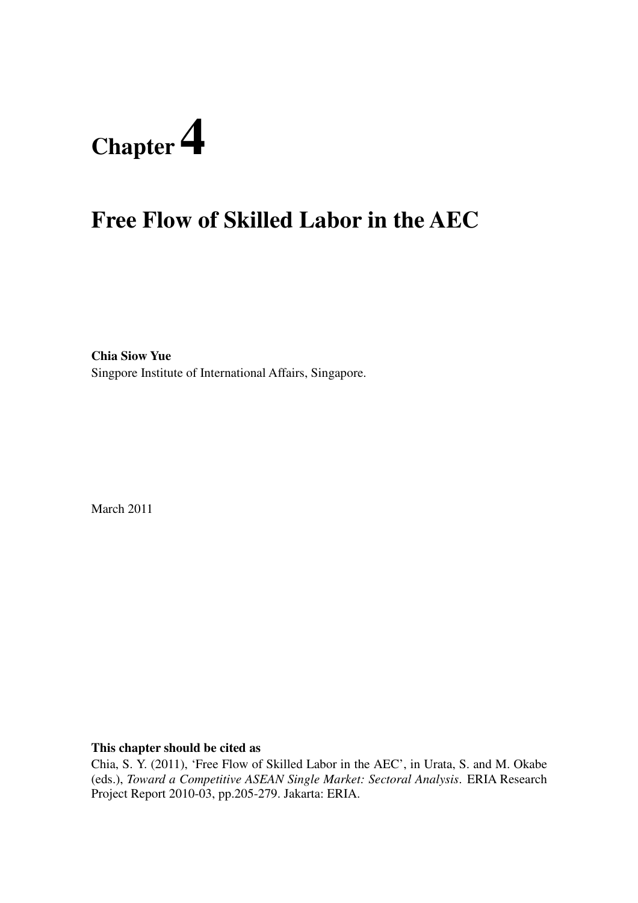# Chapter 4

# Free Flow of Skilled Labor in the AEC

**Chia Siow Yue**
Singpore Institute of International Affairs, Singapore.

March 2011

**This chapter should be cited as**

Chia, S. Y. (2011), 'Free Flow of Skilled Labor in the AEC', in Urata, S. and M. Okabe (eds.), *Toward a Competitive ASEAN Single Market: Sectoral Analysis*. ERIA Research Project Report 2010-03, pp.205-279. Jakarta: ERIA.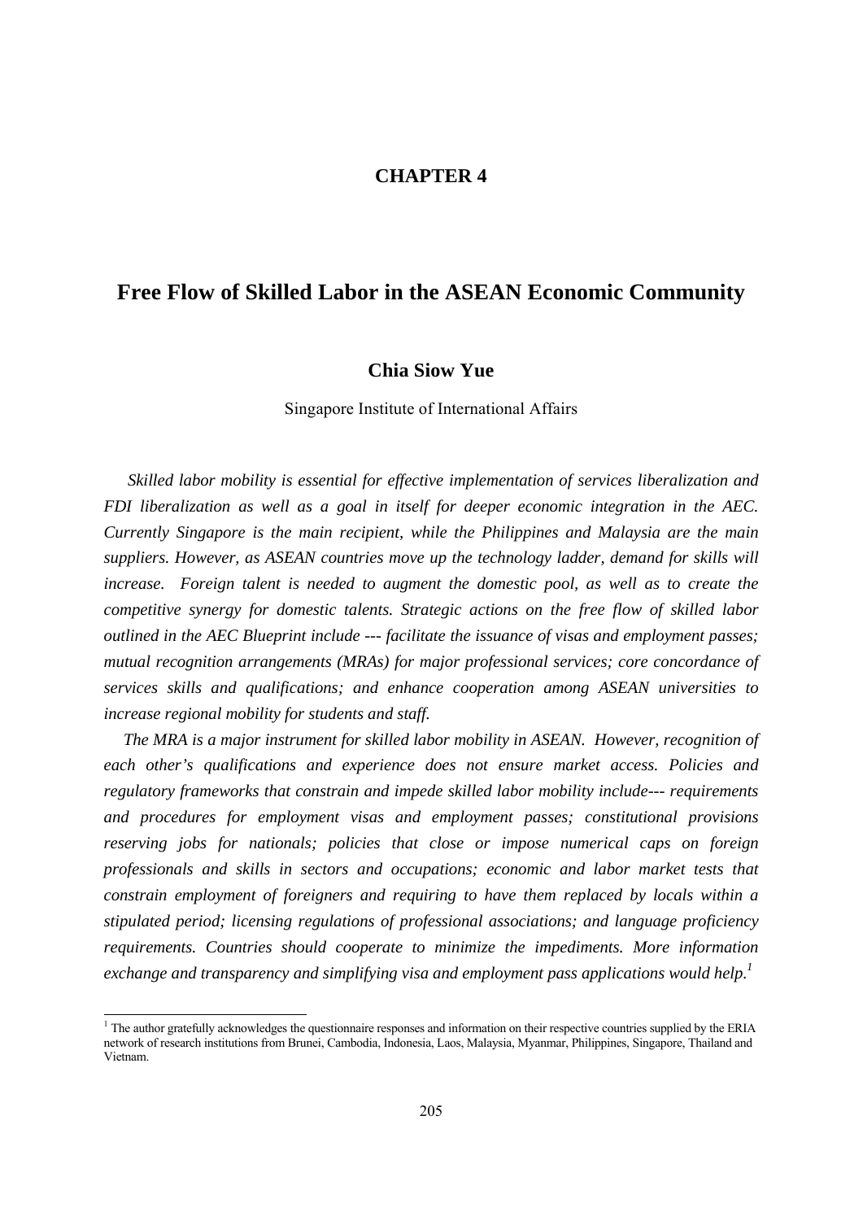# CHAPTER 4

# Free Flow of Skilled Labor in the ASEAN Economic Community

**Chia Siow Yue**

Singapore Institute of International Affairs

*Skilled labor mobility is essential for effective implementation of services liberalization and FDI liberalization as well as a goal in itself for deeper economic integration in the AEC. Currently Singapore is the main recipient, while the Philippines and Malaysia are the main suppliers. However, as ASEAN countries move up the technology ladder, demand for skills will increase. Foreign talent is needed to augment the domestic pool, as well as to create the competitive synergy for domestic talents. Strategic actions on the free flow of skilled labor outlined in the AEC Blueprint include --- facilitate the issuance of visas and employment passes; mutual recognition arrangements (MRAs) for major professional services; core concordance of services skills and qualifications; and enhance cooperation among ASEAN universities to increase regional mobility for students and staff.*

*The MRA is a major instrument for skilled labor mobility in ASEAN. However, recognition of each other's qualifications and experience does not ensure market access. Policies and regulatory frameworks that constrain and impede skilled labor mobility include--- requirements and procedures for employment visas and employment passes; constitutional provisions reserving jobs for nationals; policies that close or impose numerical caps on foreign professionals and skills in sectors and occupations; economic and labor market tests that constrain employment of foreigners and requiring to have them replaced by locals within a stipulated period; licensing regulations of professional associations; and language proficiency requirements. Countries should cooperate to minimize the impediments. More information exchange and transparency and simplifying visa and employment pass applications would help.*[1]

[1] The author gratefully acknowledges the questionnaire responses and information on their respective countries supplied by the ERIA network of research institutions from Brunei, Cambodia, Indonesia, Laos, Malaysia, Myanmar, Philippines, Singapore, Thailand and Vietnam.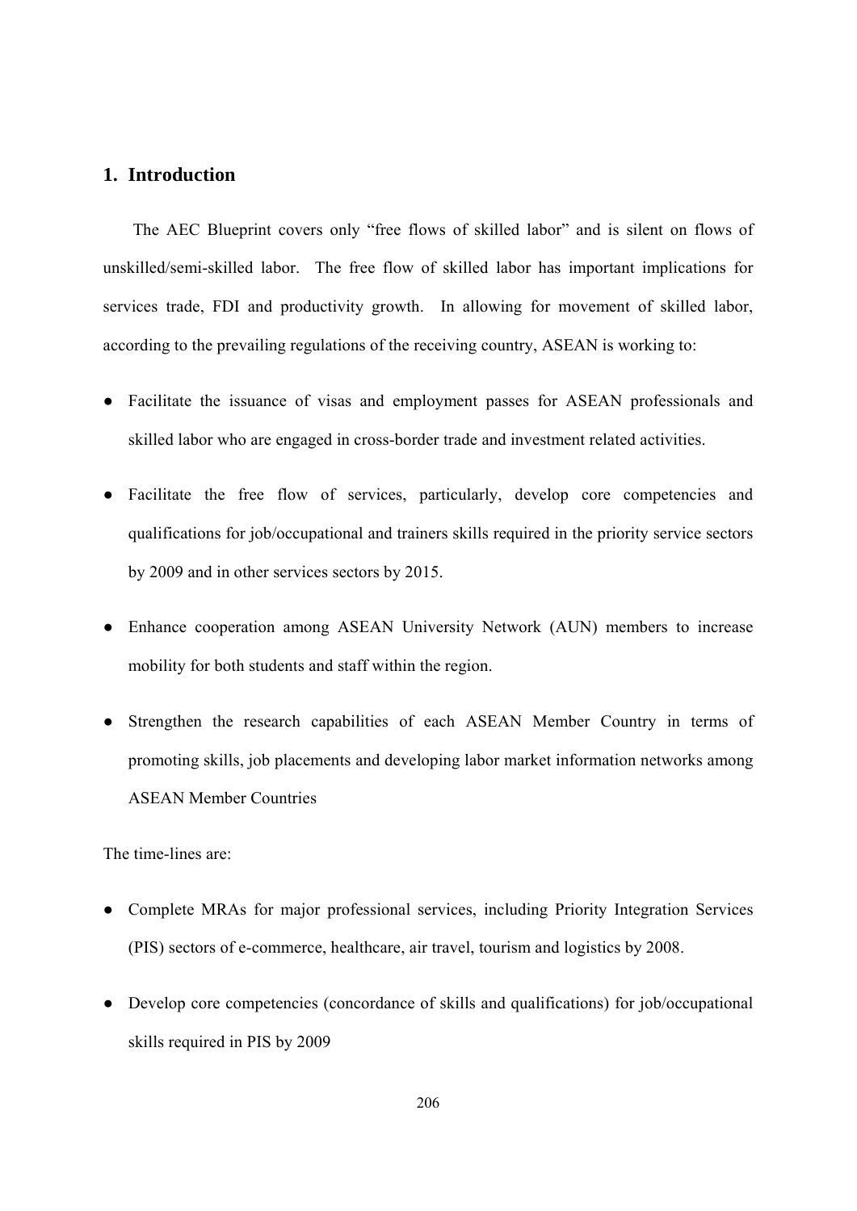## 1. Introduction

The AEC Blueprint covers only "free flows of skilled labor" and is silent on flows of unskilled/semi-skilled labor. The free flow of skilled labor has important implications for services trade, FDI and productivity growth. In allowing for movement of skilled labor, according to the prevailing regulations of the receiving country, ASEAN is working to:

- Facilitate the issuance of visas and employment passes for ASEAN professionals and skilled labor who are engaged in cross-border trade and investment related activities.
- Facilitate the free flow of services, particularly, develop core competencies and qualifications for job/occupational and trainers skills required in the priority service sectors by 2009 and in other services sectors by 2015.
- Enhance cooperation among ASEAN University Network (AUN) members to increase mobility for both students and staff within the region.
- Strengthen the research capabilities of each ASEAN Member Country in terms of promoting skills, job placements and developing labor market information networks among ASEAN Member Countries

The time-lines are:

- Complete MRAs for major professional services, including Priority Integration Services (PIS) sectors of e-commerce, healthcare, air travel, tourism and logistics by 2008.
- Develop core competencies (concordance of skills and qualifications) for job/occupational skills required in PIS by 2009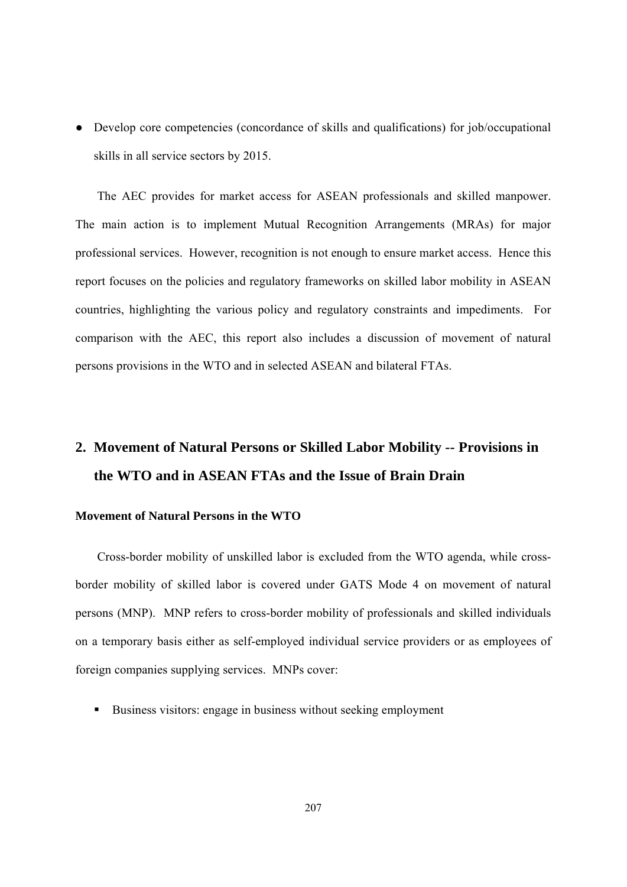- Develop core competencies (concordance of skills and qualifications) for job/occupational skills in all service sectors by 2015.

The AEC provides for market access for ASEAN professionals and skilled manpower. The main action is to implement Mutual Recognition Arrangements (MRAs) for major professional services. However, recognition is not enough to ensure market access. Hence this report focuses on the policies and regulatory frameworks on skilled labor mobility in ASEAN countries, highlighting the various policy and regulatory constraints and impediments. For comparison with the AEC, this report also includes a discussion of movement of natural persons provisions in the WTO and in selected ASEAN and bilateral FTAs.

## 2. Movement of Natural Persons or Skilled Labor Mobility -- Provisions in the WTO and in ASEAN FTAs and the Issue of Brain Drain

### Movement of Natural Persons in the WTO

Cross-border mobility of unskilled labor is excluded from the WTO agenda, while cross-border mobility of skilled labor is covered under GATS Mode 4 on movement of natural persons (MNP). MNP refers to cross-border mobility of professionals and skilled individuals on a temporary basis either as self-employed individual service providers or as employees of foreign companies supplying services. MNPs cover:

- Business visitors: engage in business without seeking employment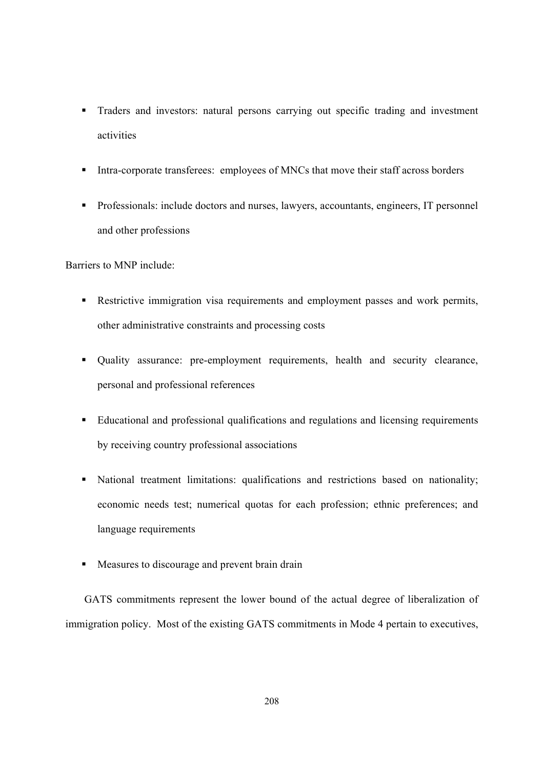- Traders and investors: natural persons carrying out specific trading and investment activities
- Intra-corporate transferees: employees of MNCs that move their staff across borders
- Professionals: include doctors and nurses, lawyers, accountants, engineers, IT personnel and other professions

Barriers to MNP include:

- Restrictive immigration visa requirements and employment passes and work permits, other administrative constraints and processing costs
- Quality assurance: pre-employment requirements, health and security clearance, personal and professional references
- Educational and professional qualifications and regulations and licensing requirements by receiving country professional associations
- National treatment limitations: qualifications and restrictions based on nationality; economic needs test; numerical quotas for each profession; ethnic preferences; and language requirements
- Measures to discourage and prevent brain drain

GATS commitments represent the lower bound of the actual degree of liberalization of immigration policy. Most of the existing GATS commitments in Mode 4 pertain to executives,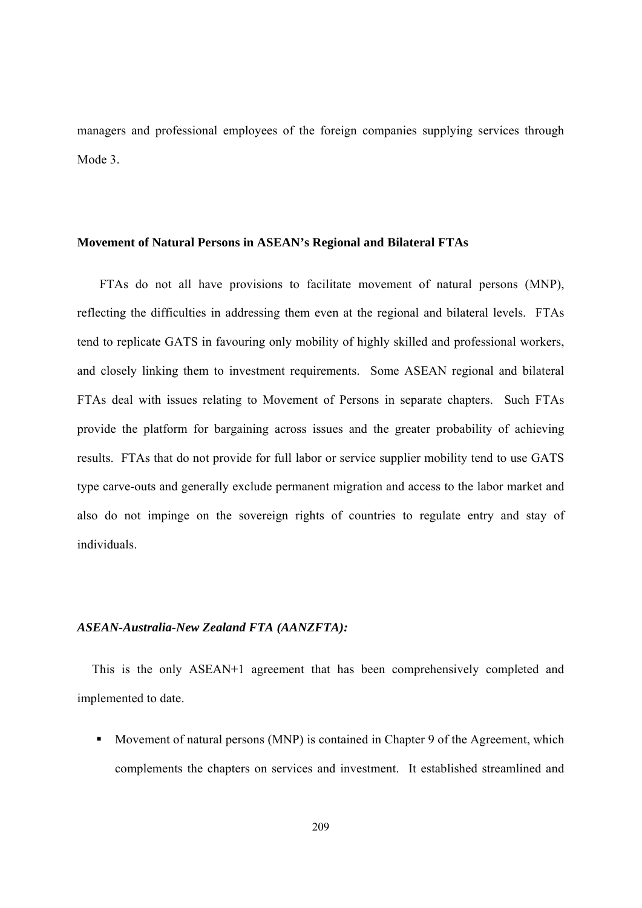managers and professional employees of the foreign companies supplying services through Mode 3.

**Movement of Natural Persons in ASEAN's Regional and Bilateral FTAs**

FTAs do not all have provisions to facilitate movement of natural persons (MNP), reflecting the difficulties in addressing them even at the regional and bilateral levels. FTAs tend to replicate GATS in favouring only mobility of highly skilled and professional workers, and closely linking them to investment requirements. Some ASEAN regional and bilateral FTAs deal with issues relating to Movement of Persons in separate chapters. Such FTAs provide the platform for bargaining across issues and the greater probability of achieving results. FTAs that do not provide for full labor or service supplier mobility tend to use GATS type carve-outs and generally exclude permanent migration and access to the labor market and also do not impinge on the sovereign rights of countries to regulate entry and stay of individuals.

***ASEAN-Australia-New Zealand FTA (AANZFTA):***

This is the only ASEAN+1 agreement that has been comprehensively completed and implemented to date.

- Movement of natural persons (MNP) is contained in Chapter 9 of the Agreement, which complements the chapters on services and investment. It established streamlined and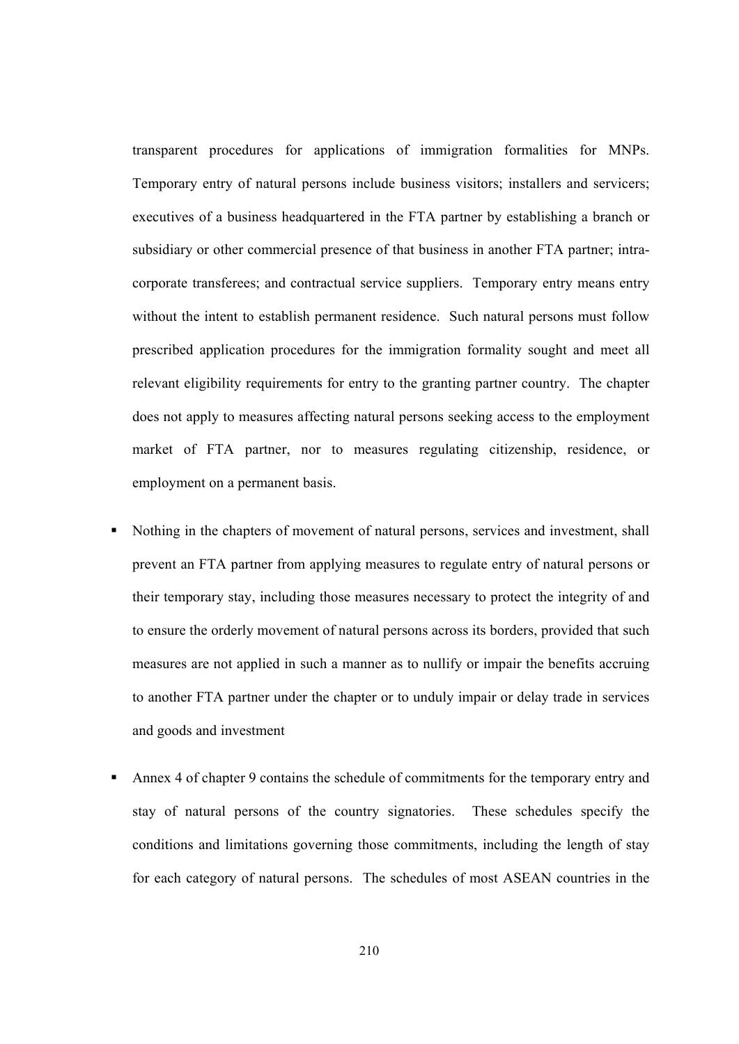transparent procedures for applications of immigration formalities for MNPs. Temporary entry of natural persons include business visitors; installers and servicers; executives of a business headquartered in the FTA partner by establishing a branch or subsidiary or other commercial presence of that business in another FTA partner; intra-corporate transferees; and contractual service suppliers. Temporary entry means entry without the intent to establish permanent residence. Such natural persons must follow prescribed application procedures for the immigration formality sought and meet all relevant eligibility requirements for entry to the granting partner country. The chapter does not apply to measures affecting natural persons seeking access to the employment market of FTA partner, nor to measures regulating citizenship, residence, or employment on a permanent basis.

- Nothing in the chapters of movement of natural persons, services and investment, shall prevent an FTA partner from applying measures to regulate entry of natural persons or their temporary stay, including those measures necessary to protect the integrity of and to ensure the orderly movement of natural persons across its borders, provided that such measures are not applied in such a manner as to nullify or impair the benefits accruing to another FTA partner under the chapter or to unduly impair or delay trade in services and goods and investment

- Annex 4 of chapter 9 contains the schedule of commitments for the temporary entry and stay of natural persons of the country signatories. These schedules specify the conditions and limitations governing those commitments, including the length of stay for each category of natural persons. The schedules of most ASEAN countries in the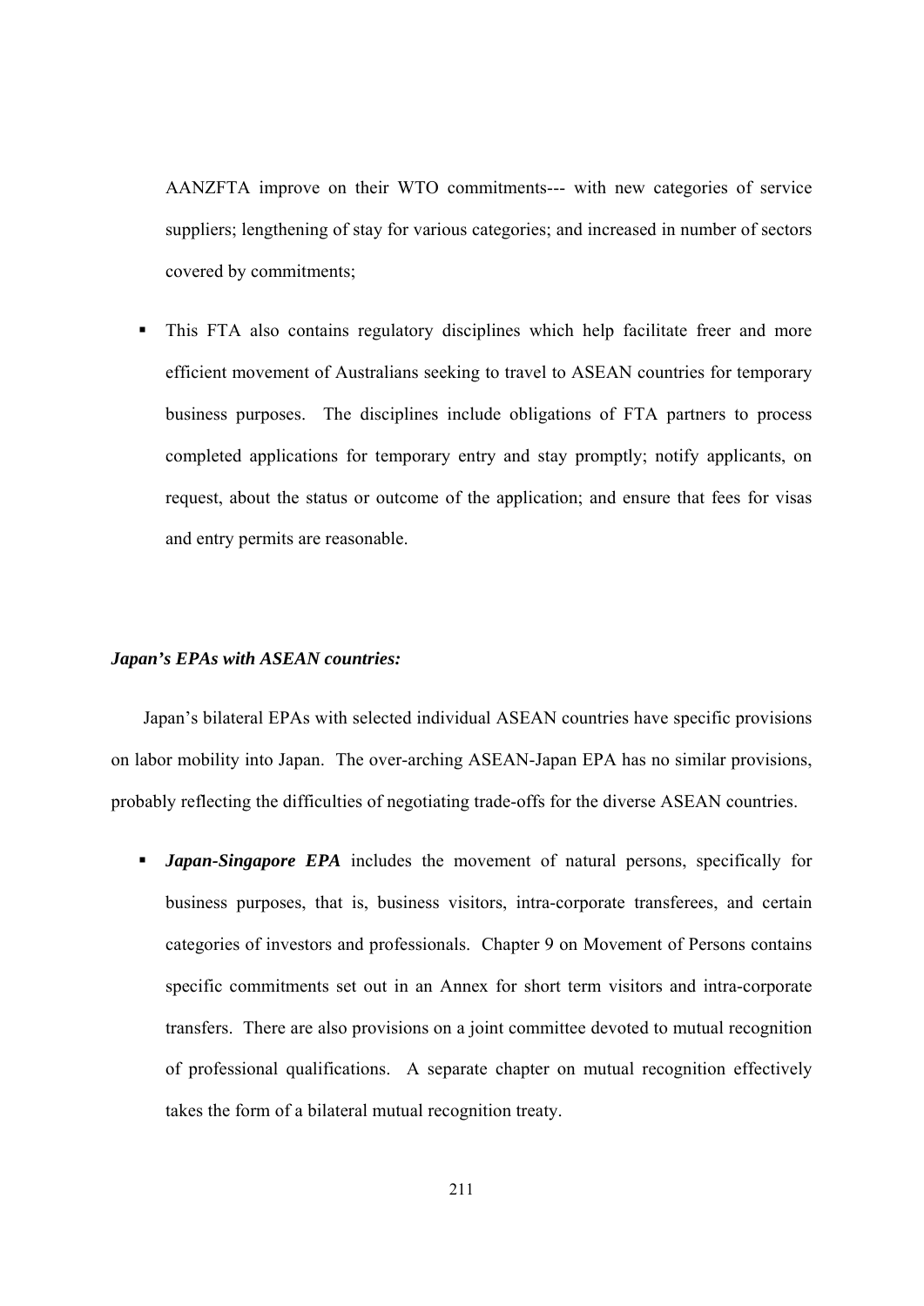AANZFTA improve on their WTO commitments--- with new categories of service suppliers; lengthening of stay for various categories; and increased in number of sectors covered by commitments;

- This FTA also contains regulatory disciplines which help facilitate freer and more efficient movement of Australians seeking to travel to ASEAN countries for temporary business purposes. The disciplines include obligations of FTA partners to process completed applications for temporary entry and stay promptly; notify applicants, on request, about the status or outcome of the application; and ensure that fees for visas and entry permits are reasonable.

***Japan's EPAs with ASEAN countries:***

Japan's bilateral EPAs with selected individual ASEAN countries have specific provisions on labor mobility into Japan. The over-arching ASEAN-Japan EPA has no similar provisions, probably reflecting the difficulties of negotiating trade-offs for the diverse ASEAN countries.

- ***Japan-Singapore EPA*** includes the movement of natural persons, specifically for business purposes, that is, business visitors, intra-corporate transferees, and certain categories of investors and professionals. Chapter 9 on Movement of Persons contains specific commitments set out in an Annex for short term visitors and intra-corporate transfers. There are also provisions on a joint committee devoted to mutual recognition of professional qualifications. A separate chapter on mutual recognition effectively takes the form of a bilateral mutual recognition treaty.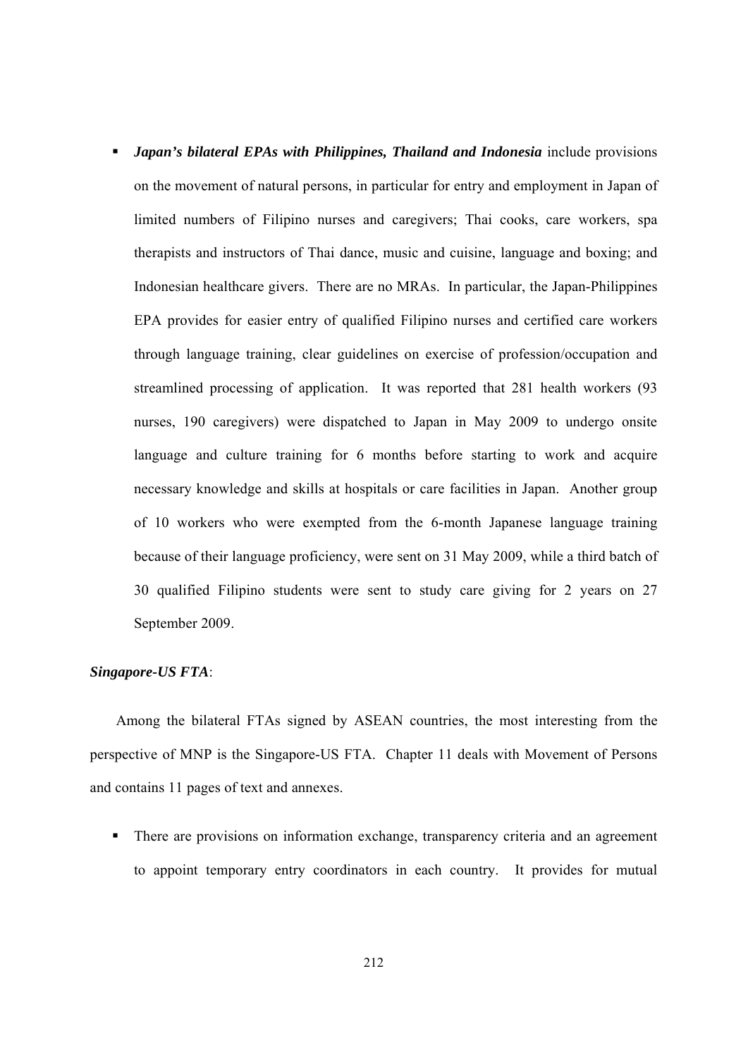- ***Japan's bilateral EPAs with Philippines, Thailand and Indonesia*** include provisions on the movement of natural persons, in particular for entry and employment in Japan of limited numbers of Filipino nurses and caregivers; Thai cooks, care workers, spa therapists and instructors of Thai dance, music and cuisine, language and boxing; and Indonesian healthcare givers. There are no MRAs. In particular, the Japan-Philippines EPA provides for easier entry of qualified Filipino nurses and certified care workers through language training, clear guidelines on exercise of profession/occupation and streamlined processing of application. It was reported that 281 health workers (93 nurses, 190 caregivers) were dispatched to Japan in May 2009 to undergo onsite language and culture training for 6 months before starting to work and acquire necessary knowledge and skills at hospitals or care facilities in Japan. Another group of 10 workers who were exempted from the 6-month Japanese language training because of their language proficiency, were sent on 31 May 2009, while a third batch of 30 qualified Filipino students were sent to study care giving for 2 years on 27 September 2009.

***Singapore-US FTA***:

Among the bilateral FTAs signed by ASEAN countries, the most interesting from the perspective of MNP is the Singapore-US FTA. Chapter 11 deals with Movement of Persons and contains 11 pages of text and annexes.

- There are provisions on information exchange, transparency criteria and an agreement to appoint temporary entry coordinators in each country. It provides for mutual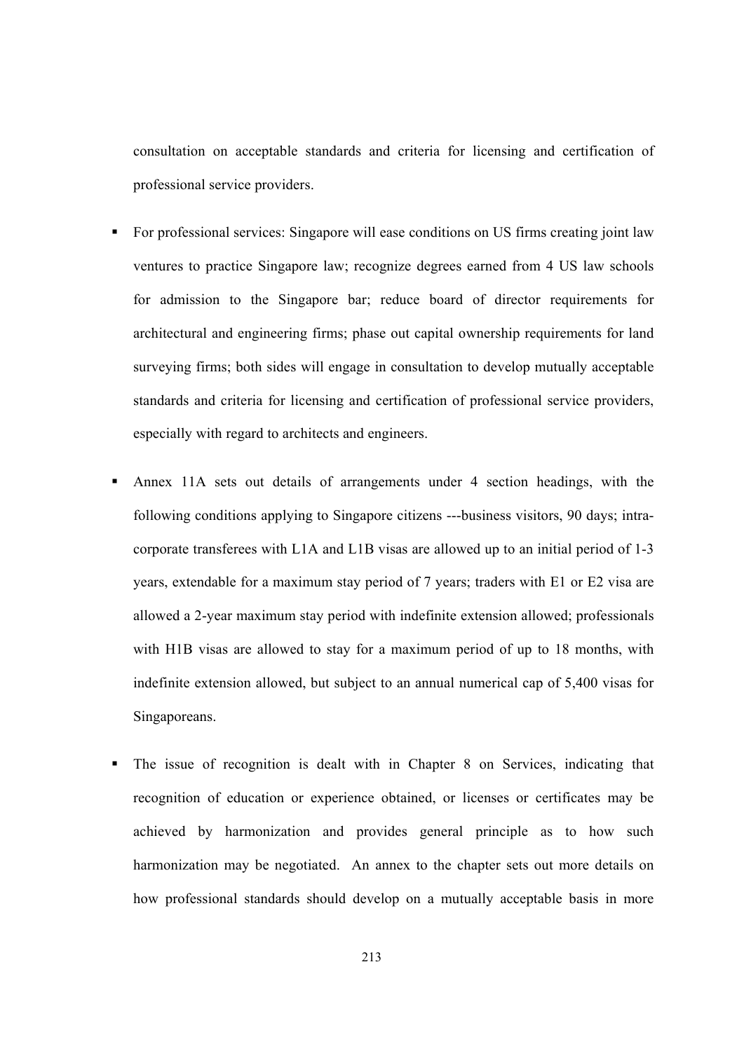consultation on acceptable standards and criteria for licensing and certification of professional service providers.

- For professional services: Singapore will ease conditions on US firms creating joint law ventures to practice Singapore law; recognize degrees earned from 4 US law schools for admission to the Singapore bar; reduce board of director requirements for architectural and engineering firms; phase out capital ownership requirements for land surveying firms; both sides will engage in consultation to develop mutually acceptable standards and criteria for licensing and certification of professional service providers, especially with regard to architects and engineers.

- Annex 11A sets out details of arrangements under 4 section headings, with the following conditions applying to Singapore citizens ---business visitors, 90 days; intra-corporate transferees with L1A and L1B visas are allowed up to an initial period of 1-3 years, extendable for a maximum stay period of 7 years; traders with E1 or E2 visa are allowed a 2-year maximum stay period with indefinite extension allowed; professionals with H1B visas are allowed to stay for a maximum period of up to 18 months, with indefinite extension allowed, but subject to an annual numerical cap of 5,400 visas for Singaporeans.

- The issue of recognition is dealt with in Chapter 8 on Services, indicating that recognition of education or experience obtained, or licenses or certificates may be achieved by harmonization and provides general principle as to how such harmonization may be negotiated. An annex to the chapter sets out more details on how professional standards should develop on a mutually acceptable basis in more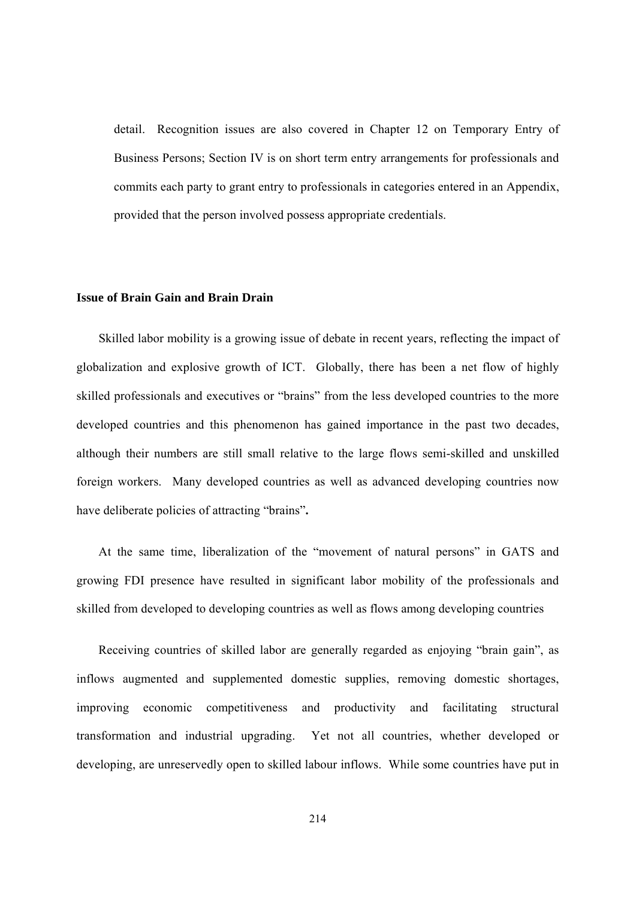detail. Recognition issues are also covered in Chapter 12 on Temporary Entry of Business Persons; Section IV is on short term entry arrangements for professionals and commits each party to grant entry to professionals in categories entered in an Appendix, provided that the person involved possess appropriate credentials.

**Issue of Brain Gain and Brain Drain**

Skilled labor mobility is a growing issue of debate in recent years, reflecting the impact of globalization and explosive growth of ICT. Globally, there has been a net flow of highly skilled professionals and executives or "brains" from the less developed countries to the more developed countries and this phenomenon has gained importance in the past two decades, although their numbers are still small relative to the large flows semi-skilled and unskilled foreign workers. Many developed countries as well as advanced developing countries now have deliberate policies of attracting "brains"**.**

At the same time, liberalization of the "movement of natural persons" in GATS and growing FDI presence have resulted in significant labor mobility of the professionals and skilled from developed to developing countries as well as flows among developing countries

Receiving countries of skilled labor are generally regarded as enjoying "brain gain", as inflows augmented and supplemented domestic supplies, removing domestic shortages, improving economic competitiveness and productivity and facilitating structural transformation and industrial upgrading. Yet not all countries, whether developed or developing, are unreservedly open to skilled labour inflows. While some countries have put in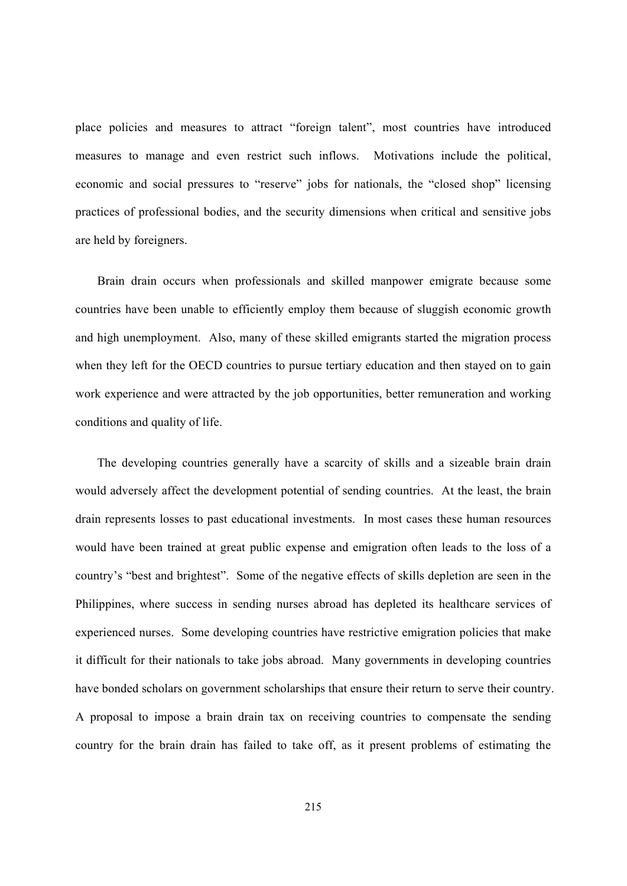place policies and measures to attract "foreign talent", most countries have introduced measures to manage and even restrict such inflows. Motivations include the political, economic and social pressures to "reserve" jobs for nationals, the "closed shop" licensing practices of professional bodies, and the security dimensions when critical and sensitive jobs are held by foreigners.

Brain drain occurs when professionals and skilled manpower emigrate because some countries have been unable to efficiently employ them because of sluggish economic growth and high unemployment. Also, many of these skilled emigrants started the migration process when they left for the OECD countries to pursue tertiary education and then stayed on to gain work experience and were attracted by the job opportunities, better remuneration and working conditions and quality of life.

The developing countries generally have a scarcity of skills and a sizeable brain drain would adversely affect the development potential of sending countries. At the least, the brain drain represents losses to past educational investments. In most cases these human resources would have been trained at great public expense and emigration often leads to the loss of a country's "best and brightest". Some of the negative effects of skills depletion are seen in the Philippines, where success in sending nurses abroad has depleted its healthcare services of experienced nurses. Some developing countries have restrictive emigration policies that make it difficult for their nationals to take jobs abroad. Many governments in developing countries have bonded scholars on government scholarships that ensure their return to serve their country. A proposal to impose a brain drain tax on receiving countries to compensate the sending country for the brain drain has failed to take off, as it present problems of estimating the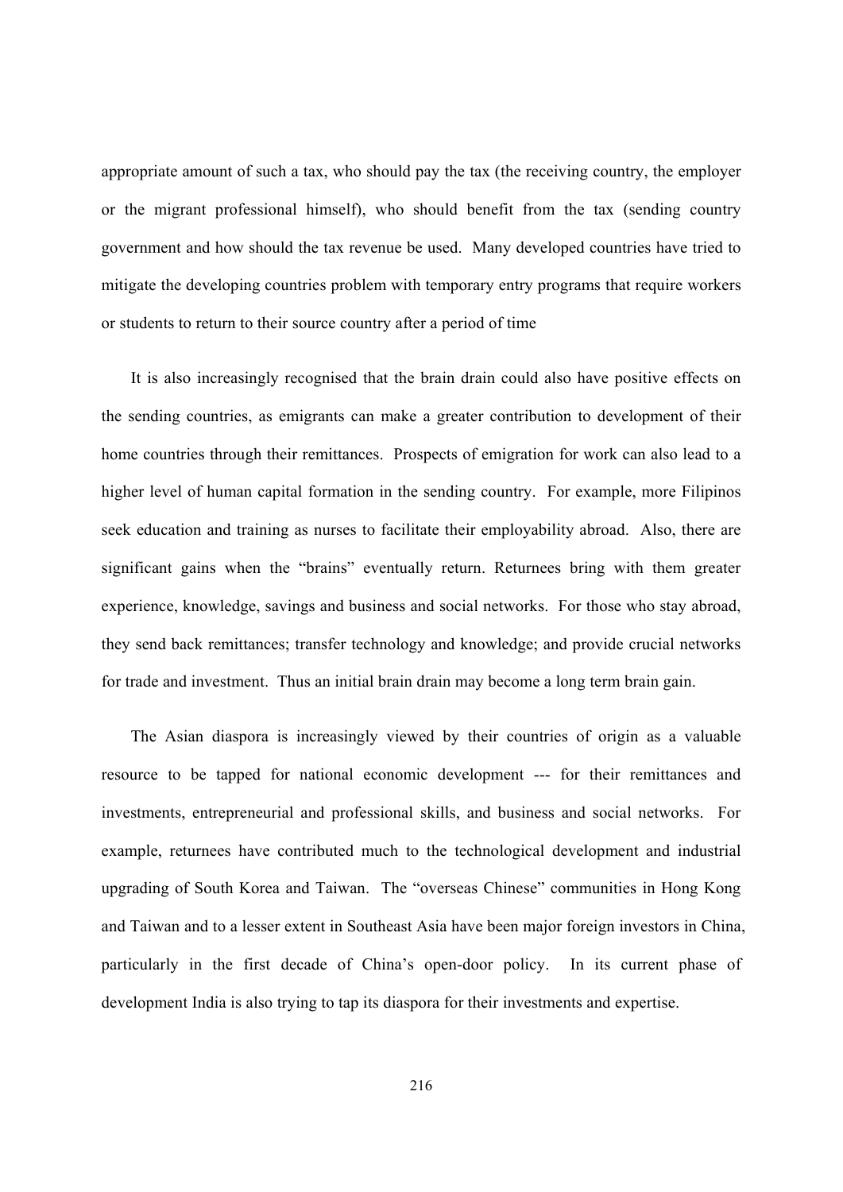appropriate amount of such a tax, who should pay the tax (the receiving country, the employer or the migrant professional himself), who should benefit from the tax (sending country government and how should the tax revenue be used. Many developed countries have tried to mitigate the developing countries problem with temporary entry programs that require workers or students to return to their source country after a period of time

It is also increasingly recognised that the brain drain could also have positive effects on the sending countries, as emigrants can make a greater contribution to development of their home countries through their remittances. Prospects of emigration for work can also lead to a higher level of human capital formation in the sending country. For example, more Filipinos seek education and training as nurses to facilitate their employability abroad. Also, there are significant gains when the "brains" eventually return. Returnees bring with them greater experience, knowledge, savings and business and social networks. For those who stay abroad, they send back remittances; transfer technology and knowledge; and provide crucial networks for trade and investment. Thus an initial brain drain may become a long term brain gain.

The Asian diaspora is increasingly viewed by their countries of origin as a valuable resource to be tapped for national economic development --- for their remittances and investments, entrepreneurial and professional skills, and business and social networks. For example, returnees have contributed much to the technological development and industrial upgrading of South Korea and Taiwan. The "overseas Chinese" communities in Hong Kong and Taiwan and to a lesser extent in Southeast Asia have been major foreign investors in China, particularly in the first decade of China's open-door policy. In its current phase of development India is also trying to tap its diaspora for their investments and expertise.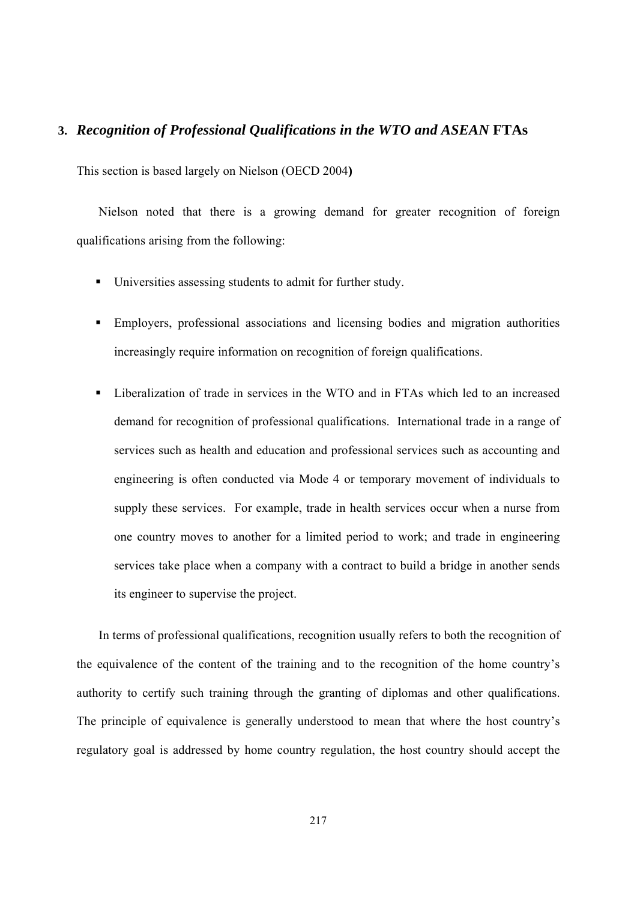## 3. *Recognition of Professional Qualifications in the WTO and ASEAN* FTAs

This section is based largely on Nielson (OECD 2004**)**

Nielson noted that there is a growing demand for greater recognition of foreign qualifications arising from the following:

- Universities assessing students to admit for further study.
- Employers, professional associations and licensing bodies and migration authorities increasingly require information on recognition of foreign qualifications.
- Liberalization of trade in services in the WTO and in FTAs which led to an increased demand for recognition of professional qualifications. International trade in a range of services such as health and education and professional services such as accounting and engineering is often conducted via Mode 4 or temporary movement of individuals to supply these services. For example, trade in health services occur when a nurse from one country moves to another for a limited period to work; and trade in engineering services take place when a company with a contract to build a bridge in another sends its engineer to supervise the project.

In terms of professional qualifications, recognition usually refers to both the recognition of the equivalence of the content of the training and to the recognition of the home country's authority to certify such training through the granting of diplomas and other qualifications. The principle of equivalence is generally understood to mean that where the host country's regulatory goal is addressed by home country regulation, the host country should accept the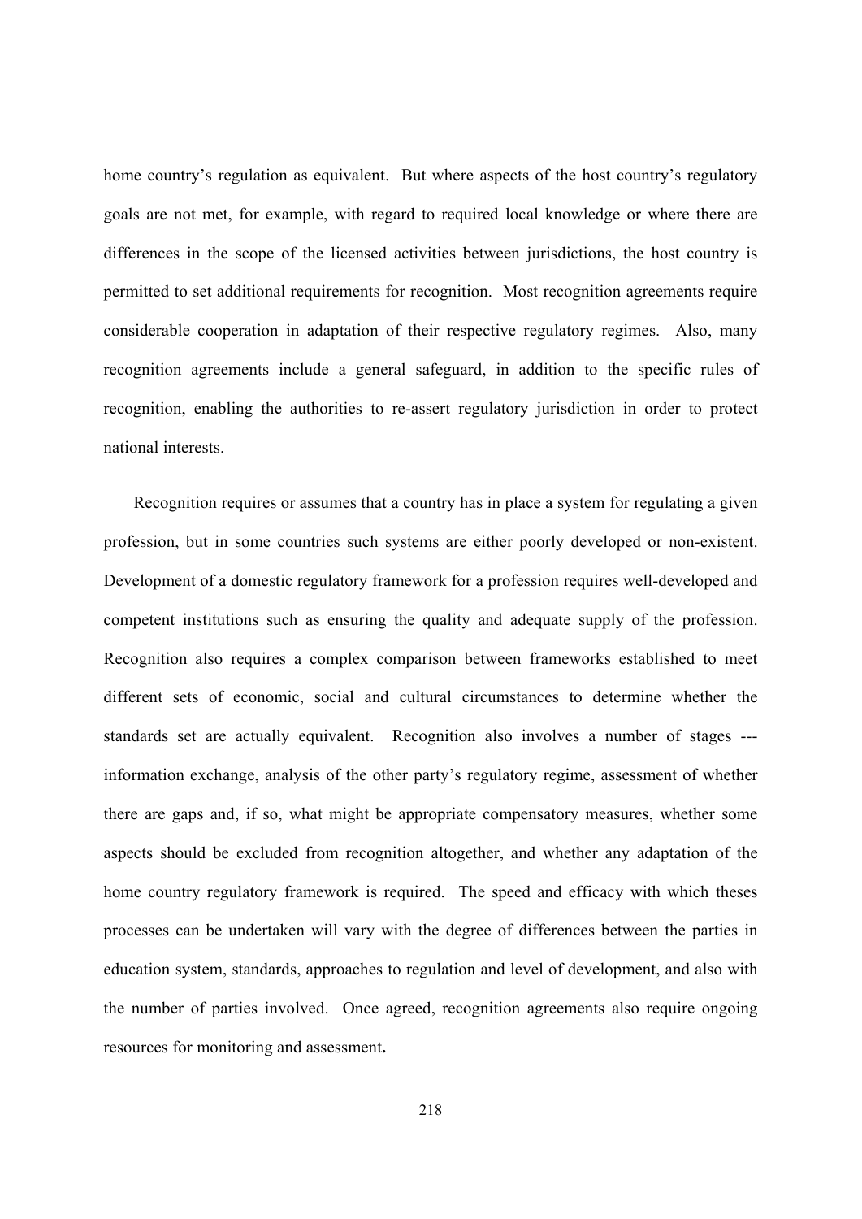home country's regulation as equivalent. But where aspects of the host country's regulatory goals are not met, for example, with regard to required local knowledge or where there are differences in the scope of the licensed activities between jurisdictions, the host country is permitted to set additional requirements for recognition. Most recognition agreements require considerable cooperation in adaptation of their respective regulatory regimes. Also, many recognition agreements include a general safeguard, in addition to the specific rules of recognition, enabling the authorities to re-assert regulatory jurisdiction in order to protect national interests.

Recognition requires or assumes that a country has in place a system for regulating a given profession, but in some countries such systems are either poorly developed or non-existent. Development of a domestic regulatory framework for a profession requires well-developed and competent institutions such as ensuring the quality and adequate supply of the profession. Recognition also requires a complex comparison between frameworks established to meet different sets of economic, social and cultural circumstances to determine whether the standards set are actually equivalent. Recognition also involves a number of stages --- information exchange, analysis of the other party's regulatory regime, assessment of whether there are gaps and, if so, what might be appropriate compensatory measures, whether some aspects should be excluded from recognition altogether, and whether any adaptation of the home country regulatory framework is required. The speed and efficacy with which theses processes can be undertaken will vary with the degree of differences between the parties in education system, standards, approaches to regulation and level of development, and also with the number of parties involved. Once agreed, recognition agreements also require ongoing resources for monitoring and assessment.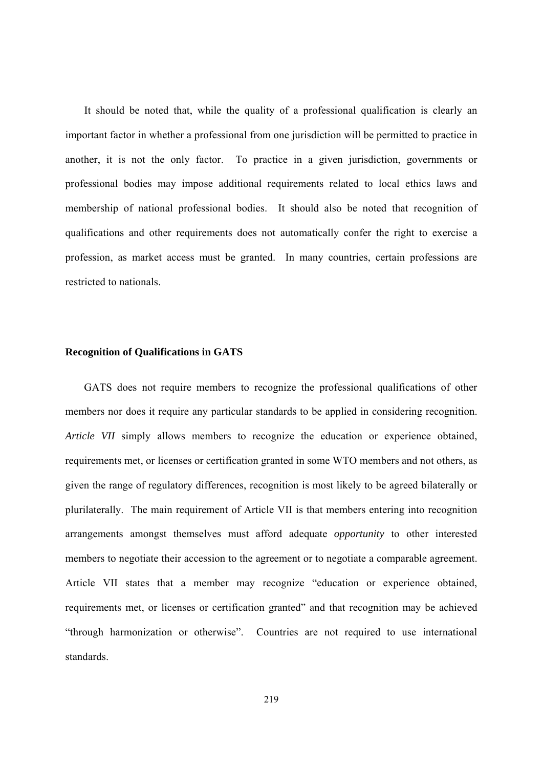It should be noted that, while the quality of a professional qualification is clearly an important factor in whether a professional from one jurisdiction will be permitted to practice in another, it is not the only factor. To practice in a given jurisdiction, governments or professional bodies may impose additional requirements related to local ethics laws and membership of national professional bodies. It should also be noted that recognition of qualifications and other requirements does not automatically confer the right to exercise a profession, as market access must be granted. In many countries, certain professions are restricted to nationals.

**Recognition of Qualifications in GATS**

GATS does not require members to recognize the professional qualifications of other members nor does it require any particular standards to be applied in considering recognition. *Article VII* simply allows members to recognize the education or experience obtained, requirements met, or licenses or certification granted in some WTO members and not others, as given the range of regulatory differences, recognition is most likely to be agreed bilaterally or plurilaterally. The main requirement of Article VII is that members entering into recognition arrangements amongst themselves must afford adequate *opportunity* to other interested members to negotiate their accession to the agreement or to negotiate a comparable agreement. Article VII states that a member may recognize "education or experience obtained, requirements met, or licenses or certification granted" and that recognition may be achieved "through harmonization or otherwise". Countries are not required to use international standards.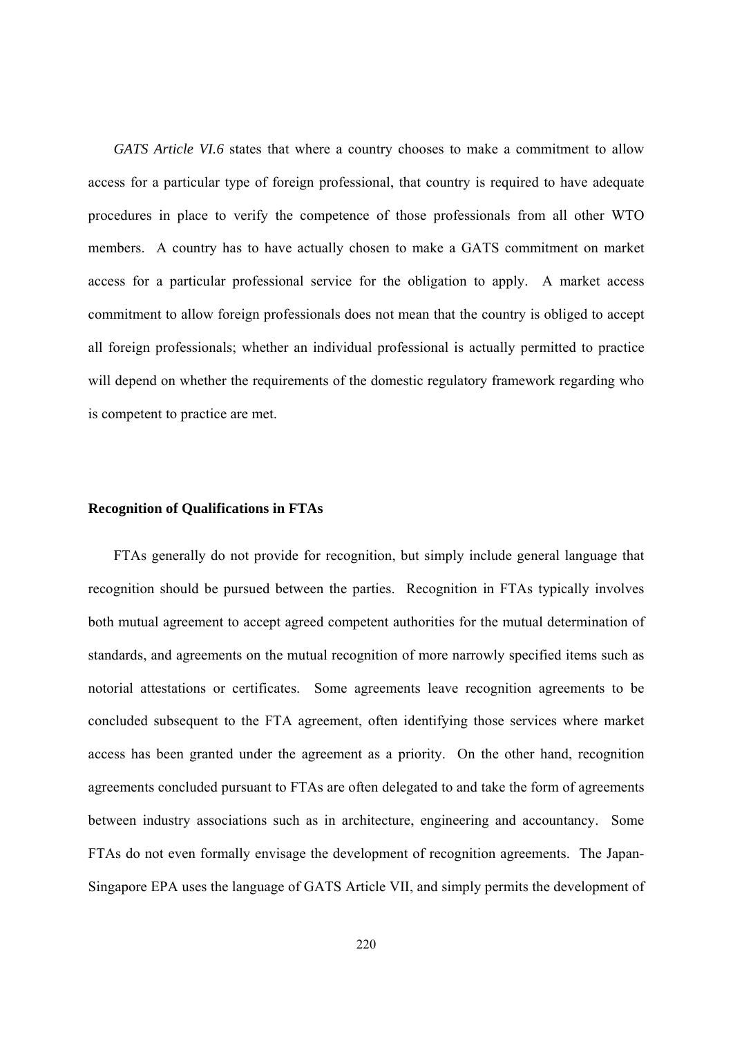*GATS Article VI.6* states that where a country chooses to make a commitment to allow access for a particular type of foreign professional, that country is required to have adequate procedures in place to verify the competence of those professionals from all other WTO members. A country has to have actually chosen to make a GATS commitment on market access for a particular professional service for the obligation to apply. A market access commitment to allow foreign professionals does not mean that the country is obliged to accept all foreign professionals; whether an individual professional is actually permitted to practice will depend on whether the requirements of the domestic regulatory framework regarding who is competent to practice are met.

**Recognition of Qualifications in FTAs**

FTAs generally do not provide for recognition, but simply include general language that recognition should be pursued between the parties. Recognition in FTAs typically involves both mutual agreement to accept agreed competent authorities for the mutual determination of standards, and agreements on the mutual recognition of more narrowly specified items such as notorial attestations or certificates. Some agreements leave recognition agreements to be concluded subsequent to the FTA agreement, often identifying those services where market access has been granted under the agreement as a priority. On the other hand, recognition agreements concluded pursuant to FTAs are often delegated to and take the form of agreements between industry associations such as in architecture, engineering and accountancy. Some FTAs do not even formally envisage the development of recognition agreements. The Japan-Singapore EPA uses the language of GATS Article VII, and simply permits the development of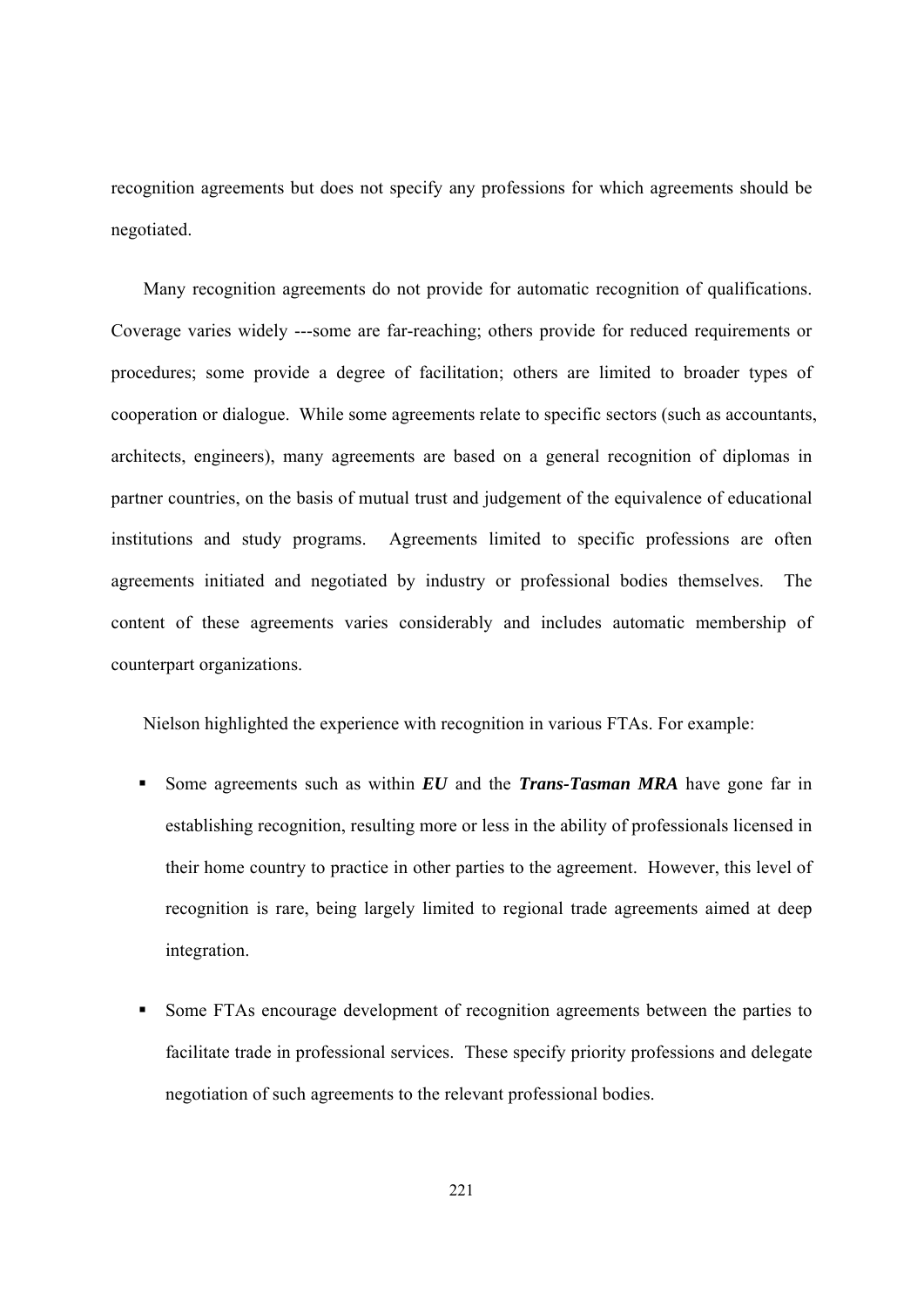recognition agreements but does not specify any professions for which agreements should be negotiated.

Many recognition agreements do not provide for automatic recognition of qualifications. Coverage varies widely ---some are far-reaching; others provide for reduced requirements or procedures; some provide a degree of facilitation; others are limited to broader types of cooperation or dialogue. While some agreements relate to specific sectors (such as accountants, architects, engineers), many agreements are based on a general recognition of diplomas in partner countries, on the basis of mutual trust and judgement of the equivalence of educational institutions and study programs. Agreements limited to specific professions are often agreements initiated and negotiated by industry or professional bodies themselves. The content of these agreements varies considerably and includes automatic membership of counterpart organizations.

Nielson highlighted the experience with recognition in various FTAs. For example:

- Some agreements such as within ***EU*** and the ***Trans-Tasman MRA*** have gone far in establishing recognition, resulting more or less in the ability of professionals licensed in their home country to practice in other parties to the agreement. However, this level of recognition is rare, being largely limited to regional trade agreements aimed at deep integration.

- Some FTAs encourage development of recognition agreements between the parties to facilitate trade in professional services. These specify priority professions and delegate negotiation of such agreements to the relevant professional bodies.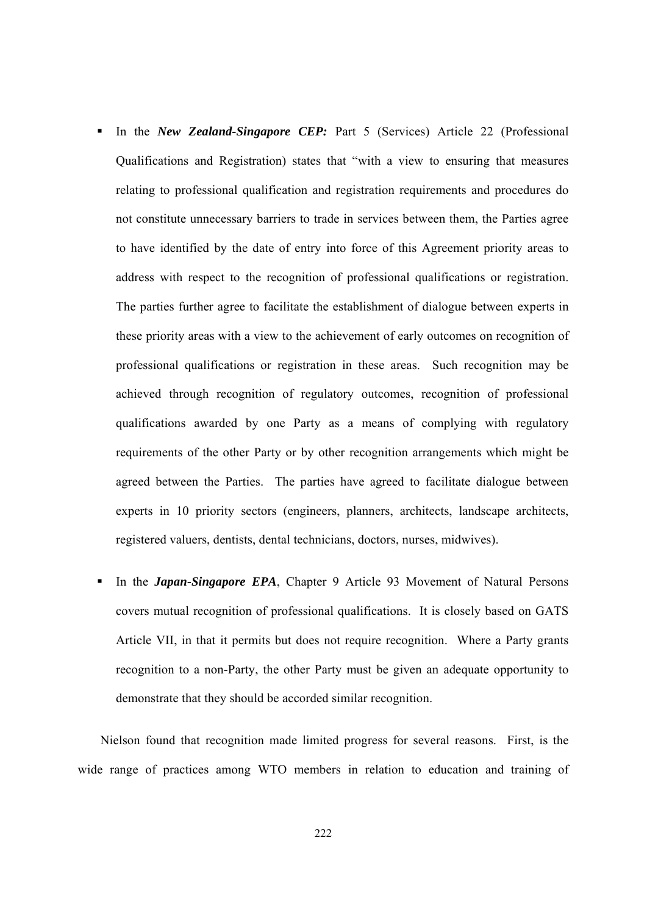- In the ***New Zealand-Singapore CEP:*** Part 5 (Services) Article 22 (Professional Qualifications and Registration) states that "with a view to ensuring that measures relating to professional qualification and registration requirements and procedures do not constitute unnecessary barriers to trade in services between them, the Parties agree to have identified by the date of entry into force of this Agreement priority areas to address with respect to the recognition of professional qualifications or registration. The parties further agree to facilitate the establishment of dialogue between experts in these priority areas with a view to the achievement of early outcomes on recognition of professional qualifications or registration in these areas. Such recognition may be achieved through recognition of regulatory outcomes, recognition of professional qualifications awarded by one Party as a means of complying with regulatory requirements of the other Party or by other recognition arrangements which might be agreed between the Parties. The parties have agreed to facilitate dialogue between experts in 10 priority sectors (engineers, planners, architects, landscape architects, registered valuers, dentists, dental technicians, doctors, nurses, midwives).

- In the ***Japan-Singapore EPA***, Chapter 9 Article 93 Movement of Natural Persons covers mutual recognition of professional qualifications. It is closely based on GATS Article VII, in that it permits but does not require recognition. Where a Party grants recognition to a non-Party, the other Party must be given an adequate opportunity to demonstrate that they should be accorded similar recognition.

Nielson found that recognition made limited progress for several reasons. First, is the wide range of practices among WTO members in relation to education and training of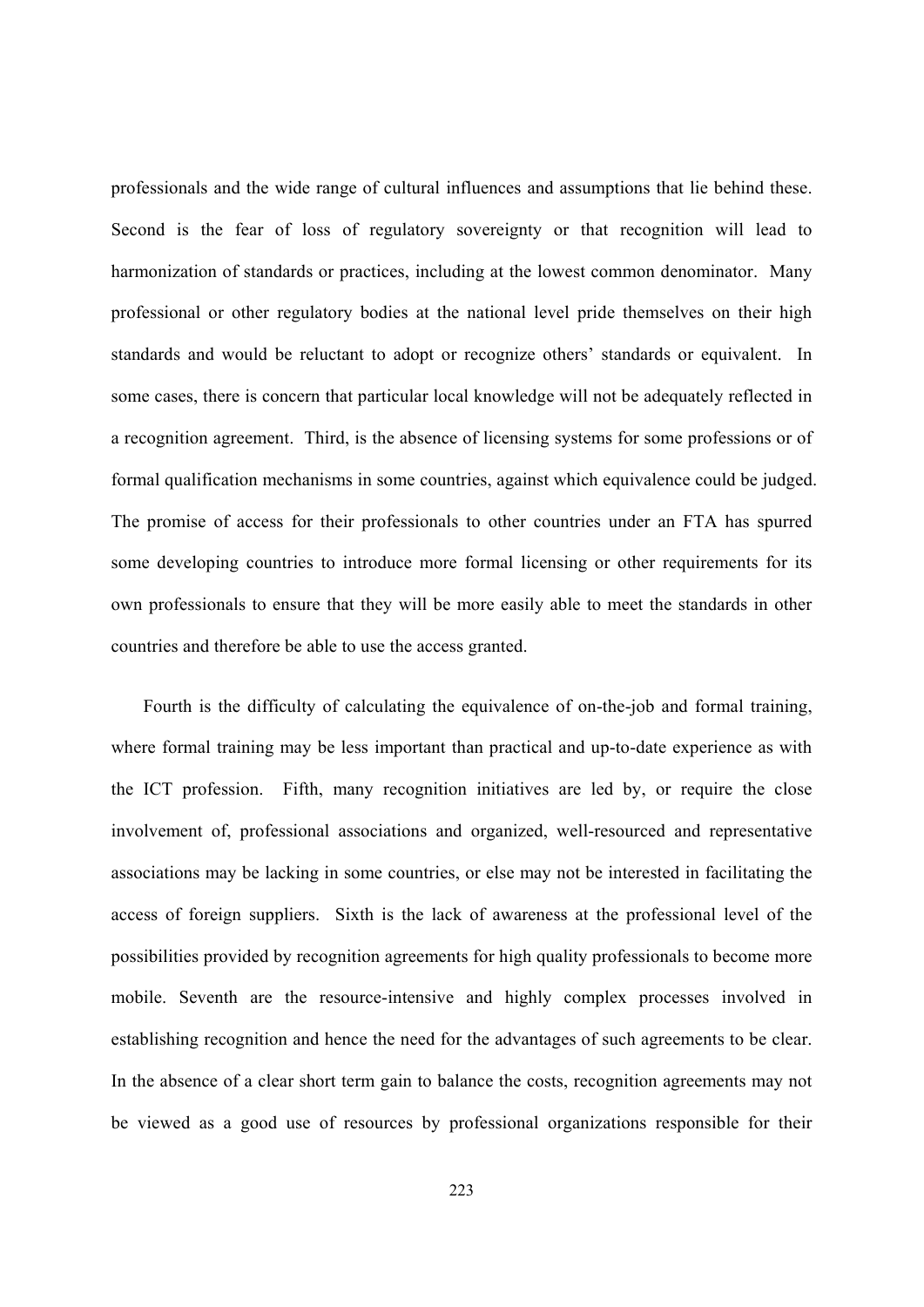professionals and the wide range of cultural influences and assumptions that lie behind these. Second is the fear of loss of regulatory sovereignty or that recognition will lead to harmonization of standards or practices, including at the lowest common denominator. Many professional or other regulatory bodies at the national level pride themselves on their high standards and would be reluctant to adopt or recognize others' standards or equivalent. In some cases, there is concern that particular local knowledge will not be adequately reflected in a recognition agreement. Third, is the absence of licensing systems for some professions or of formal qualification mechanisms in some countries, against which equivalence could be judged. The promise of access for their professionals to other countries under an FTA has spurred some developing countries to introduce more formal licensing or other requirements for its own professionals to ensure that they will be more easily able to meet the standards in other countries and therefore be able to use the access granted.

Fourth is the difficulty of calculating the equivalence of on-the-job and formal training, where formal training may be less important than practical and up-to-date experience as with the ICT profession. Fifth, many recognition initiatives are led by, or require the close involvement of, professional associations and organized, well-resourced and representative associations may be lacking in some countries, or else may not be interested in facilitating the access of foreign suppliers. Sixth is the lack of awareness at the professional level of the possibilities provided by recognition agreements for high quality professionals to become more mobile. Seventh are the resource-intensive and highly complex processes involved in establishing recognition and hence the need for the advantages of such agreements to be clear. In the absence of a clear short term gain to balance the costs, recognition agreements may not be viewed as a good use of resources by professional organizations responsible for their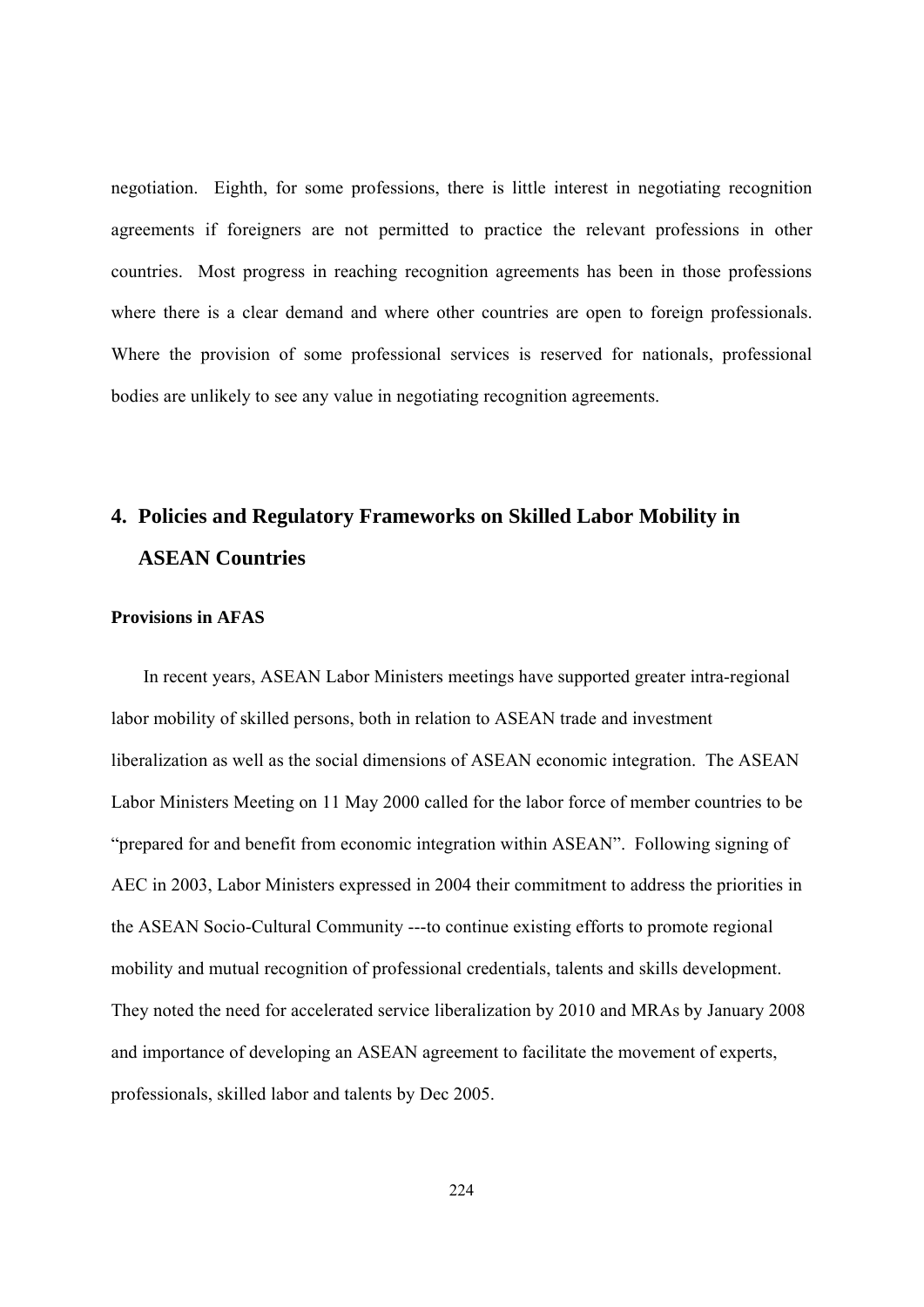negotiation. Eighth, for some professions, there is little interest in negotiating recognition agreements if foreigners are not permitted to practice the relevant professions in other countries. Most progress in reaching recognition agreements has been in those professions where there is a clear demand and where other countries are open to foreign professionals. Where the provision of some professional services is reserved for nationals, professional bodies are unlikely to see any value in negotiating recognition agreements.

## 4. Policies and Regulatory Frameworks on Skilled Labor Mobility in ASEAN Countries

### Provisions in AFAS

In recent years, ASEAN Labor Ministers meetings have supported greater intra-regional labor mobility of skilled persons, both in relation to ASEAN trade and investment liberalization as well as the social dimensions of ASEAN economic integration. The ASEAN Labor Ministers Meeting on 11 May 2000 called for the labor force of member countries to be "prepared for and benefit from economic integration within ASEAN". Following signing of AEC in 2003, Labor Ministers expressed in 2004 their commitment to address the priorities in the ASEAN Socio-Cultural Community ---to continue existing efforts to promote regional mobility and mutual recognition of professional credentials, talents and skills development. They noted the need for accelerated service liberalization by 2010 and MRAs by January 2008 and importance of developing an ASEAN agreement to facilitate the movement of experts, professionals, skilled labor and talents by Dec 2005.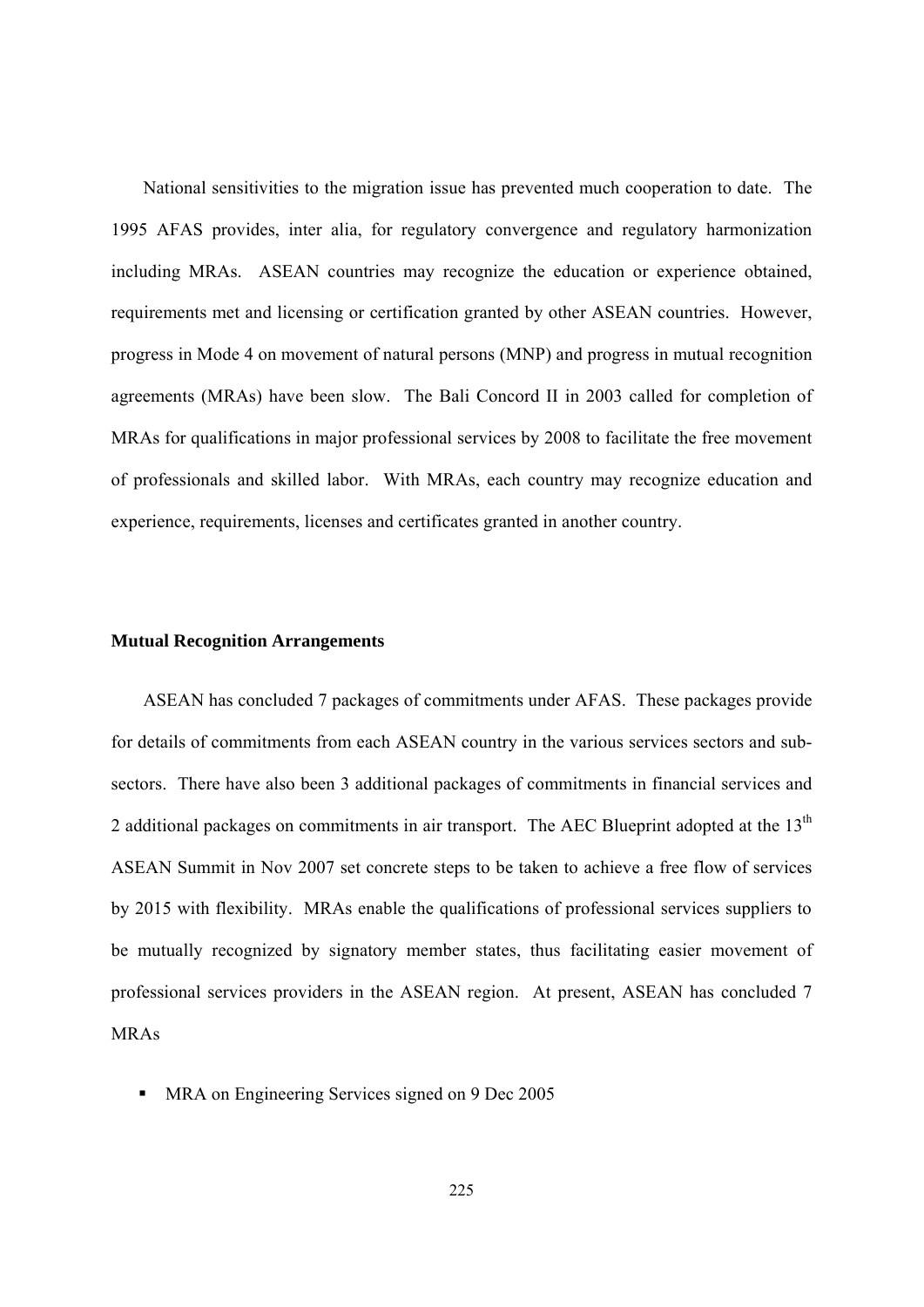National sensitivities to the migration issue has prevented much cooperation to date. The 1995 AFAS provides, inter alia, for regulatory convergence and regulatory harmonization including MRAs. ASEAN countries may recognize the education or experience obtained, requirements met and licensing or certification granted by other ASEAN countries. However, progress in Mode 4 on movement of natural persons (MNP) and progress in mutual recognition agreements (MRAs) have been slow. The Bali Concord II in 2003 called for completion of MRAs for qualifications in major professional services by 2008 to facilitate the free movement of professionals and skilled labor. With MRAs, each country may recognize education and experience, requirements, licenses and certificates granted in another country.

**Mutual Recognition Arrangements**

ASEAN has concluded 7 packages of commitments under AFAS. These packages provide for details of commitments from each ASEAN country in the various services sectors and sub-sectors. There have also been 3 additional packages of commitments in financial services and 2 additional packages on commitments in air transport. The AEC Blueprint adopted at the 13th ASEAN Summit in Nov 2007 set concrete steps to be taken to achieve a free flow of services by 2015 with flexibility. MRAs enable the qualifications of professional services suppliers to be mutually recognized by signatory member states, thus facilitating easier movement of professional services providers in the ASEAN region. At present, ASEAN has concluded 7 MRAs

- MRA on Engineering Services signed on 9 Dec 2005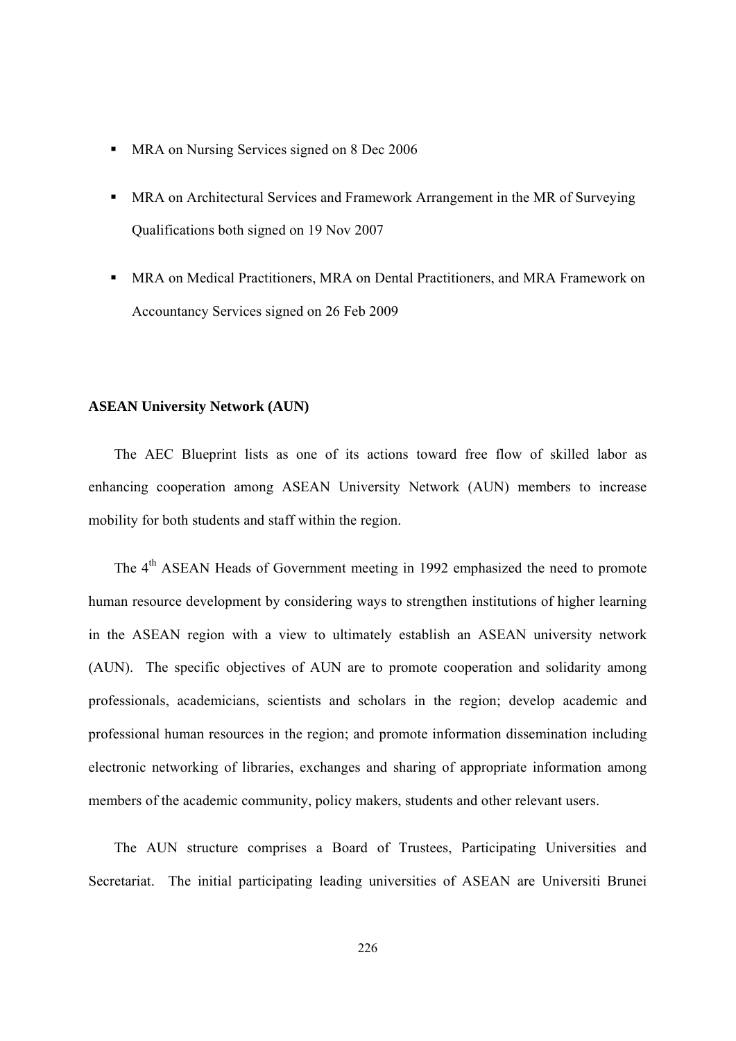- MRA on Nursing Services signed on 8 Dec 2006
- MRA on Architectural Services and Framework Arrangement in the MR of Surveying Qualifications both signed on 19 Nov 2007
- MRA on Medical Practitioners, MRA on Dental Practitioners, and MRA Framework on Accountancy Services signed on 26 Feb 2009

**ASEAN University Network (AUN)**

The AEC Blueprint lists as one of its actions toward free flow of skilled labor as enhancing cooperation among ASEAN University Network (AUN) members to increase mobility for both students and staff within the region.

The 4th ASEAN Heads of Government meeting in 1992 emphasized the need to promote human resource development by considering ways to strengthen institutions of higher learning in the ASEAN region with a view to ultimately establish an ASEAN university network (AUN). The specific objectives of AUN are to promote cooperation and solidarity among professionals, academicians, scientists and scholars in the region; develop academic and professional human resources in the region; and promote information dissemination including electronic networking of libraries, exchanges and sharing of appropriate information among members of the academic community, policy makers, students and other relevant users.

The AUN structure comprises a Board of Trustees, Participating Universities and Secretariat. The initial participating leading universities of ASEAN are Universiti Brunei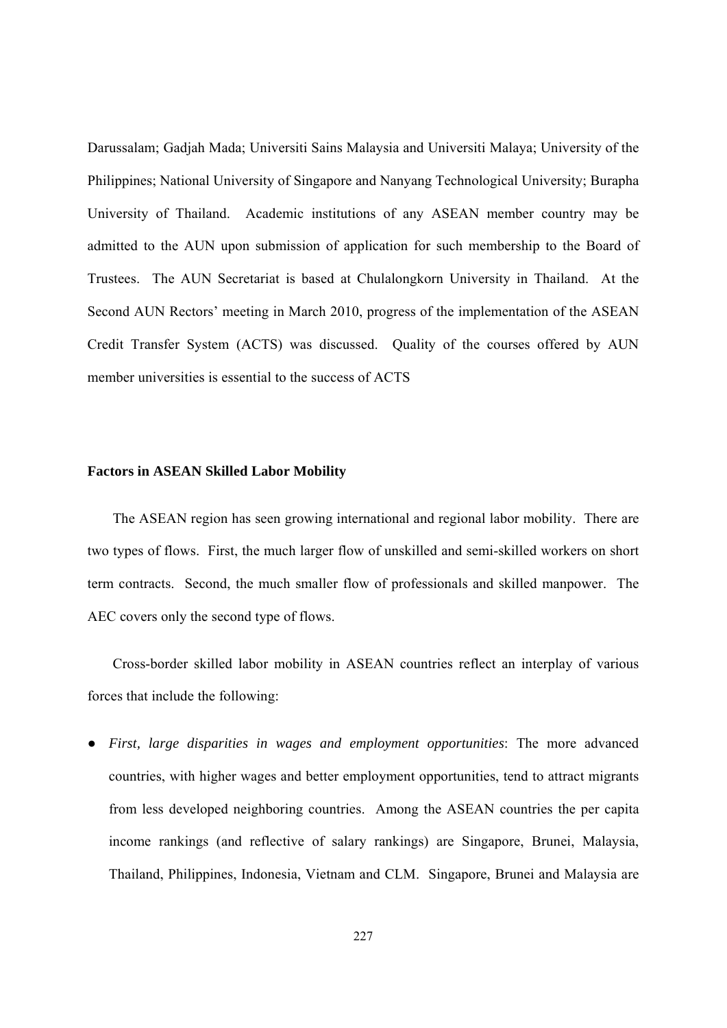Darussalam; Gadjah Mada; Universiti Sains Malaysia and Universiti Malaya; University of the Philippines; National University of Singapore and Nanyang Technological University; Burapha University of Thailand. Academic institutions of any ASEAN member country may be admitted to the AUN upon submission of application for such membership to the Board of Trustees. The AUN Secretariat is based at Chulalongkorn University in Thailand. At the Second AUN Rectors' meeting in March 2010, progress of the implementation of the ASEAN Credit Transfer System (ACTS) was discussed. Quality of the courses offered by AUN member universities is essential to the success of ACTS

**Factors in ASEAN Skilled Labor Mobility**

The ASEAN region has seen growing international and regional labor mobility. There are two types of flows. First, the much larger flow of unskilled and semi-skilled workers on short term contracts. Second, the much smaller flow of professionals and skilled manpower. The AEC covers only the second type of flows.

Cross-border skilled labor mobility in ASEAN countries reflect an interplay of various forces that include the following:

- *First, large disparities in wages and employment opportunities*: The more advanced countries, with higher wages and better employment opportunities, tend to attract migrants from less developed neighboring countries. Among the ASEAN countries the per capita income rankings (and reflective of salary rankings) are Singapore, Brunei, Malaysia, Thailand, Philippines, Indonesia, Vietnam and CLM. Singapore, Brunei and Malaysia are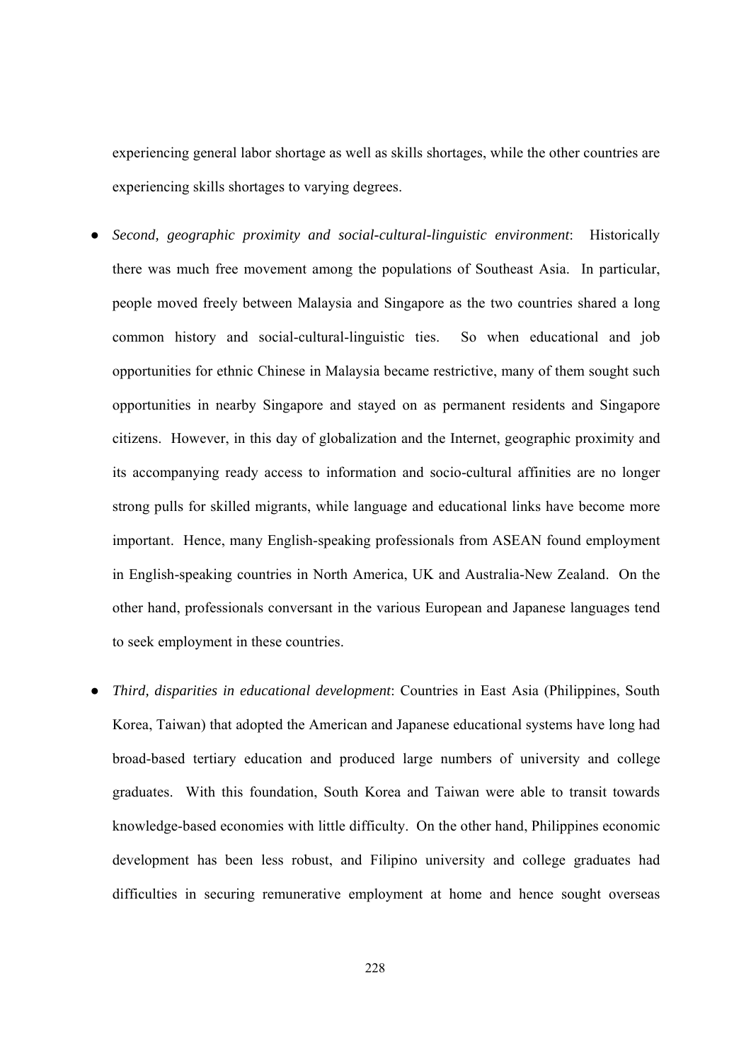experiencing general labor shortage as well as skills shortages, while the other countries are experiencing skills shortages to varying degrees.

- *Second, geographic proximity and social-cultural-linguistic environment*: Historically there was much free movement among the populations of Southeast Asia. In particular, people moved freely between Malaysia and Singapore as the two countries shared a long common history and social-cultural-linguistic ties. So when educational and job opportunities for ethnic Chinese in Malaysia became restrictive, many of them sought such opportunities in nearby Singapore and stayed on as permanent residents and Singapore citizens. However, in this day of globalization and the Internet, geographic proximity and its accompanying ready access to information and socio-cultural affinities are no longer strong pulls for skilled migrants, while language and educational links have become more important. Hence, many English-speaking professionals from ASEAN found employment in English-speaking countries in North America, UK and Australia-New Zealand. On the other hand, professionals conversant in the various European and Japanese languages tend to seek employment in these countries.

- *Third, disparities in educational development*: Countries in East Asia (Philippines, South Korea, Taiwan) that adopted the American and Japanese educational systems have long had broad-based tertiary education and produced large numbers of university and college graduates. With this foundation, South Korea and Taiwan were able to transit towards knowledge-based economies with little difficulty. On the other hand, Philippines economic development has been less robust, and Filipino university and college graduates had difficulties in securing remunerative employment at home and hence sought overseas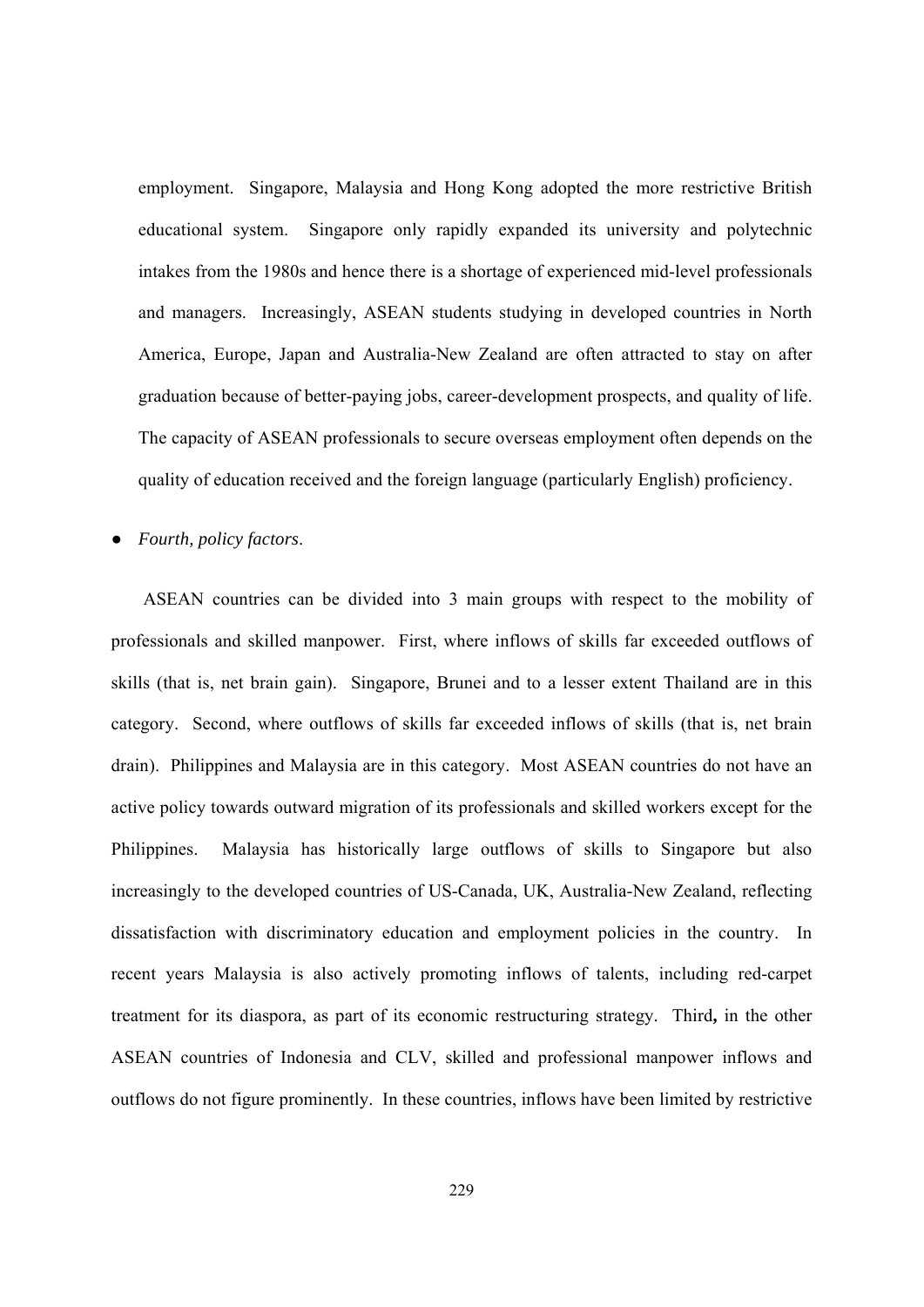employment. Singapore, Malaysia and Hong Kong adopted the more restrictive British educational system. Singapore only rapidly expanded its university and polytechnic intakes from the 1980s and hence there is a shortage of experienced mid-level professionals and managers. Increasingly, ASEAN students studying in developed countries in North America, Europe, Japan and Australia-New Zealand are often attracted to stay on after graduation because of better-paying jobs, career-development prospects, and quality of life. The capacity of ASEAN professionals to secure overseas employment often depends on the quality of education received and the foreign language (particularly English) proficiency.

- *Fourth, policy factors*.

ASEAN countries can be divided into 3 main groups with respect to the mobility of professionals and skilled manpower. First, where inflows of skills far exceeded outflows of skills (that is, net brain gain). Singapore, Brunei and to a lesser extent Thailand are in this category. Second, where outflows of skills far exceeded inflows of skills (that is, net brain drain). Philippines and Malaysia are in this category. Most ASEAN countries do not have an active policy towards outward migration of its professionals and skilled workers except for the Philippines. Malaysia has historically large outflows of skills to Singapore but also increasingly to the developed countries of US-Canada, UK, Australia-New Zealand, reflecting dissatisfaction with discriminatory education and employment policies in the country. In recent years Malaysia is also actively promoting inflows of talents, including red-carpet treatment for its diaspora, as part of its economic restructuring strategy. Third**,** in the other ASEAN countries of Indonesia and CLV, skilled and professional manpower inflows and outflows do not figure prominently. In these countries, inflows have been limited by restrictive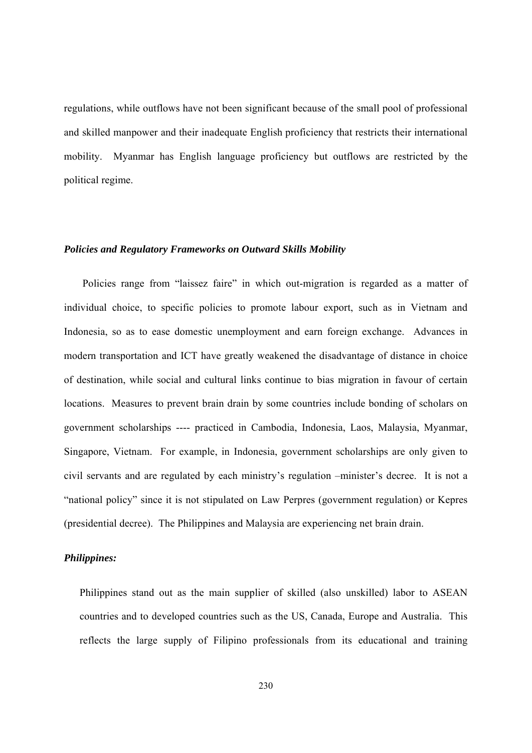regulations, while outflows have not been significant because of the small pool of professional and skilled manpower and their inadequate English proficiency that restricts their international mobility. Myanmar has English language proficiency but outflows are restricted by the political regime.

***Policies and Regulatory Frameworks on Outward Skills Mobility***

Policies range from "laissez faire" in which out-migration is regarded as a matter of individual choice, to specific policies to promote labour export, such as in Vietnam and Indonesia, so as to ease domestic unemployment and earn foreign exchange. Advances in modern transportation and ICT have greatly weakened the disadvantage of distance in choice of destination, while social and cultural links continue to bias migration in favour of certain locations. Measures to prevent brain drain by some countries include bonding of scholars on government scholarships ---- practiced in Cambodia, Indonesia, Laos, Malaysia, Myanmar, Singapore, Vietnam. For example, in Indonesia, government scholarships are only given to civil servants and are regulated by each ministry's regulation –minister's decree. It is not a "national policy" since it is not stipulated on Law Perpres (government regulation) or Kepres (presidential decree). The Philippines and Malaysia are experiencing net brain drain.

***Philippines:***

Philippines stand out as the main supplier of skilled (also unskilled) labor to ASEAN countries and to developed countries such as the US, Canada, Europe and Australia. This reflects the large supply of Filipino professionals from its educational and training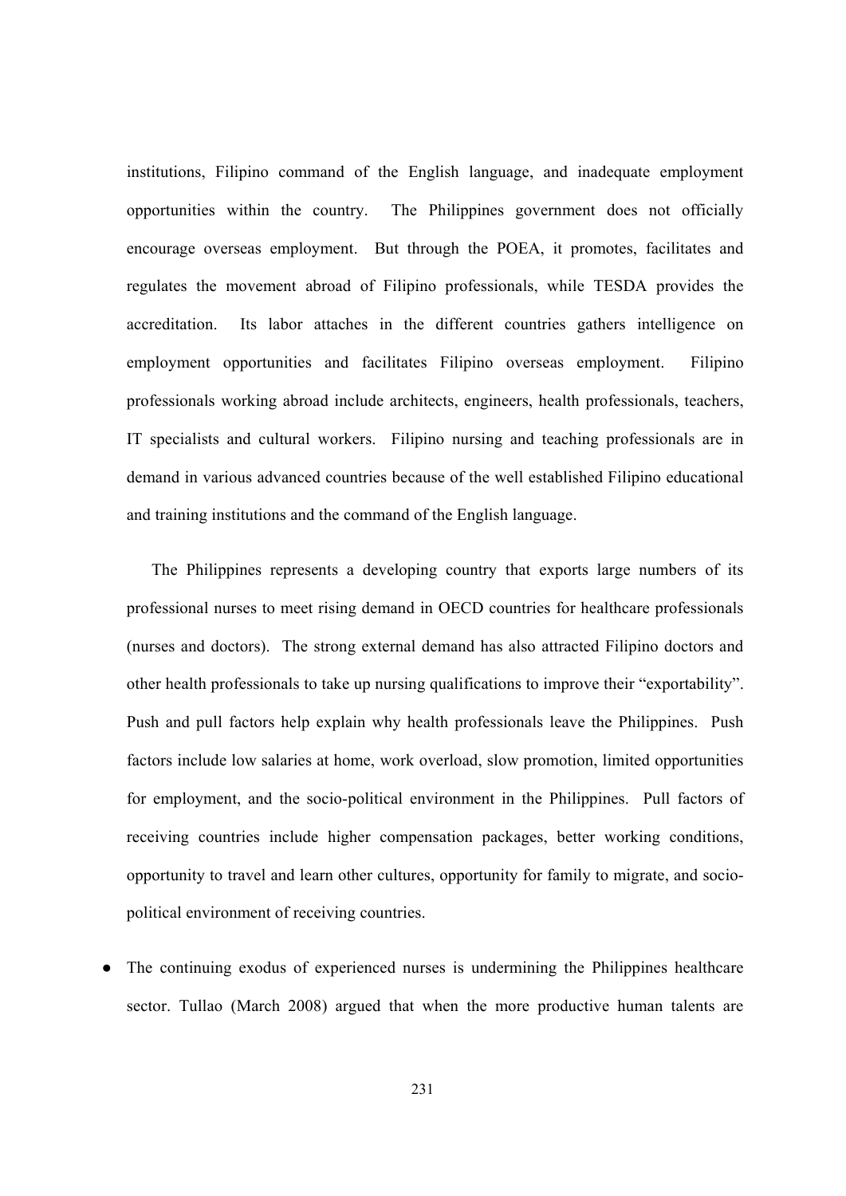institutions, Filipino command of the English language, and inadequate employment opportunities within the country. The Philippines government does not officially encourage overseas employment. But through the POEA, it promotes, facilitates and regulates the movement abroad of Filipino professionals, while TESDA provides the accreditation. Its labor attaches in the different countries gathers intelligence on employment opportunities and facilitates Filipino overseas employment. Filipino professionals working abroad include architects, engineers, health professionals, teachers, IT specialists and cultural workers. Filipino nursing and teaching professionals are in demand in various advanced countries because of the well established Filipino educational and training institutions and the command of the English language.

The Philippines represents a developing country that exports large numbers of its professional nurses to meet rising demand in OECD countries for healthcare professionals (nurses and doctors). The strong external demand has also attracted Filipino doctors and other health professionals to take up nursing qualifications to improve their "exportability". Push and pull factors help explain why health professionals leave the Philippines. Push factors include low salaries at home, work overload, slow promotion, limited opportunities for employment, and the socio-political environment in the Philippines. Pull factors of receiving countries include higher compensation packages, better working conditions, opportunity to travel and learn other cultures, opportunity for family to migrate, and socio-political environment of receiving countries.

- The continuing exodus of experienced nurses is undermining the Philippines healthcare sector. Tullao (March 2008) argued that when the more productive human talents are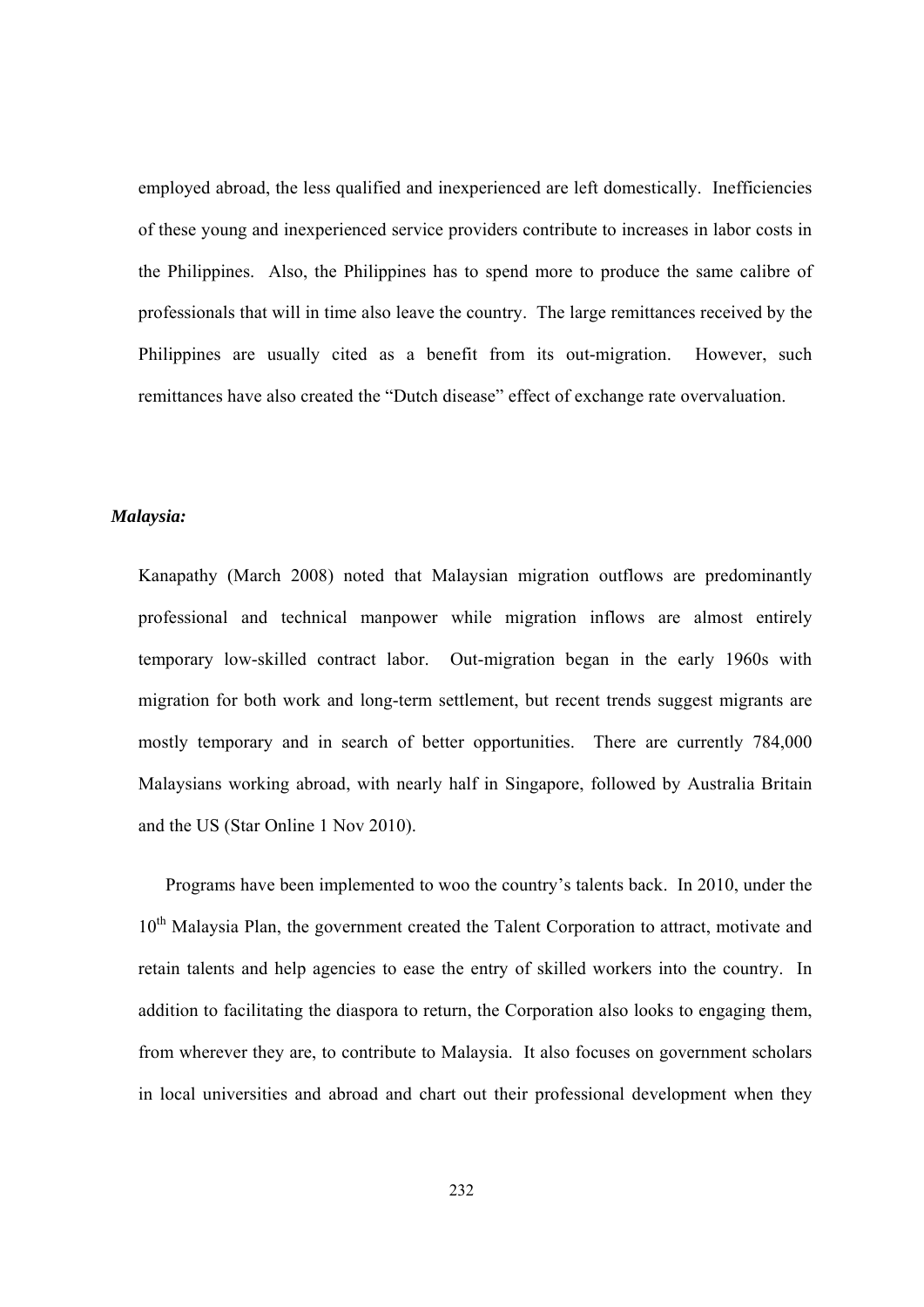employed abroad, the less qualified and inexperienced are left domestically. Inefficiencies of these young and inexperienced service providers contribute to increases in labor costs in the Philippines. Also, the Philippines has to spend more to produce the same calibre of professionals that will in time also leave the country. The large remittances received by the Philippines are usually cited as a benefit from its out-migration. However, such remittances have also created the "Dutch disease" effect of exchange rate overvaluation.

***Malaysia:***

Kanapathy (March 2008) noted that Malaysian migration outflows are predominantly professional and technical manpower while migration inflows are almost entirely temporary low-skilled contract labor. Out-migration began in the early 1960s with migration for both work and long-term settlement, but recent trends suggest migrants are mostly temporary and in search of better opportunities. There are currently 784,000 Malaysians working abroad, with nearly half in Singapore, followed by Australia Britain and the US (Star Online 1 Nov 2010).

Programs have been implemented to woo the country's talents back. In 2010, under the 10th Malaysia Plan, the government created the Talent Corporation to attract, motivate and retain talents and help agencies to ease the entry of skilled workers into the country. In addition to facilitating the diaspora to return, the Corporation also looks to engaging them, from wherever they are, to contribute to Malaysia. It also focuses on government scholars in local universities and abroad and chart out their professional development when they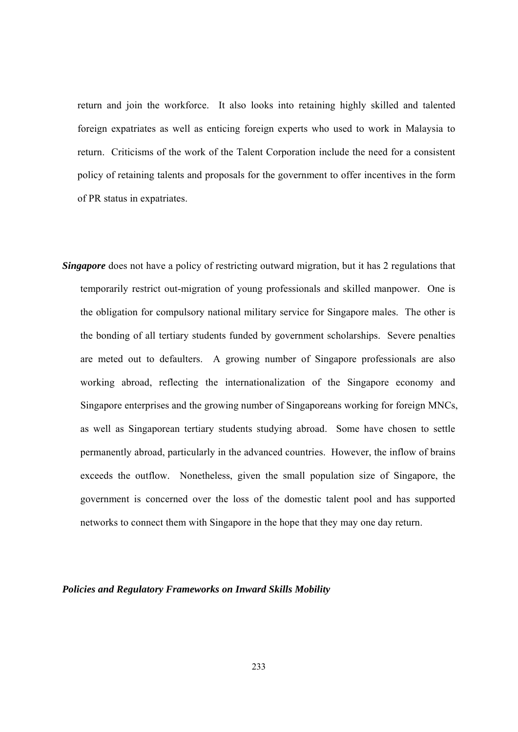return and join the workforce. It also looks into retaining highly skilled and talented foreign expatriates as well as enticing foreign experts who used to work in Malaysia to return. Criticisms of the work of the Talent Corporation include the need for a consistent policy of retaining talents and proposals for the government to offer incentives in the form of PR status in expatriates.

***Singapore*** does not have a policy of restricting outward migration, but it has 2 regulations that temporarily restrict out-migration of young professionals and skilled manpower. One is the obligation for compulsory national military service for Singapore males. The other is the bonding of all tertiary students funded by government scholarships. Severe penalties are meted out to defaulters. A growing number of Singapore professionals are also working abroad, reflecting the internationalization of the Singapore economy and Singapore enterprises and the growing number of Singaporeans working for foreign MNCs, as well as Singaporean tertiary students studying abroad. Some have chosen to settle permanently abroad, particularly in the advanced countries. However, the inflow of brains exceeds the outflow. Nonetheless, given the small population size of Singapore, the government is concerned over the loss of the domestic talent pool and has supported networks to connect them with Singapore in the hope that they may one day return.

***Policies and Regulatory Frameworks on Inward Skills Mobility***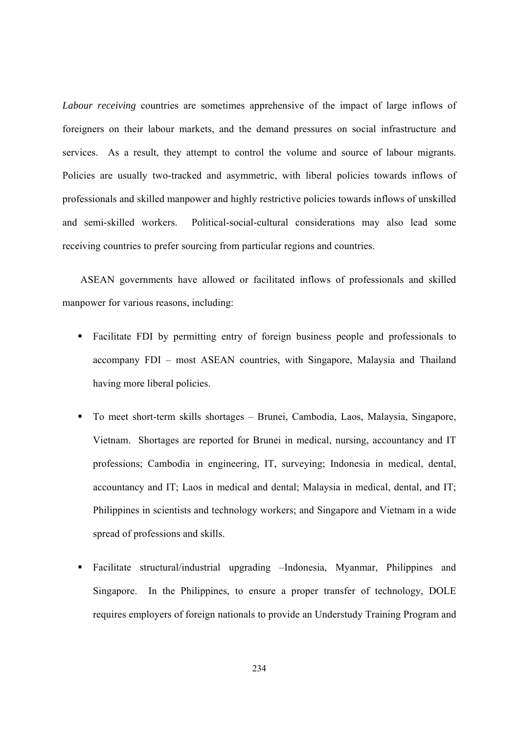*Labour receiving* countries are sometimes apprehensive of the impact of large inflows of foreigners on their labour markets, and the demand pressures on social infrastructure and services. As a result, they attempt to control the volume and source of labour migrants. Policies are usually two-tracked and asymmetric, with liberal policies towards inflows of professionals and skilled manpower and highly restrictive policies towards inflows of unskilled and semi-skilled workers. Political-social-cultural considerations may also lead some receiving countries to prefer sourcing from particular regions and countries.

ASEAN governments have allowed or facilitated inflows of professionals and skilled manpower for various reasons, including:

- Facilitate FDI by permitting entry of foreign business people and professionals to accompany FDI – most ASEAN countries, with Singapore, Malaysia and Thailand having more liberal policies.

- To meet short-term skills shortages – Brunei, Cambodia, Laos, Malaysia, Singapore, Vietnam. Shortages are reported for Brunei in medical, nursing, accountancy and IT professions; Cambodia in engineering, IT, surveying; Indonesia in medical, dental, accountancy and IT; Laos in medical and dental; Malaysia in medical, dental, and IT; Philippines in scientists and technology workers; and Singapore and Vietnam in a wide spread of professions and skills.

- Facilitate structural/industrial upgrading –Indonesia, Myanmar, Philippines and Singapore. In the Philippines, to ensure a proper transfer of technology, DOLE requires employers of foreign nationals to provide an Understudy Training Program and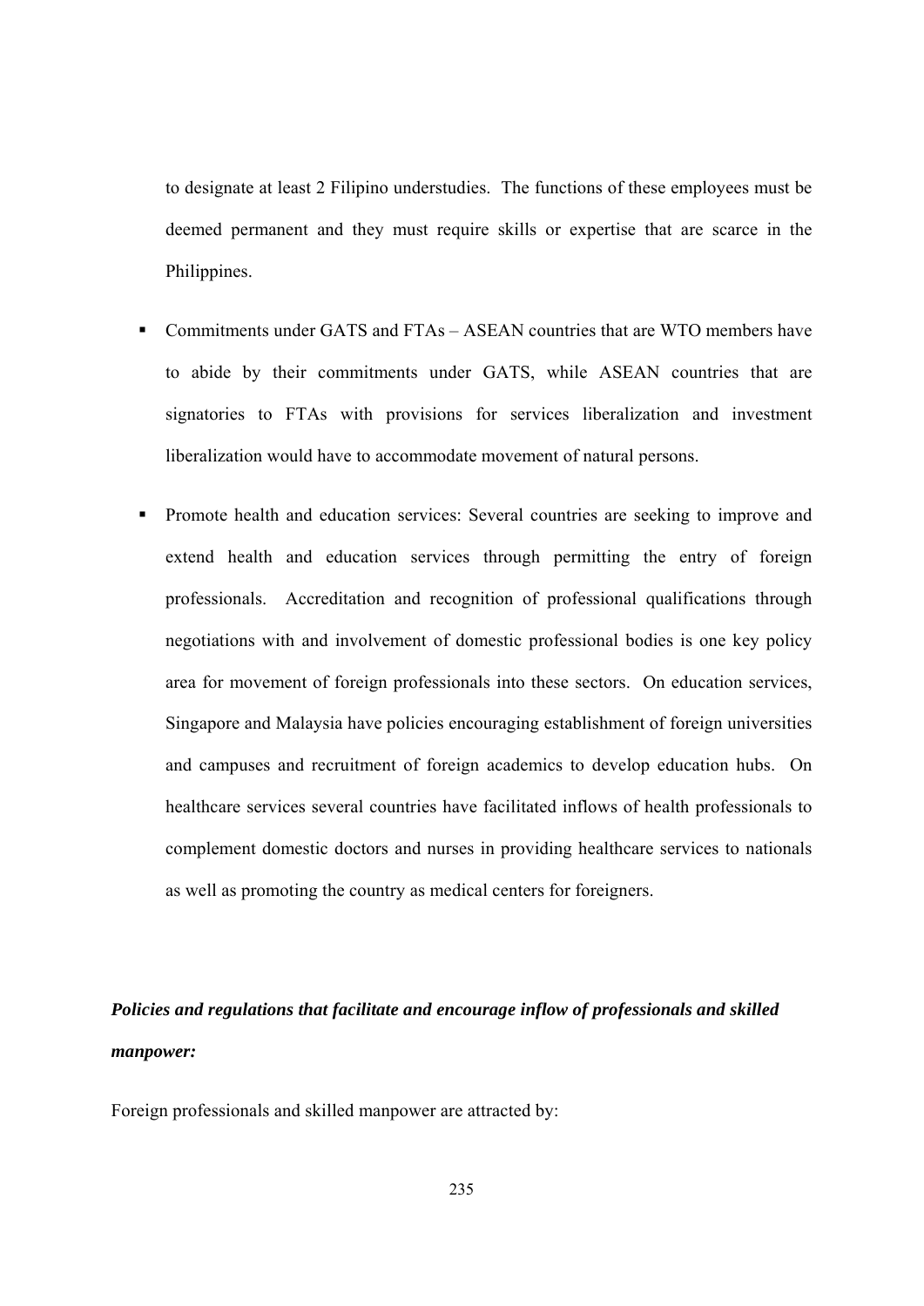to designate at least 2 Filipino understudies. The functions of these employees must be deemed permanent and they must require skills or expertise that are scarce in the Philippines.

- Commitments under GATS and FTAs – ASEAN countries that are WTO members have to abide by their commitments under GATS, while ASEAN countries that are signatories to FTAs with provisions for services liberalization and investment liberalization would have to accommodate movement of natural persons.
- Promote health and education services: Several countries are seeking to improve and extend health and education services through permitting the entry of foreign professionals. Accreditation and recognition of professional qualifications through negotiations with and involvement of domestic professional bodies is one key policy area for movement of foreign professionals into these sectors. On education services, Singapore and Malaysia have policies encouraging establishment of foreign universities and campuses and recruitment of foreign academics to develop education hubs. On healthcare services several countries have facilitated inflows of health professionals to complement domestic doctors and nurses in providing healthcare services to nationals as well as promoting the country as medical centers for foreigners.

***Policies and regulations that facilitate and encourage inflow of professionals and skilled manpower:***

Foreign professionals and skilled manpower are attracted by: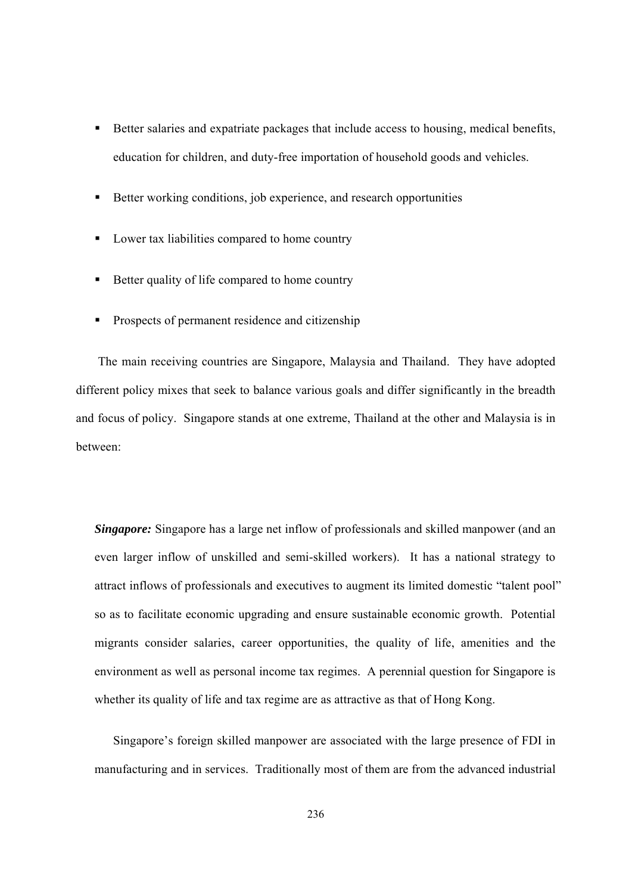- Better salaries and expatriate packages that include access to housing, medical benefits, education for children, and duty-free importation of household goods and vehicles.
- Better working conditions, job experience, and research opportunities
- Lower tax liabilities compared to home country
- Better quality of life compared to home country
- Prospects of permanent residence and citizenship

The main receiving countries are Singapore, Malaysia and Thailand. They have adopted different policy mixes that seek to balance various goals and differ significantly in the breadth and focus of policy. Singapore stands at one extreme, Thailand at the other and Malaysia is in between:

***Singapore:*** Singapore has a large net inflow of professionals and skilled manpower (and an even larger inflow of unskilled and semi-skilled workers). It has a national strategy to attract inflows of professionals and executives to augment its limited domestic "talent pool" so as to facilitate economic upgrading and ensure sustainable economic growth. Potential migrants consider salaries, career opportunities, the quality of life, amenities and the environment as well as personal income tax regimes. A perennial question for Singapore is whether its quality of life and tax regime are as attractive as that of Hong Kong.

Singapore's foreign skilled manpower are associated with the large presence of FDI in manufacturing and in services. Traditionally most of them are from the advanced industrial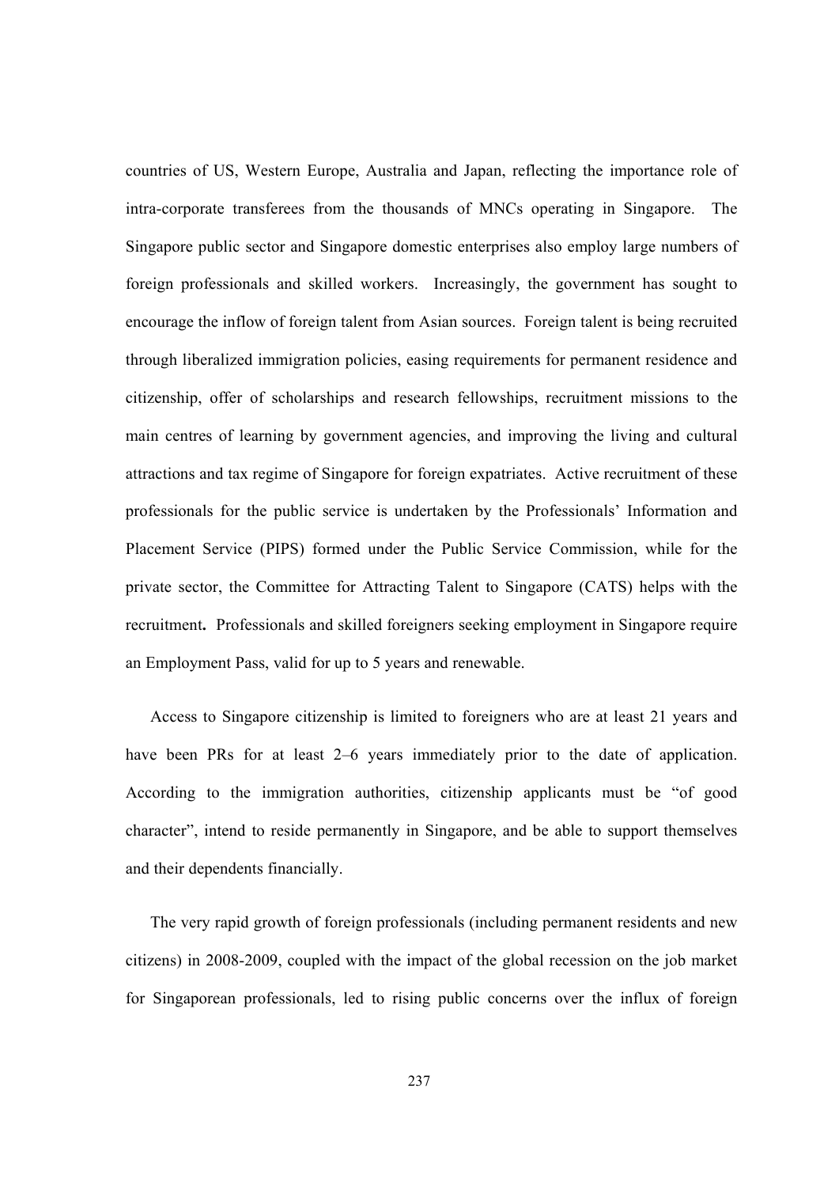countries of US, Western Europe, Australia and Japan, reflecting the importance role of intra-corporate transferees from the thousands of MNCs operating in Singapore. The Singapore public sector and Singapore domestic enterprises also employ large numbers of foreign professionals and skilled workers. Increasingly, the government has sought to encourage the inflow of foreign talent from Asian sources. Foreign talent is being recruited through liberalized immigration policies, easing requirements for permanent residence and citizenship, offer of scholarships and research fellowships, recruitment missions to the main centres of learning by government agencies, and improving the living and cultural attractions and tax regime of Singapore for foreign expatriates. Active recruitment of these professionals for the public service is undertaken by the Professionals' Information and Placement Service (PIPS) formed under the Public Service Commission, while for the private sector, the Committee for Attracting Talent to Singapore (CATS) helps with the recruitment**.** Professionals and skilled foreigners seeking employment in Singapore require an Employment Pass, valid for up to 5 years and renewable.

Access to Singapore citizenship is limited to foreigners who are at least 21 years and have been PRs for at least 2–6 years immediately prior to the date of application. According to the immigration authorities, citizenship applicants must be "of good character", intend to reside permanently in Singapore, and be able to support themselves and their dependents financially.

The very rapid growth of foreign professionals (including permanent residents and new citizens) in 2008-2009, coupled with the impact of the global recession on the job market for Singaporean professionals, led to rising public concerns over the influx of foreign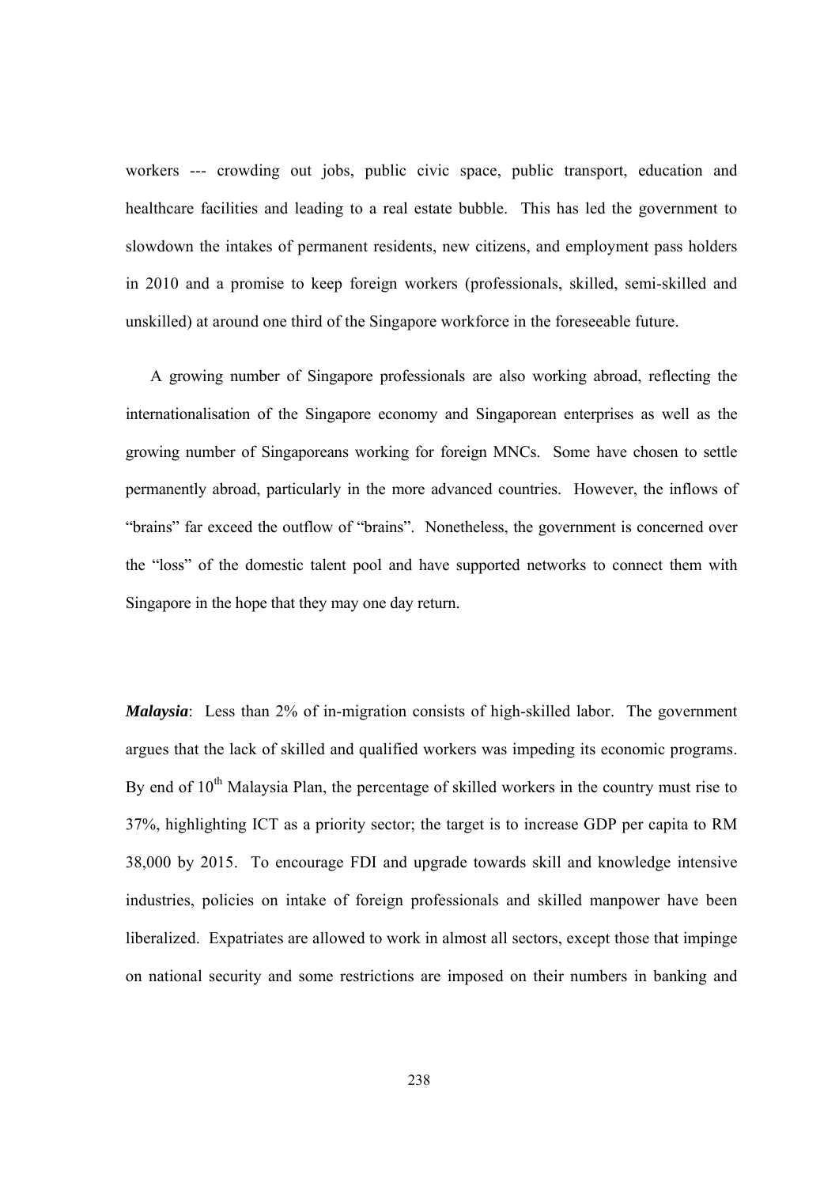workers --- crowding out jobs, public civic space, public transport, education and healthcare facilities and leading to a real estate bubble. This has led the government to slowdown the intakes of permanent residents, new citizens, and employment pass holders in 2010 and a promise to keep foreign workers (professionals, skilled, semi-skilled and unskilled) at around one third of the Singapore workforce in the foreseeable future.

A growing number of Singapore professionals are also working abroad, reflecting the internationalisation of the Singapore economy and Singaporean enterprises as well as the growing number of Singaporeans working for foreign MNCs. Some have chosen to settle permanently abroad, particularly in the more advanced countries. However, the inflows of "brains" far exceed the outflow of "brains". Nonetheless, the government is concerned over the "loss" of the domestic talent pool and have supported networks to connect them with Singapore in the hope that they may one day return.

***Malaysia***: Less than 2% of in-migration consists of high-skilled labor. The government argues that the lack of skilled and qualified workers was impeding its economic programs. By end of 10th Malaysia Plan, the percentage of skilled workers in the country must rise to 37%, highlighting ICT as a priority sector; the target is to increase GDP per capita to RM 38,000 by 2015. To encourage FDI and upgrade towards skill and knowledge intensive industries, policies on intake of foreign professionals and skilled manpower have been liberalized. Expatriates are allowed to work in almost all sectors, except those that impinge on national security and some restrictions are imposed on their numbers in banking and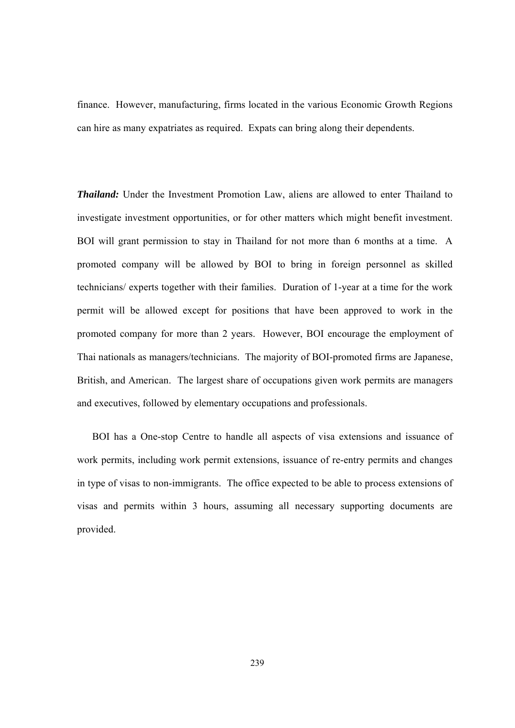finance. However, manufacturing, firms located in the various Economic Growth Regions can hire as many expatriates as required. Expats can bring along their dependents.

***Thailand:*** Under the Investment Promotion Law, aliens are allowed to enter Thailand to investigate investment opportunities, or for other matters which might benefit investment. BOI will grant permission to stay in Thailand for not more than 6 months at a time. A promoted company will be allowed by BOI to bring in foreign personnel as skilled technicians/ experts together with their families. Duration of 1-year at a time for the work permit will be allowed except for positions that have been approved to work in the promoted company for more than 2 years. However, BOI encourage the employment of Thai nationals as managers/technicians. The majority of BOI-promoted firms are Japanese, British, and American. The largest share of occupations given work permits are managers and executives, followed by elementary occupations and professionals.

BOI has a One-stop Centre to handle all aspects of visa extensions and issuance of work permits, including work permit extensions, issuance of re-entry permits and changes in type of visas to non-immigrants. The office expected to be able to process extensions of visas and permits within 3 hours, assuming all necessary supporting documents are provided.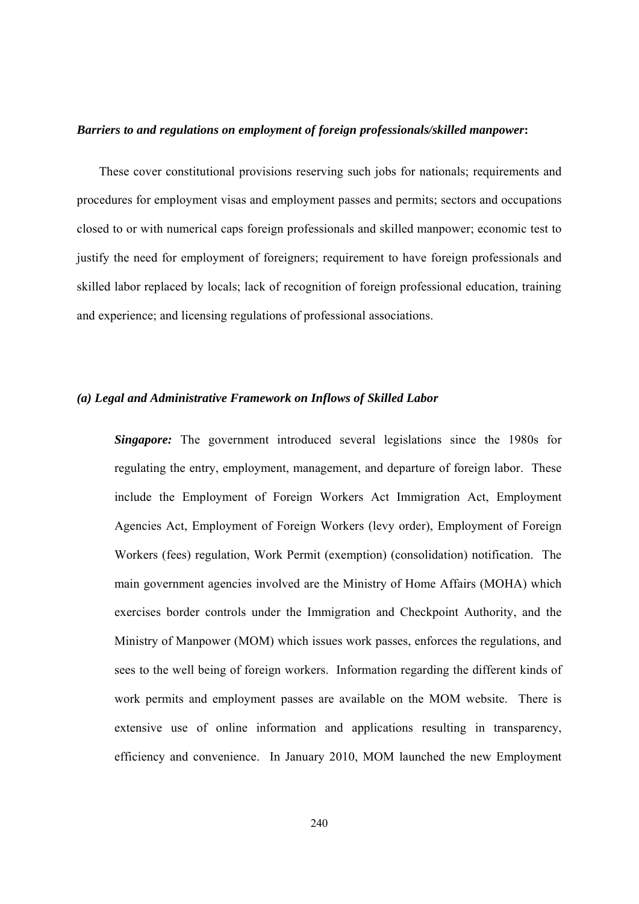***Barriers to and regulations on employment of foreign professionals/skilled manpower*:**

These cover constitutional provisions reserving such jobs for nationals; requirements and procedures for employment visas and employment passes and permits; sectors and occupations closed to or with numerical caps foreign professionals and skilled manpower; economic test to justify the need for employment of foreigners; requirement to have foreign professionals and skilled labor replaced by locals; lack of recognition of foreign professional education, training and experience; and licensing regulations of professional associations.

***(a) Legal and Administrative Framework on Inflows of Skilled Labor***

***Singapore:*** The government introduced several legislations since the 1980s for regulating the entry, employment, management, and departure of foreign labor. These include the Employment of Foreign Workers Act Immigration Act, Employment Agencies Act, Employment of Foreign Workers (levy order), Employment of Foreign Workers (fees) regulation, Work Permit (exemption) (consolidation) notification. The main government agencies involved are the Ministry of Home Affairs (MOHA) which exercises border controls under the Immigration and Checkpoint Authority, and the Ministry of Manpower (MOM) which issues work passes, enforces the regulations, and sees to the well being of foreign workers. Information regarding the different kinds of work permits and employment passes are available on the MOM website. There is extensive use of online information and applications resulting in transparency, efficiency and convenience. In January 2010, MOM launched the new Employment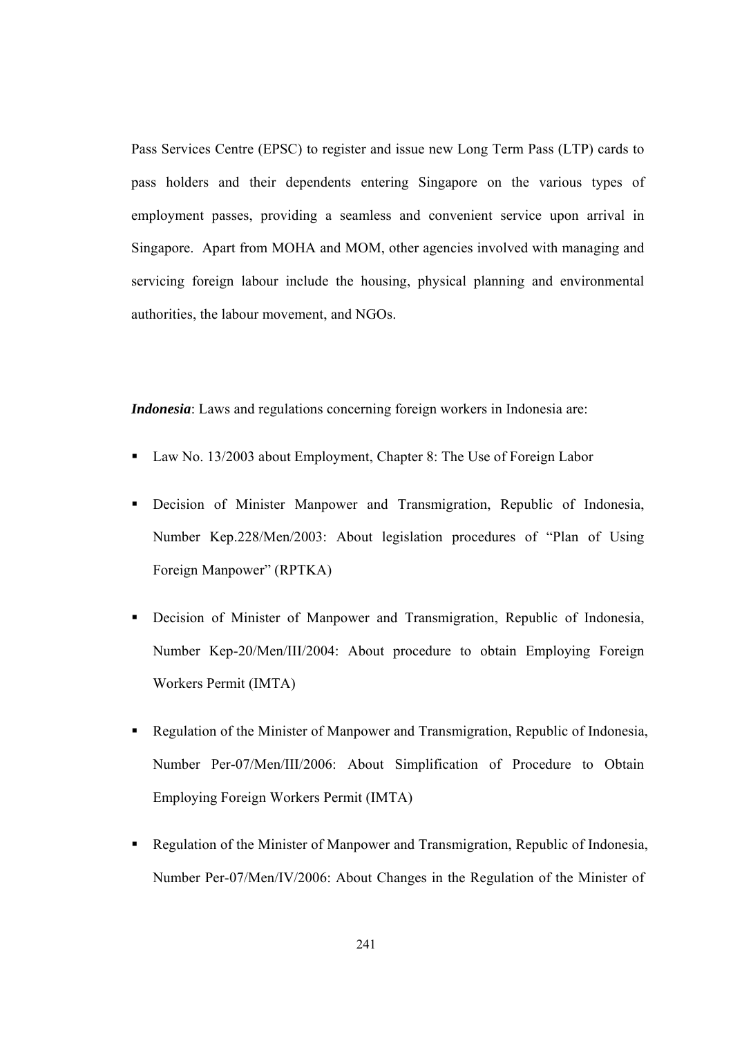Pass Services Centre (EPSC) to register and issue new Long Term Pass (LTP) cards to pass holders and their dependents entering Singapore on the various types of employment passes, providing a seamless and convenient service upon arrival in Singapore. Apart from MOHA and MOM, other agencies involved with managing and servicing foreign labour include the housing, physical planning and environmental authorities, the labour movement, and NGOs.

***Indonesia***: Laws and regulations concerning foreign workers in Indonesia are:

- Law No. 13/2003 about Employment, Chapter 8: The Use of Foreign Labor
- Decision of Minister Manpower and Transmigration, Republic of Indonesia, Number Kep.228/Men/2003: About legislation procedures of "Plan of Using Foreign Manpower" (RPTKA)
- Decision of Minister of Manpower and Transmigration, Republic of Indonesia, Number Kep-20/Men/III/2004: About procedure to obtain Employing Foreign Workers Permit (IMTA)
- Regulation of the Minister of Manpower and Transmigration, Republic of Indonesia, Number Per-07/Men/III/2006: About Simplification of Procedure to Obtain Employing Foreign Workers Permit (IMTA)
- Regulation of the Minister of Manpower and Transmigration, Republic of Indonesia, Number Per-07/Men/IV/2006: About Changes in the Regulation of the Minister of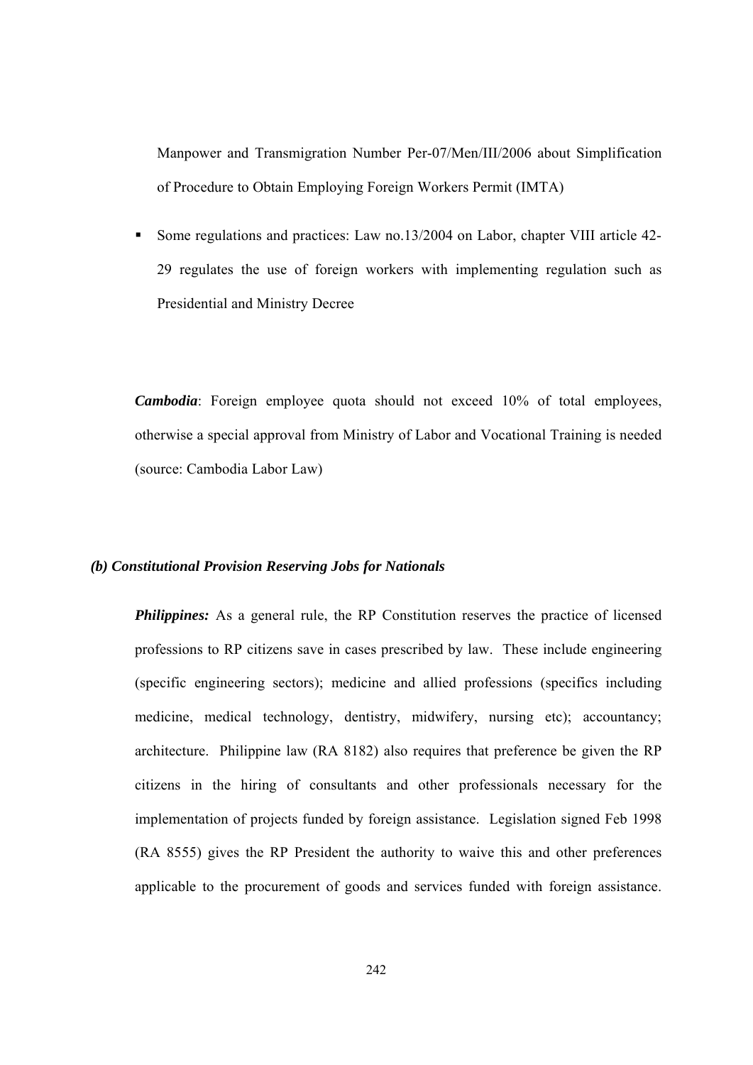Manpower and Transmigration Number Per-07/Men/III/2006 about Simplification of Procedure to Obtain Employing Foreign Workers Permit (IMTA)

- Some regulations and practices: Law no.13/2004 on Labor, chapter VIII article 42-29 regulates the use of foreign workers with implementing regulation such as Presidential and Ministry Decree

***Cambodia***: Foreign employee quota should not exceed 10% of total employees, otherwise a special approval from Ministry of Labor and Vocational Training is needed (source: Cambodia Labor Law)

### *(b) Constitutional Provision Reserving Jobs for Nationals*

***Philippines:*** As a general rule, the RP Constitution reserves the practice of licensed professions to RP citizens save in cases prescribed by law. These include engineering (specific engineering sectors); medicine and allied professions (specifics including medicine, medical technology, dentistry, midwifery, nursing etc); accountancy; architecture. Philippine law (RA 8182) also requires that preference be given the RP citizens in the hiring of consultants and other professionals necessary for the implementation of projects funded by foreign assistance. Legislation signed Feb 1998 (RA 8555) gives the RP President the authority to waive this and other preferences applicable to the procurement of goods and services funded with foreign assistance.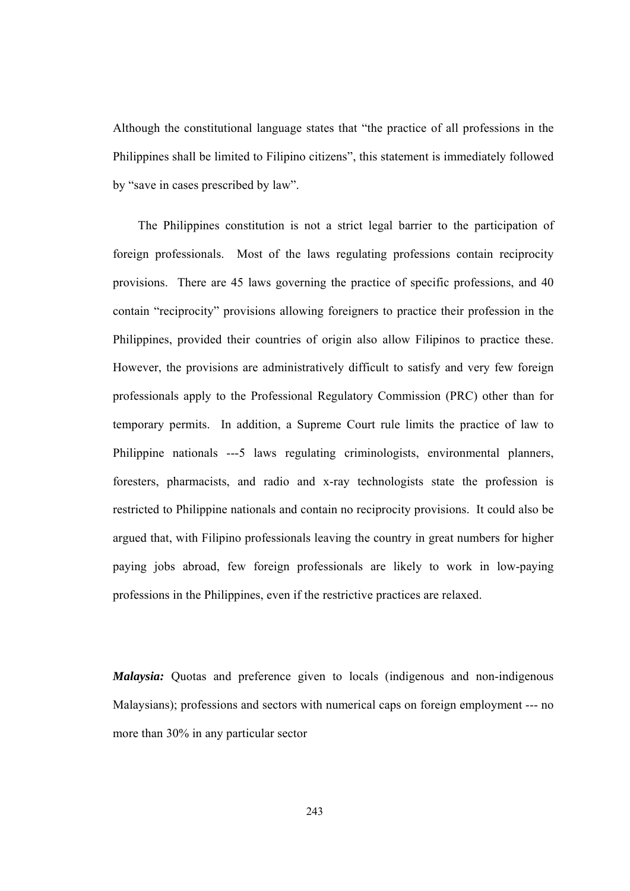Although the constitutional language states that "the practice of all professions in the Philippines shall be limited to Filipino citizens", this statement is immediately followed by "save in cases prescribed by law".

The Philippines constitution is not a strict legal barrier to the participation of foreign professionals. Most of the laws regulating professions contain reciprocity provisions. There are 45 laws governing the practice of specific professions, and 40 contain "reciprocity" provisions allowing foreigners to practice their profession in the Philippines, provided their countries of origin also allow Filipinos to practice these. However, the provisions are administratively difficult to satisfy and very few foreign professionals apply to the Professional Regulatory Commission (PRC) other than for temporary permits. In addition, a Supreme Court rule limits the practice of law to Philippine nationals ---5 laws regulating criminologists, environmental planners, foresters, pharmacists, and radio and x-ray technologists state the profession is restricted to Philippine nationals and contain no reciprocity provisions. It could also be argued that, with Filipino professionals leaving the country in great numbers for higher paying jobs abroad, few foreign professionals are likely to work in low-paying professions in the Philippines, even if the restrictive practices are relaxed.

***Malaysia:*** Quotas and preference given to locals (indigenous and non-indigenous Malaysians); professions and sectors with numerical caps on foreign employment --- no more than 30% in any particular sector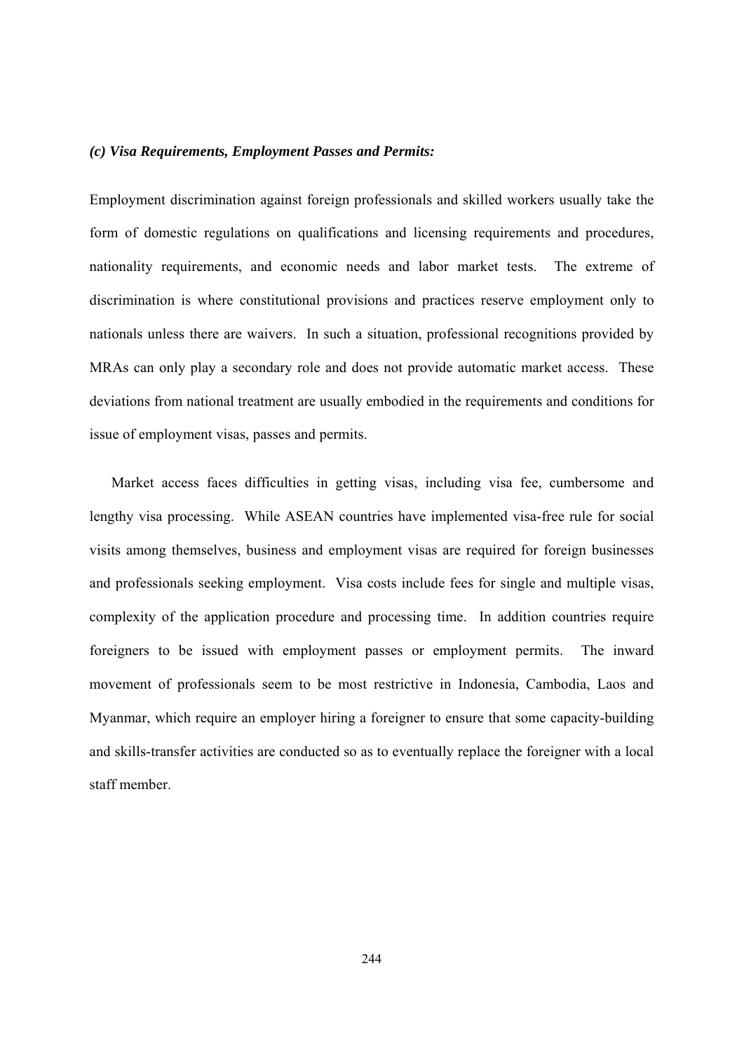***(c) Visa Requirements, Employment Passes and Permits:***

Employment discrimination against foreign professionals and skilled workers usually take the form of domestic regulations on qualifications and licensing requirements and procedures, nationality requirements, and economic needs and labor market tests. The extreme of discrimination is where constitutional provisions and practices reserve employment only to nationals unless there are waivers. In such a situation, professional recognitions provided by MRAs can only play a secondary role and does not provide automatic market access. These deviations from national treatment are usually embodied in the requirements and conditions for issue of employment visas, passes and permits.

Market access faces difficulties in getting visas, including visa fee, cumbersome and lengthy visa processing. While ASEAN countries have implemented visa-free rule for social visits among themselves, business and employment visas are required for foreign businesses and professionals seeking employment. Visa costs include fees for single and multiple visas, complexity of the application procedure and processing time. In addition countries require foreigners to be issued with employment passes or employment permits. The inward movement of professionals seem to be most restrictive in Indonesia, Cambodia, Laos and Myanmar, which require an employer hiring a foreigner to ensure that some capacity-building and skills-transfer activities are conducted so as to eventually replace the foreigner with a local staff member.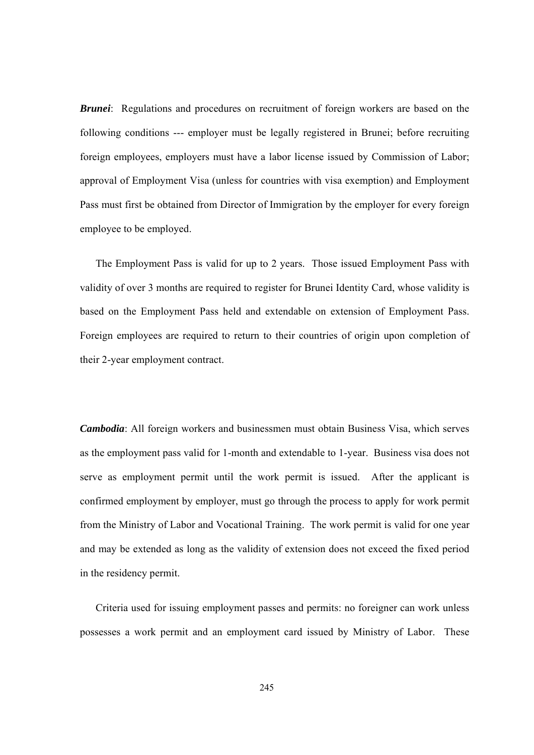***Brunei***: Regulations and procedures on recruitment of foreign workers are based on the following conditions --- employer must be legally registered in Brunei; before recruiting foreign employees, employers must have a labor license issued by Commission of Labor; approval of Employment Visa (unless for countries with visa exemption) and Employment Pass must first be obtained from Director of Immigration by the employer for every foreign employee to be employed.

The Employment Pass is valid for up to 2 years. Those issued Employment Pass with validity of over 3 months are required to register for Brunei Identity Card, whose validity is based on the Employment Pass held and extendable on extension of Employment Pass. Foreign employees are required to return to their countries of origin upon completion of their 2-year employment contract.

***Cambodia***: All foreign workers and businessmen must obtain Business Visa, which serves as the employment pass valid for 1-month and extendable to 1-year. Business visa does not serve as employment permit until the work permit is issued. After the applicant is confirmed employment by employer, must go through the process to apply for work permit from the Ministry of Labor and Vocational Training. The work permit is valid for one year and may be extended as long as the validity of extension does not exceed the fixed period in the residency permit.

Criteria used for issuing employment passes and permits: no foreigner can work unless possesses a work permit and an employment card issued by Ministry of Labor. These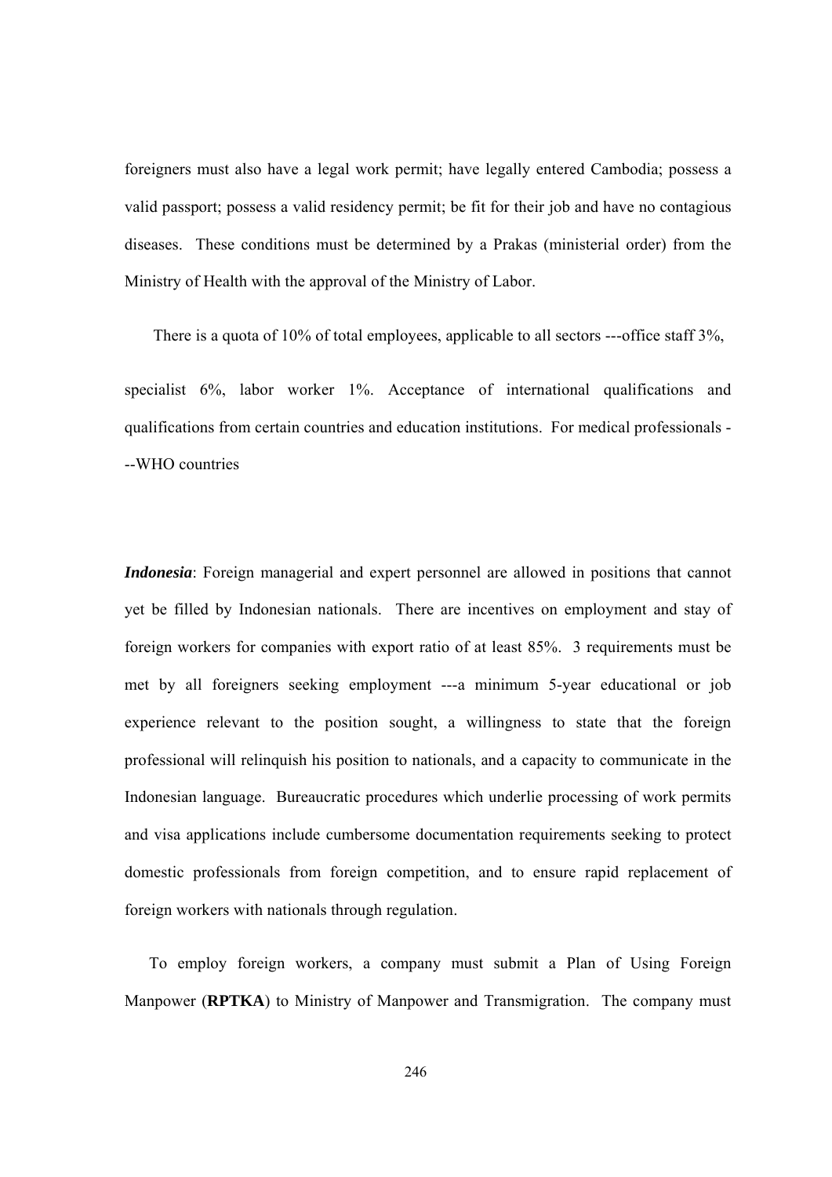foreigners must also have a legal work permit; have legally entered Cambodia; possess a valid passport; possess a valid residency permit; be fit for their job and have no contagious diseases. These conditions must be determined by a Prakas (ministerial order) from the Ministry of Health with the approval of the Ministry of Labor.

There is a quota of 10% of total employees, applicable to all sectors ---office staff 3%, specialist 6%, labor worker 1%. Acceptance of international qualifications and qualifications from certain countries and education institutions. For medical professionals ---WHO countries

***Indonesia***: Foreign managerial and expert personnel are allowed in positions that cannot yet be filled by Indonesian nationals. There are incentives on employment and stay of foreign workers for companies with export ratio of at least 85%. 3 requirements must be met by all foreigners seeking employment ---a minimum 5-year educational or job experience relevant to the position sought, a willingness to state that the foreign professional will relinquish his position to nationals, and a capacity to communicate in the Indonesian language. Bureaucratic procedures which underlie processing of work permits and visa applications include cumbersome documentation requirements seeking to protect domestic professionals from foreign competition, and to ensure rapid replacement of foreign workers with nationals through regulation.

To employ foreign workers, a company must submit a Plan of Using Foreign Manpower (**RPTKA**) to Ministry of Manpower and Transmigration. The company must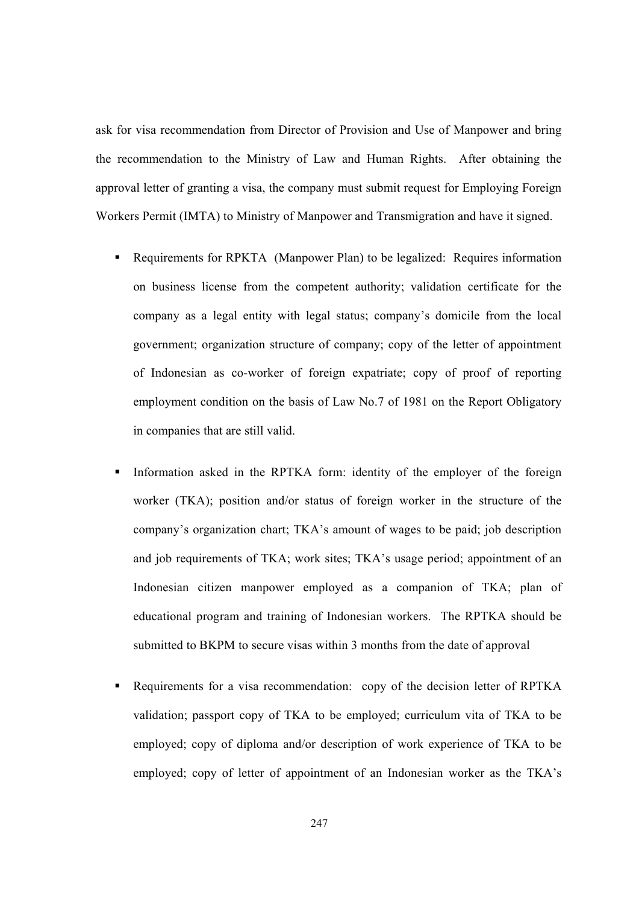ask for visa recommendation from Director of Provision and Use of Manpower and bring the recommendation to the Ministry of Law and Human Rights. After obtaining the approval letter of granting a visa, the company must submit request for Employing Foreign Workers Permit (IMTA) to Ministry of Manpower and Transmigration and have it signed.

- Requirements for RPKTA (Manpower Plan) to be legalized: Requires information on business license from the competent authority; validation certificate for the company as a legal entity with legal status; company's domicile from the local government; organization structure of company; copy of the letter of appointment of Indonesian as co-worker of foreign expatriate; copy of proof of reporting employment condition on the basis of Law No.7 of 1981 on the Report Obligatory in companies that are still valid.
- Information asked in the RPTKA form: identity of the employer of the foreign worker (TKA); position and/or status of foreign worker in the structure of the company's organization chart; TKA's amount of wages to be paid; job description and job requirements of TKA; work sites; TKA's usage period; appointment of an Indonesian citizen manpower employed as a companion of TKA; plan of educational program and training of Indonesian workers. The RPTKA should be submitted to BKPM to secure visas within 3 months from the date of approval
- Requirements for a visa recommendation: copy of the decision letter of RPTKA validation; passport copy of TKA to be employed; curriculum vita of TKA to be employed; copy of diploma and/or description of work experience of TKA to be employed; copy of letter of appointment of an Indonesian worker as the TKA's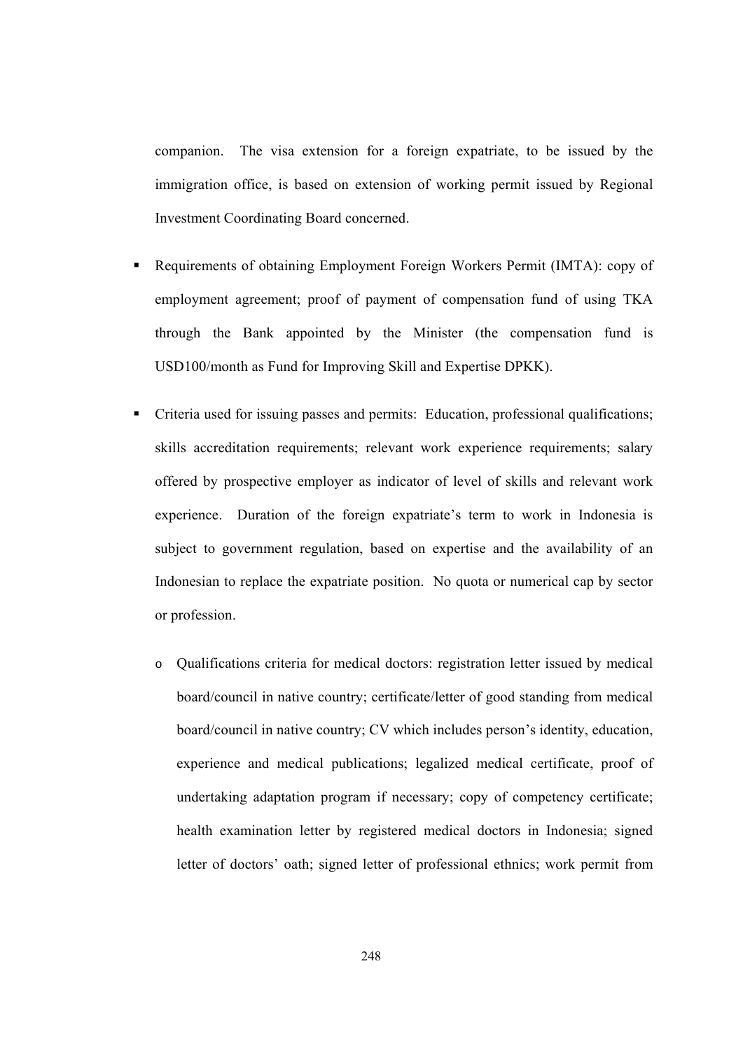companion. The visa extension for a foreign expatriate, to be issued by the immigration office, is based on extension of working permit issued by Regional Investment Coordinating Board concerned.

- Requirements of obtaining Employment Foreign Workers Permit (IMTA): copy of employment agreement; proof of payment of compensation fund of using TKA through the Bank appointed by the Minister (the compensation fund is USD100/month as Fund for Improving Skill and Expertise DPKK).

- Criteria used for issuing passes and permits: Education, professional qualifications; skills accreditation requirements; relevant work experience requirements; salary offered by prospective employer as indicator of level of skills and relevant work experience. Duration of the foreign expatriate's term to work in Indonesia is subject to government regulation, based on expertise and the availability of an Indonesian to replace the expatriate position. No quota or numerical cap by sector or profession.

  - Qualifications criteria for medical doctors: registration letter issued by medical board/council in native country; certificate/letter of good standing from medical board/council in native country; CV which includes person's identity, education, experience and medical publications; legalized medical certificate, proof of undertaking adaptation program if necessary; copy of competency certificate; health examination letter by registered medical doctors in Indonesia; signed letter of doctors' oath; signed letter of professional ethnics; work permit from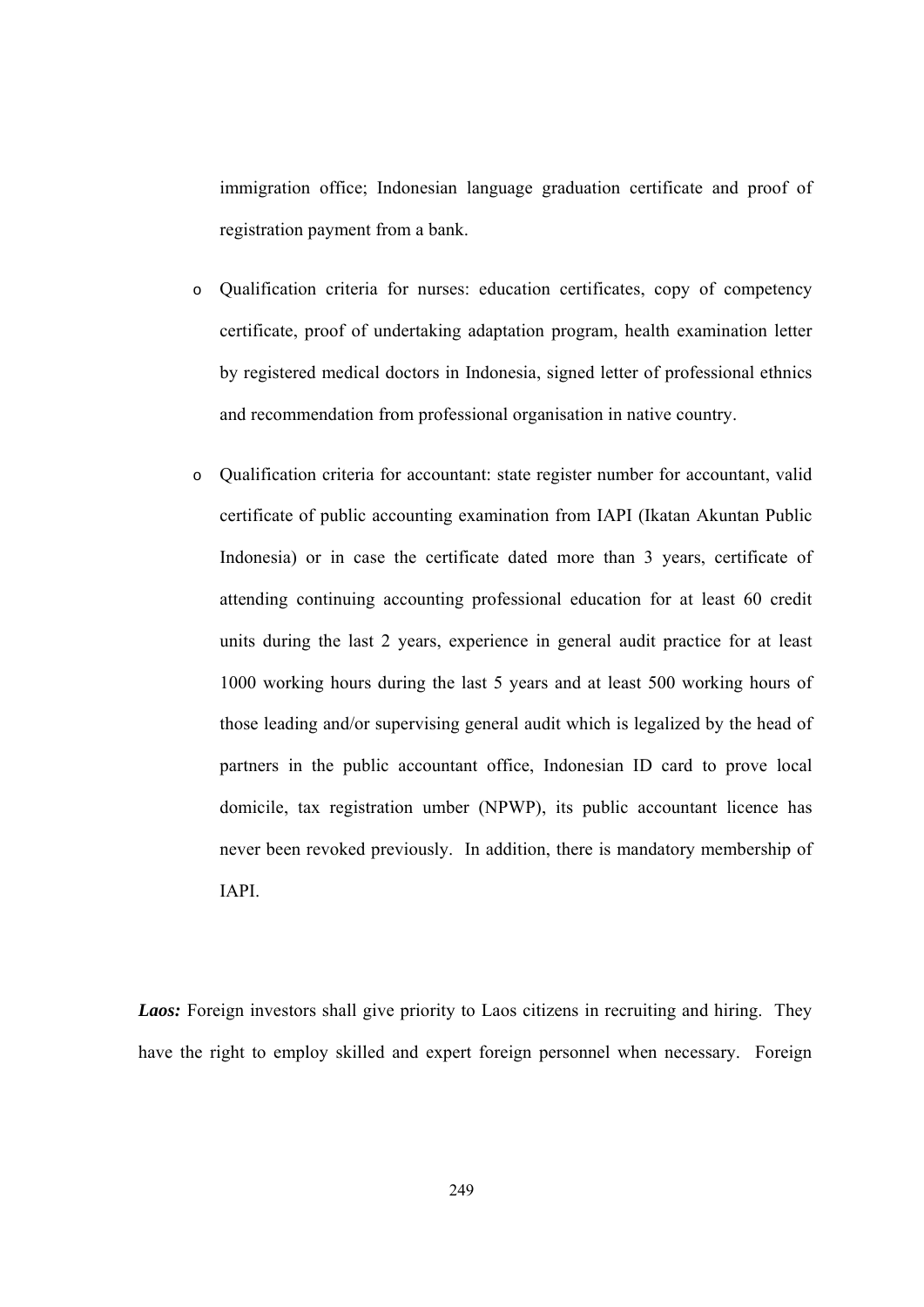immigration office; Indonesian language graduation certificate and proof of registration payment from a bank.

- Qualification criteria for nurses: education certificates, copy of competency certificate, proof of undertaking adaptation program, health examination letter by registered medical doctors in Indonesia, signed letter of professional ethnics and recommendation from professional organisation in native country.

- Qualification criteria for accountant: state register number for accountant, valid certificate of public accounting examination from IAPI (Ikatan Akuntan Public Indonesia) or in case the certificate dated more than 3 years, certificate of attending continuing accounting professional education for at least 60 credit units during the last 2 years, experience in general audit practice for at least 1000 working hours during the last 5 years and at least 500 working hours of those leading and/or supervising general audit which is legalized by the head of partners in the public accountant office, Indonesian ID card to prove local domicile, tax registration umber (NPWP), its public accountant licence has never been revoked previously. In addition, there is mandatory membership of IAPI.

***Laos:*** Foreign investors shall give priority to Laos citizens in recruiting and hiring. They have the right to employ skilled and expert foreign personnel when necessary. Foreign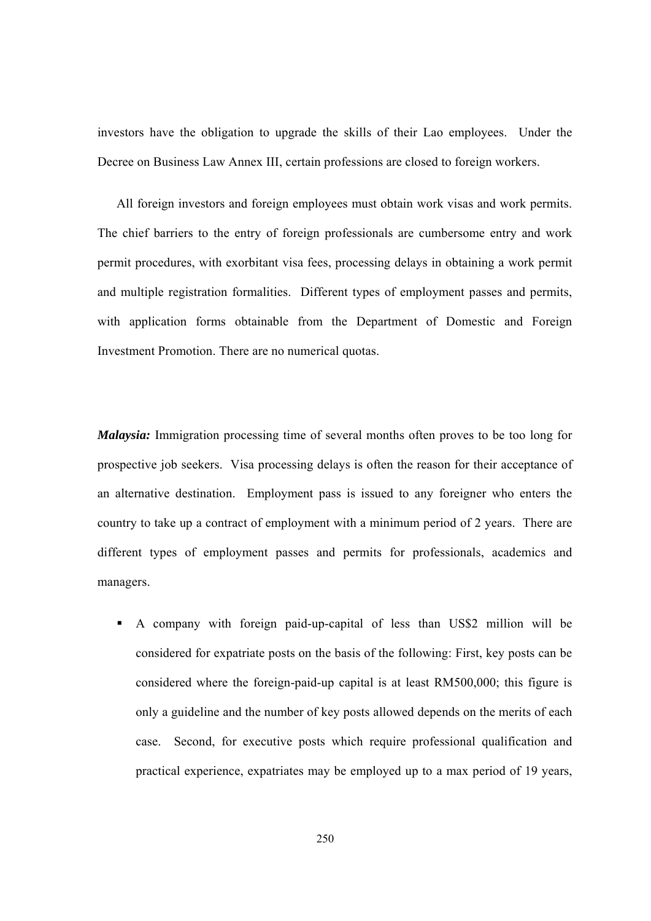investors have the obligation to upgrade the skills of their Lao employees. Under the Decree on Business Law Annex III, certain professions are closed to foreign workers.

All foreign investors and foreign employees must obtain work visas and work permits. The chief barriers to the entry of foreign professionals are cumbersome entry and work permit procedures, with exorbitant visa fees, processing delays in obtaining a work permit and multiple registration formalities. Different types of employment passes and permits, with application forms obtainable from the Department of Domestic and Foreign Investment Promotion. There are no numerical quotas.

***Malaysia:*** Immigration processing time of several months often proves to be too long for prospective job seekers. Visa processing delays is often the reason for their acceptance of an alternative destination. Employment pass is issued to any foreigner who enters the country to take up a contract of employment with a minimum period of 2 years. There are different types of employment passes and permits for professionals, academics and managers.

- A company with foreign paid-up-capital of less than US$2 million will be considered for expatriate posts on the basis of the following: First, key posts can be considered where the foreign-paid-up capital is at least RM500,000; this figure is only a guideline and the number of key posts allowed depends on the merits of each case. Second, for executive posts which require professional qualification and practical experience, expatriates may be employed up to a max period of 19 years,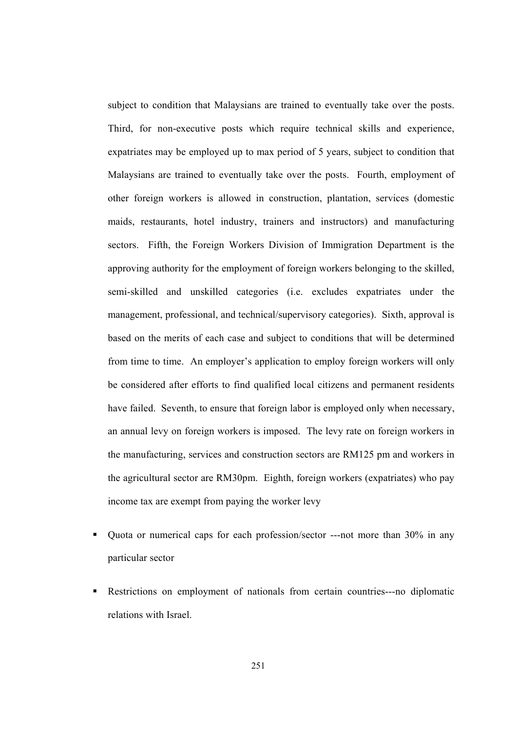subject to condition that Malaysians are trained to eventually take over the posts. Third, for non-executive posts which require technical skills and experience, expatriates may be employed up to max period of 5 years, subject to condition that Malaysians are trained to eventually take over the posts. Fourth, employment of other foreign workers is allowed in construction, plantation, services (domestic maids, restaurants, hotel industry, trainers and instructors) and manufacturing sectors. Fifth, the Foreign Workers Division of Immigration Department is the approving authority for the employment of foreign workers belonging to the skilled, semi-skilled and unskilled categories (i.e. excludes expatriates under the management, professional, and technical/supervisory categories). Sixth, approval is based on the merits of each case and subject to conditions that will be determined from time to time. An employer's application to employ foreign workers will only be considered after efforts to find qualified local citizens and permanent residents have failed. Seventh, to ensure that foreign labor is employed only when necessary, an annual levy on foreign workers is imposed. The levy rate on foreign workers in the manufacturing, services and construction sectors are RM125 pm and workers in the agricultural sector are RM30pm. Eighth, foreign workers (expatriates) who pay income tax are exempt from paying the worker levy

- Quota or numerical caps for each profession/sector ---not more than 30% in any particular sector
- Restrictions on employment of nationals from certain countries---no diplomatic relations with Israel.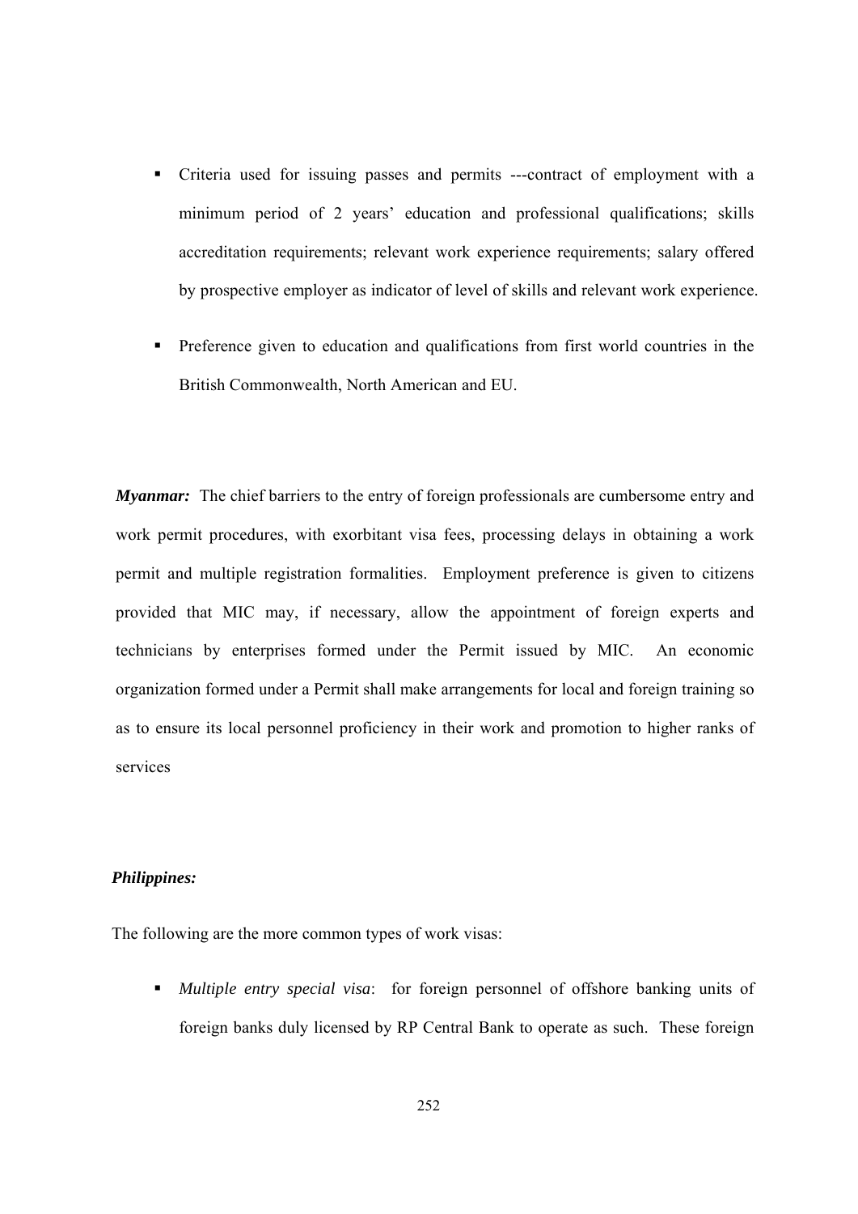- Criteria used for issuing passes and permits ---contract of employment with a minimum period of 2 years' education and professional qualifications; skills accreditation requirements; relevant work experience requirements; salary offered by prospective employer as indicator of level of skills and relevant work experience.
- Preference given to education and qualifications from first world countries in the British Commonwealth, North American and EU.

***Myanmar:*** The chief barriers to the entry of foreign professionals are cumbersome entry and work permit procedures, with exorbitant visa fees, processing delays in obtaining a work permit and multiple registration formalities. Employment preference is given to citizens provided that MIC may, if necessary, allow the appointment of foreign experts and technicians by enterprises formed under the Permit issued by MIC. An economic organization formed under a Permit shall make arrangements for local and foreign training so as to ensure its local personnel proficiency in their work and promotion to higher ranks of services

***Philippines:***

The following are the more common types of work visas:

- *Multiple entry special visa*: for foreign personnel of offshore banking units of foreign banks duly licensed by RP Central Bank to operate as such. These foreign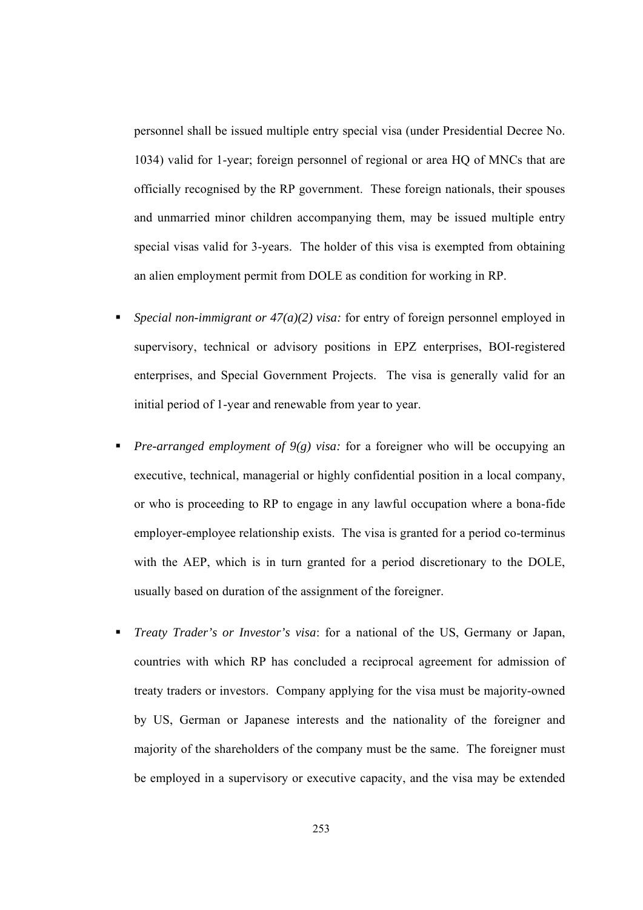personnel shall be issued multiple entry special visa (under Presidential Decree No. 1034) valid for 1-year; foreign personnel of regional or area HQ of MNCs that are officially recognised by the RP government. These foreign nationals, their spouses and unmarried minor children accompanying them, may be issued multiple entry special visas valid for 3-years. The holder of this visa is exempted from obtaining an alien employment permit from DOLE as condition for working in RP.

- *Special non-immigrant or 47(a)(2) visa:* for entry of foreign personnel employed in supervisory, technical or advisory positions in EPZ enterprises, BOI-registered enterprises, and Special Government Projects. The visa is generally valid for an initial period of 1-year and renewable from year to year.

- *Pre-arranged employment of 9(g) visa:* for a foreigner who will be occupying an executive, technical, managerial or highly confidential position in a local company, or who is proceeding to RP to engage in any lawful occupation where a bona-fide employer-employee relationship exists. The visa is granted for a period co-terminus with the AEP, which is in turn granted for a period discretionary to the DOLE, usually based on duration of the assignment of the foreigner.

- *Treaty Trader's or Investor's visa*: for a national of the US, Germany or Japan, countries with which RP has concluded a reciprocal agreement for admission of treaty traders or investors. Company applying for the visa must be majority-owned by US, German or Japanese interests and the nationality of the foreigner and majority of the shareholders of the company must be the same. The foreigner must be employed in a supervisory or executive capacity, and the visa may be extended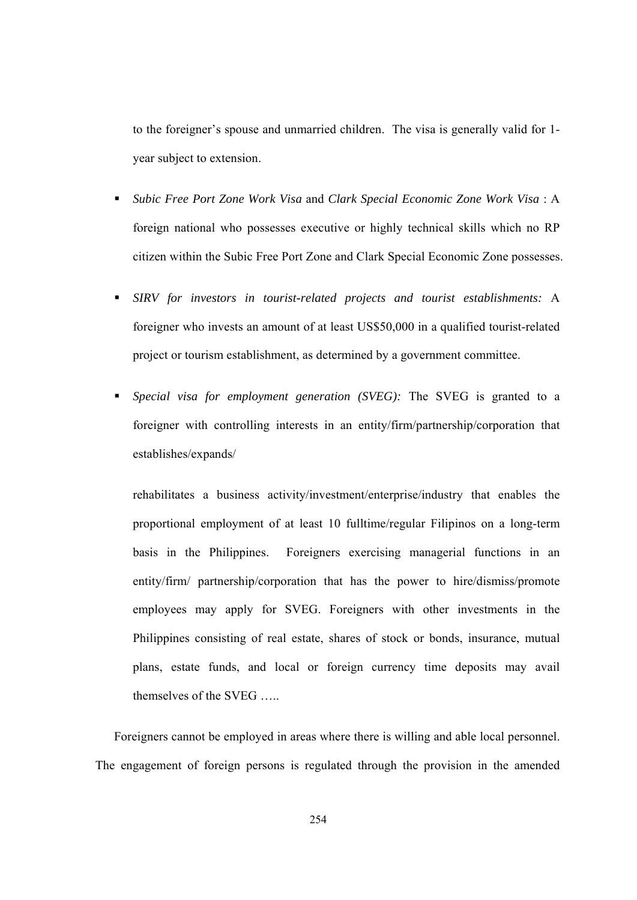to the foreigner's spouse and unmarried children. The visa is generally valid for 1-year subject to extension.

- *Subic Free Port Zone Work Visa* and *Clark Special Economic Zone Work Visa* : A foreign national who possesses executive or highly technical skills which no RP citizen within the Subic Free Port Zone and Clark Special Economic Zone possesses.
- *SIRV for investors in tourist-related projects and tourist establishments:* A foreigner who invests an amount of at least US$50,000 in a qualified tourist-related project or tourism establishment, as determined by a government committee.
- *Special visa for employment generation (SVEG):* The SVEG is granted to a foreigner with controlling interests in an entity/firm/partnership/corporation that establishes/expands/

  rehabilitates a business activity/investment/enterprise/industry that enables the proportional employment of at least 10 fulltime/regular Filipinos on a long-term basis in the Philippines. Foreigners exercising managerial functions in an entity/firm/ partnership/corporation that has the power to hire/dismiss/promote employees may apply for SVEG. Foreigners with other investments in the Philippines consisting of real estate, shares of stock or bonds, insurance, mutual plans, estate funds, and local or foreign currency time deposits may avail themselves of the SVEG …..

Foreigners cannot be employed in areas where there is willing and able local personnel. The engagement of foreign persons is regulated through the provision in the amended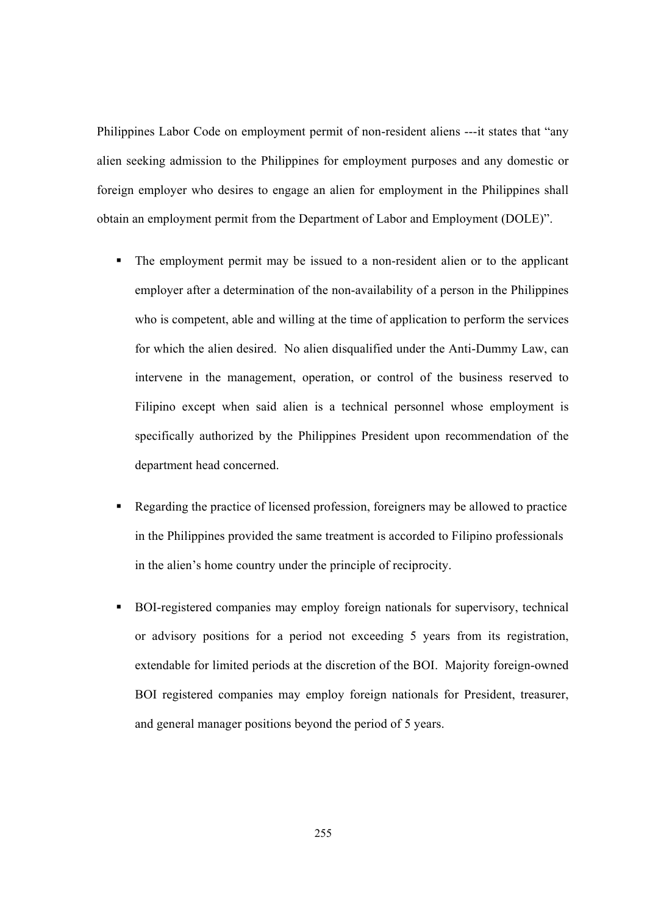Philippines Labor Code on employment permit of non-resident aliens ---it states that "any alien seeking admission to the Philippines for employment purposes and any domestic or foreign employer who desires to engage an alien for employment in the Philippines shall obtain an employment permit from the Department of Labor and Employment (DOLE)".

- The employment permit may be issued to a non-resident alien or to the applicant employer after a determination of the non-availability of a person in the Philippines who is competent, able and willing at the time of application to perform the services for which the alien desired. No alien disqualified under the Anti-Dummy Law, can intervene in the management, operation, or control of the business reserved to Filipino except when said alien is a technical personnel whose employment is specifically authorized by the Philippines President upon recommendation of the department head concerned.

- Regarding the practice of licensed profession, foreigners may be allowed to practice in the Philippines provided the same treatment is accorded to Filipino professionals in the alien's home country under the principle of reciprocity.

- BOI-registered companies may employ foreign nationals for supervisory, technical or advisory positions for a period not exceeding 5 years from its registration, extendable for limited periods at the discretion of the BOI. Majority foreign-owned BOI registered companies may employ foreign nationals for President, treasurer, and general manager positions beyond the period of 5 years.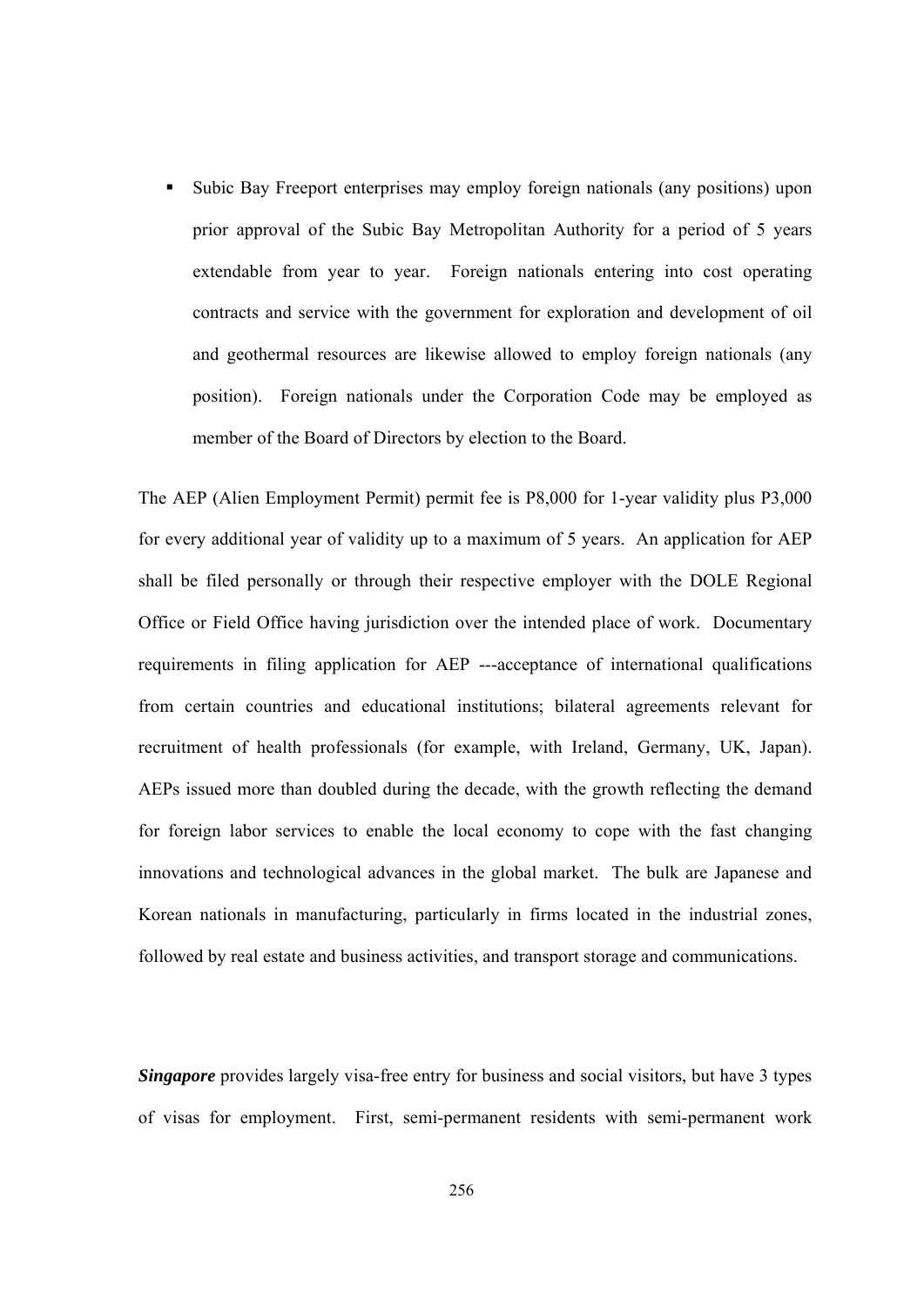- Subic Bay Freeport enterprises may employ foreign nationals (any positions) upon prior approval of the Subic Bay Metropolitan Authority for a period of 5 years extendable from year to year. Foreign nationals entering into cost operating contracts and service with the government for exploration and development of oil and geothermal resources are likewise allowed to employ foreign nationals (any position). Foreign nationals under the Corporation Code may be employed as member of the Board of Directors by election to the Board.

The AEP (Alien Employment Permit) permit fee is P8,000 for 1-year validity plus P3,000 for every additional year of validity up to a maximum of 5 years. An application for AEP shall be filed personally or through their respective employer with the DOLE Regional Office or Field Office having jurisdiction over the intended place of work. Documentary requirements in filing application for AEP ---acceptance of international qualifications from certain countries and educational institutions; bilateral agreements relevant for recruitment of health professionals (for example, with Ireland, Germany, UK, Japan). AEPs issued more than doubled during the decade, with the growth reflecting the demand for foreign labor services to enable the local economy to cope with the fast changing innovations and technological advances in the global market. The bulk are Japanese and Korean nationals in manufacturing, particularly in firms located in the industrial zones, followed by real estate and business activities, and transport storage and communications.

***Singapore*** provides largely visa-free entry for business and social visitors, but have 3 types of visas for employment. First, semi-permanent residents with semi-permanent work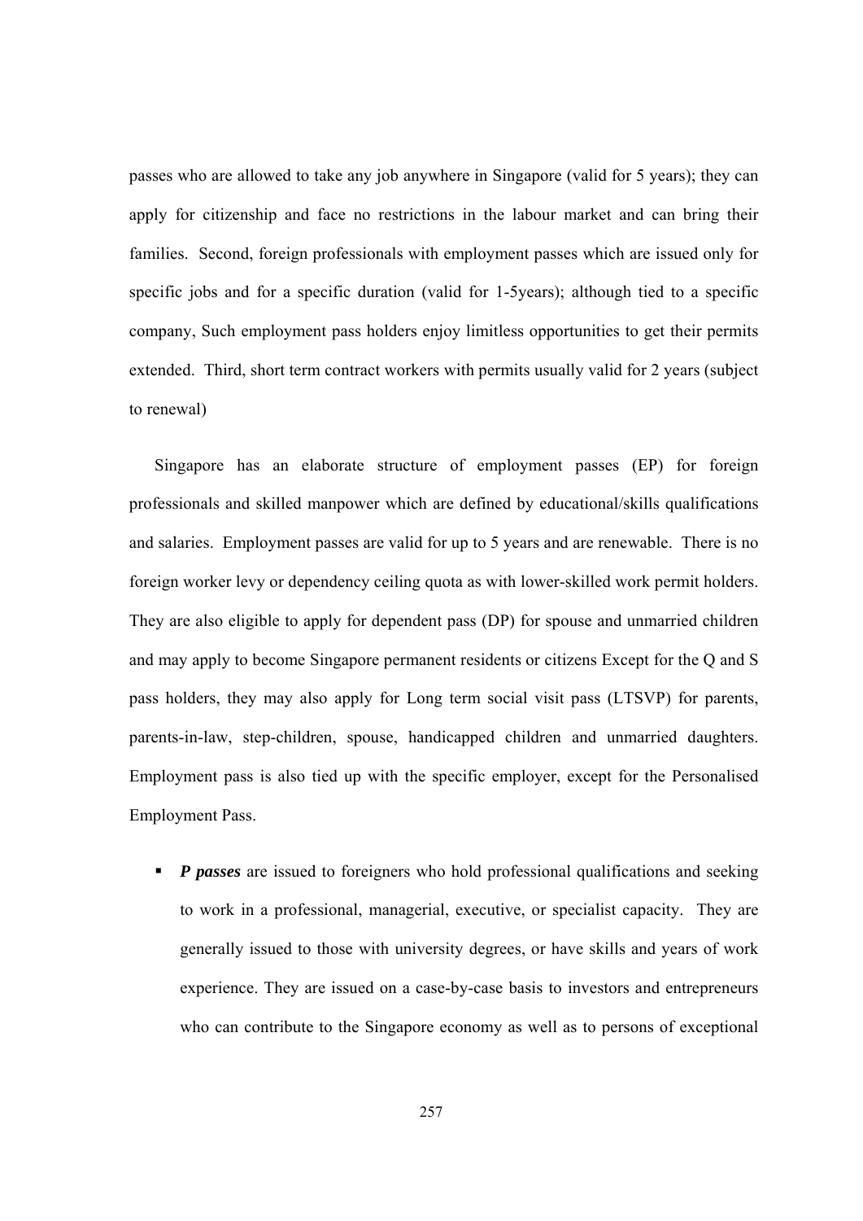passes who are allowed to take any job anywhere in Singapore (valid for 5 years); they can apply for citizenship and face no restrictions in the labour market and can bring their families. Second, foreign professionals with employment passes which are issued only for specific jobs and for a specific duration (valid for 1-5years); although tied to a specific company, Such employment pass holders enjoy limitless opportunities to get their permits extended. Third, short term contract workers with permits usually valid for 2 years (subject to renewal)

Singapore has an elaborate structure of employment passes (EP) for foreign professionals and skilled manpower which are defined by educational/skills qualifications and salaries. Employment passes are valid for up to 5 years and are renewable. There is no foreign worker levy or dependency ceiling quota as with lower-skilled work permit holders. They are also eligible to apply for dependent pass (DP) for spouse and unmarried children and may apply to become Singapore permanent residents or citizens Except for the Q and S pass holders, they may also apply for Long term social visit pass (LTSVP) for parents, parents-in-law, step-children, spouse, handicapped children and unmarried daughters. Employment pass is also tied up with the specific employer, except for the Personalised Employment Pass.

- ***P passes*** are issued to foreigners who hold professional qualifications and seeking to work in a professional, managerial, executive, or specialist capacity. They are generally issued to those with university degrees, or have skills and years of work experience. They are issued on a case-by-case basis to investors and entrepreneurs who can contribute to the Singapore economy as well as to persons of exceptional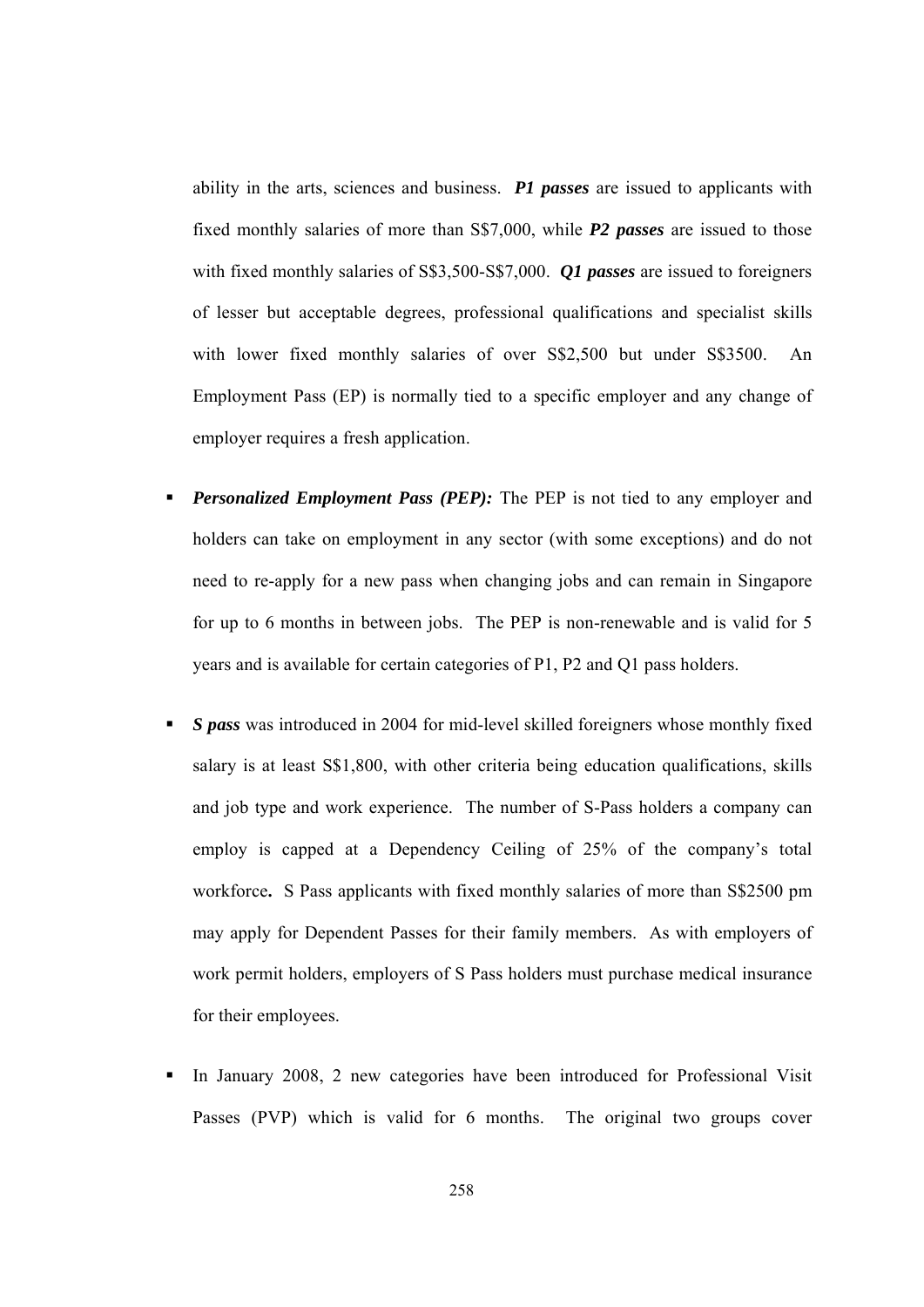ability in the arts, sciences and business. ***P1 passes*** are issued to applicants with fixed monthly salaries of more than S$7,000, while ***P2 passes*** are issued to those with fixed monthly salaries of S$3,500-S$7,000. ***Q1 passes*** are issued to foreigners of lesser but acceptable degrees, professional qualifications and specialist skills with lower fixed monthly salaries of over S$2,500 but under S$3500. An Employment Pass (EP) is normally tied to a specific employer and any change of employer requires a fresh application.

- ***Personalized Employment Pass (PEP):*** The PEP is not tied to any employer and holders can take on employment in any sector (with some exceptions) and do not need to re-apply for a new pass when changing jobs and can remain in Singapore for up to 6 months in between jobs. The PEP is non-renewable and is valid for 5 years and is available for certain categories of P1, P2 and Q1 pass holders.

- ***S pass*** was introduced in 2004 for mid-level skilled foreigners whose monthly fixed salary is at least S$1,800, with other criteria being education qualifications, skills and job type and work experience. The number of S-Pass holders a company can employ is capped at a Dependency Ceiling of 25% of the company's total workforce**.** S Pass applicants with fixed monthly salaries of more than S$2500 pm may apply for Dependent Passes for their family members. As with employers of work permit holders, employers of S Pass holders must purchase medical insurance for their employees.

- In January 2008, 2 new categories have been introduced for Professional Visit Passes (PVP) which is valid for 6 months. The original two groups cover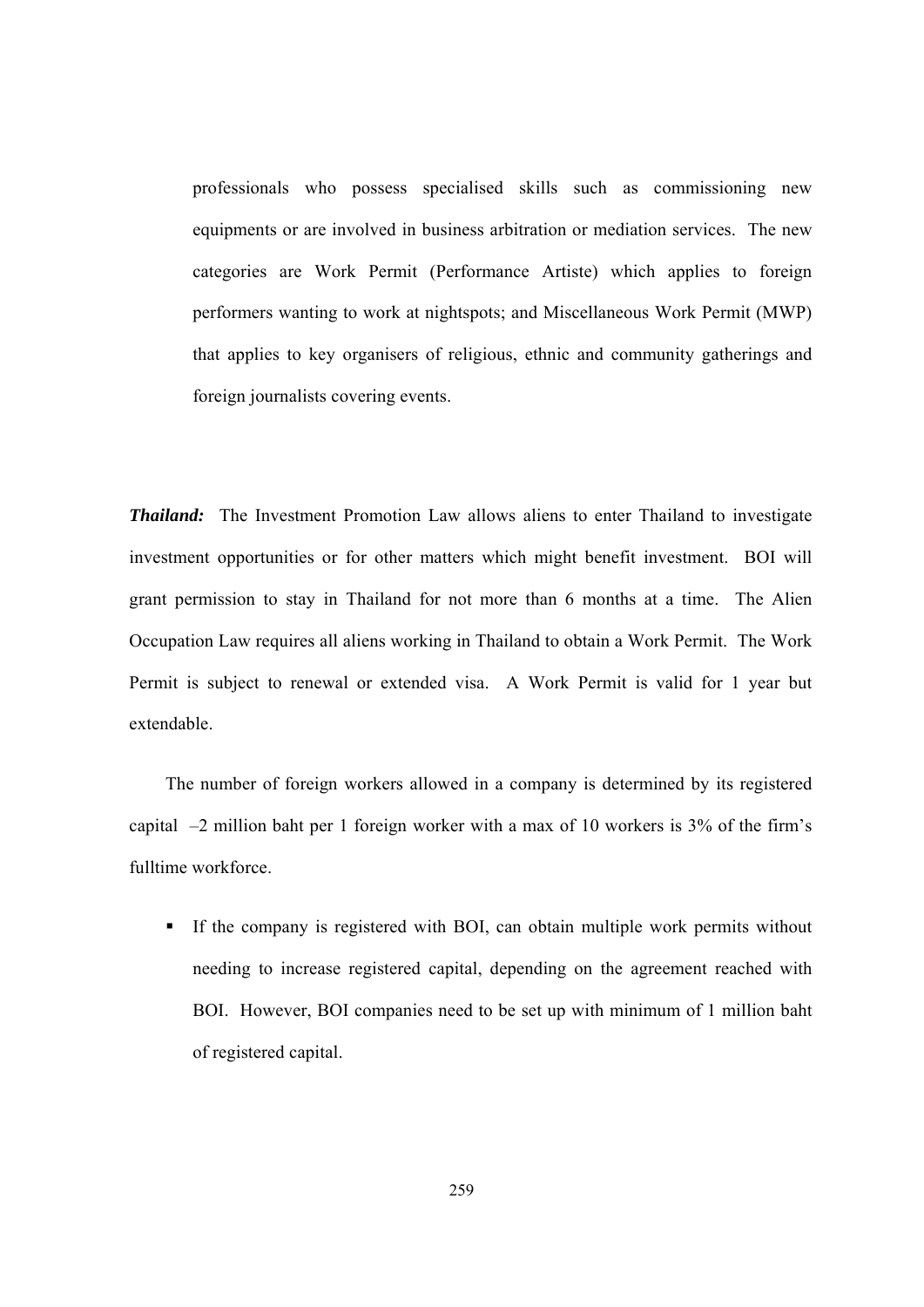professionals who possess specialised skills such as commissioning new equipments or are involved in business arbitration or mediation services. The new categories are Work Permit (Performance Artiste) which applies to foreign performers wanting to work at nightspots; and Miscellaneous Work Permit (MWP) that applies to key organisers of religious, ethnic and community gatherings and foreign journalists covering events.

***Thailand:*** The Investment Promotion Law allows aliens to enter Thailand to investigate investment opportunities or for other matters which might benefit investment. BOI will grant permission to stay in Thailand for not more than 6 months at a time. The Alien Occupation Law requires all aliens working in Thailand to obtain a Work Permit. The Work Permit is subject to renewal or extended visa. A Work Permit is valid for 1 year but extendable.

The number of foreign workers allowed in a company is determined by its registered capital –2 million baht per 1 foreign worker with a max of 10 workers is 3% of the firm's fulltime workforce.

- If the company is registered with BOI, can obtain multiple work permits without needing to increase registered capital, depending on the agreement reached with BOI. However, BOI companies need to be set up with minimum of 1 million baht of registered capital.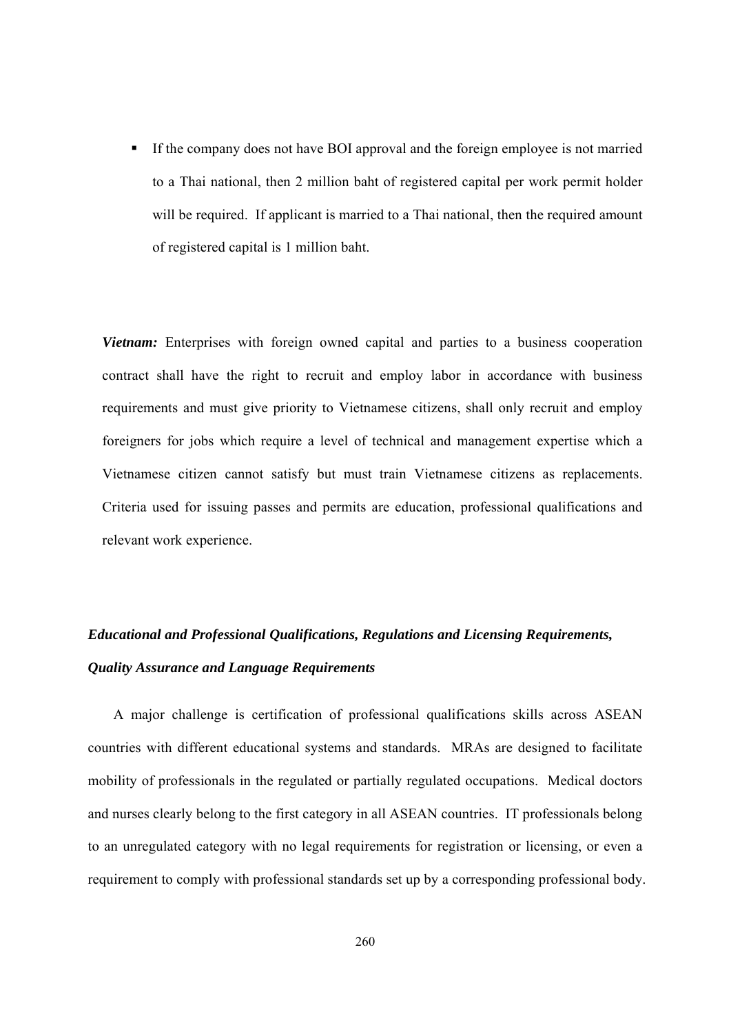- If the company does not have BOI approval and the foreign employee is not married to a Thai national, then 2 million baht of registered capital per work permit holder will be required. If applicant is married to a Thai national, then the required amount of registered capital is 1 million baht.

***Vietnam:*** Enterprises with foreign owned capital and parties to a business cooperation contract shall have the right to recruit and employ labor in accordance with business requirements and must give priority to Vietnamese citizens, shall only recruit and employ foreigners for jobs which require a level of technical and management expertise which a Vietnamese citizen cannot satisfy but must train Vietnamese citizens as replacements. Criteria used for issuing passes and permits are education, professional qualifications and relevant work experience.

***Educational and Professional Qualifications, Regulations and Licensing Requirements, Quality Assurance and Language Requirements***

A major challenge is certification of professional qualifications skills across ASEAN countries with different educational systems and standards. MRAs are designed to facilitate mobility of professionals in the regulated or partially regulated occupations. Medical doctors and nurses clearly belong to the first category in all ASEAN countries. IT professionals belong to an unregulated category with no legal requirements for registration or licensing, or even a requirement to comply with professional standards set up by a corresponding professional body.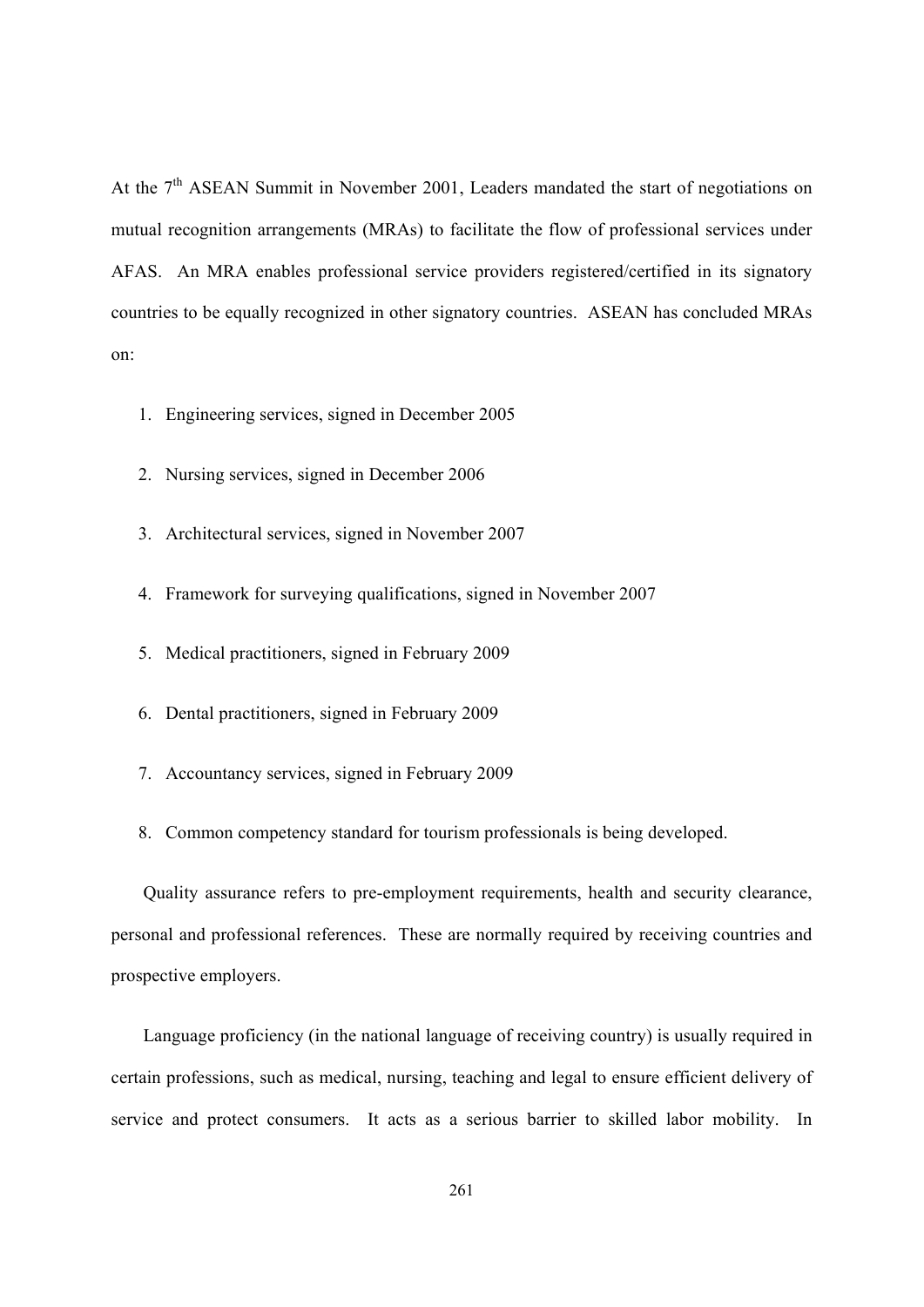At the 7th ASEAN Summit in November 2001, Leaders mandated the start of negotiations on mutual recognition arrangements (MRAs) to facilitate the flow of professional services under AFAS. An MRA enables professional service providers registered/certified in its signatory countries to be equally recognized in other signatory countries. ASEAN has concluded MRAs on:

1. Engineering services, signed in December 2005
2. Nursing services, signed in December 2006
3. Architectural services, signed in November 2007
4. Framework for surveying qualifications, signed in November 2007
5. Medical practitioners, signed in February 2009
6. Dental practitioners, signed in February 2009
7. Accountancy services, signed in February 2009
8. Common competency standard for tourism professionals is being developed.

Quality assurance refers to pre-employment requirements, health and security clearance, personal and professional references. These are normally required by receiving countries and prospective employers.

Language proficiency (in the national language of receiving country) is usually required in certain professions, such as medical, nursing, teaching and legal to ensure efficient delivery of service and protect consumers. It acts as a serious barrier to skilled labor mobility. In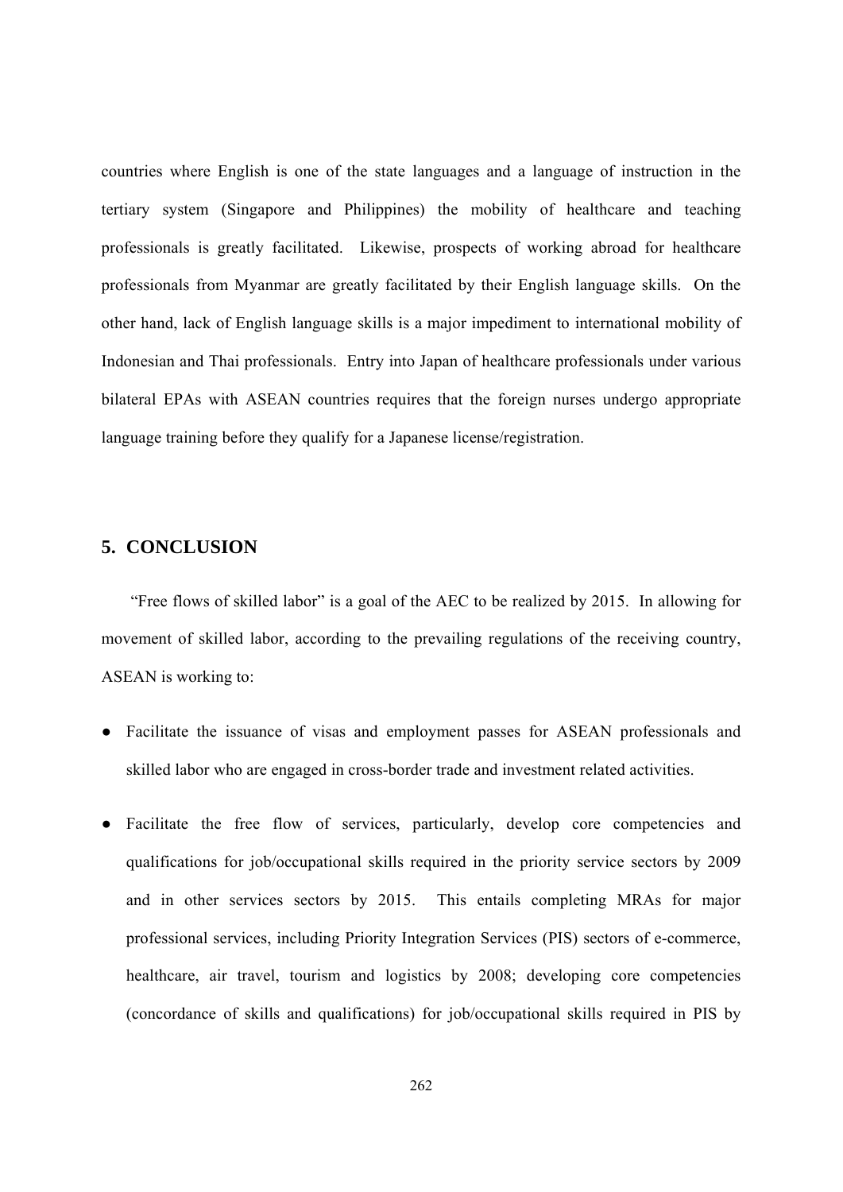countries where English is one of the state languages and a language of instruction in the tertiary system (Singapore and Philippines) the mobility of healthcare and teaching professionals is greatly facilitated. Likewise, prospects of working abroad for healthcare professionals from Myanmar are greatly facilitated by their English language skills. On the other hand, lack of English language skills is a major impediment to international mobility of Indonesian and Thai professionals. Entry into Japan of healthcare professionals under various bilateral EPAs with ASEAN countries requires that the foreign nurses undergo appropriate language training before they qualify for a Japanese license/registration.

## 5. CONCLUSION

"Free flows of skilled labor" is a goal of the AEC to be realized by 2015. In allowing for movement of skilled labor, according to the prevailing regulations of the receiving country, ASEAN is working to:

- Facilitate the issuance of visas and employment passes for ASEAN professionals and skilled labor who are engaged in cross-border trade and investment related activities.
- Facilitate the free flow of services, particularly, develop core competencies and qualifications for job/occupational skills required in the priority service sectors by 2009 and in other services sectors by 2015. This entails completing MRAs for major professional services, including Priority Integration Services (PIS) sectors of e-commerce, healthcare, air travel, tourism and logistics by 2008; developing core competencies (concordance of skills and qualifications) for job/occupational skills required in PIS by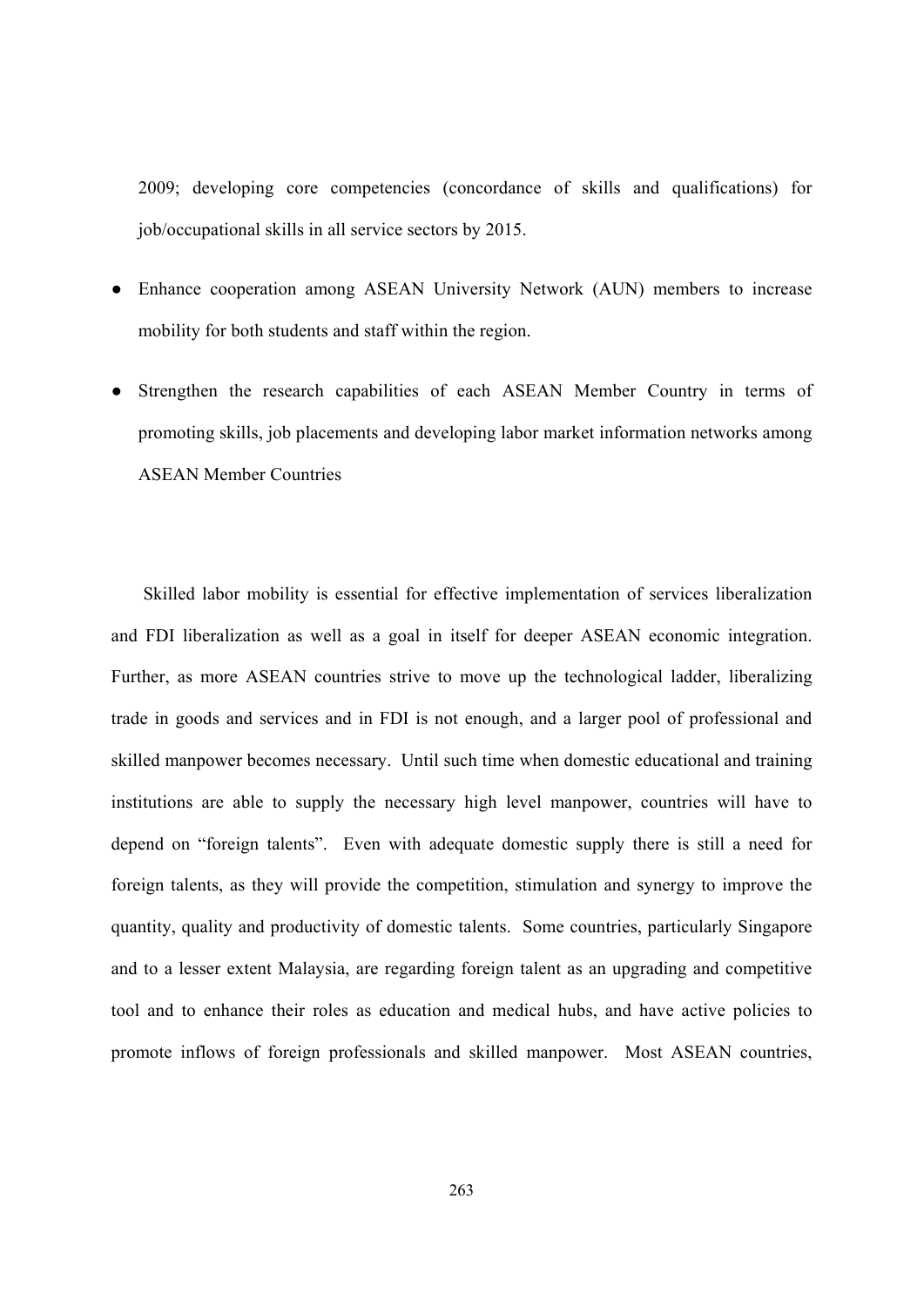2009; developing core competencies (concordance of skills and qualifications) for job/occupational skills in all service sectors by 2015.

- Enhance cooperation among ASEAN University Network (AUN) members to increase mobility for both students and staff within the region.
- Strengthen the research capabilities of each ASEAN Member Country in terms of promoting skills, job placements and developing labor market information networks among ASEAN Member Countries

Skilled labor mobility is essential for effective implementation of services liberalization and FDI liberalization as well as a goal in itself for deeper ASEAN economic integration. Further, as more ASEAN countries strive to move up the technological ladder, liberalizing trade in goods and services and in FDI is not enough, and a larger pool of professional and skilled manpower becomes necessary. Until such time when domestic educational and training institutions are able to supply the necessary high level manpower, countries will have to depend on "foreign talents". Even with adequate domestic supply there is still a need for foreign talents, as they will provide the competition, stimulation and synergy to improve the quantity, quality and productivity of domestic talents. Some countries, particularly Singapore and to a lesser extent Malaysia, are regarding foreign talent as an upgrading and competitive tool and to enhance their roles as education and medical hubs, and have active policies to promote inflows of foreign professionals and skilled manpower. Most ASEAN countries,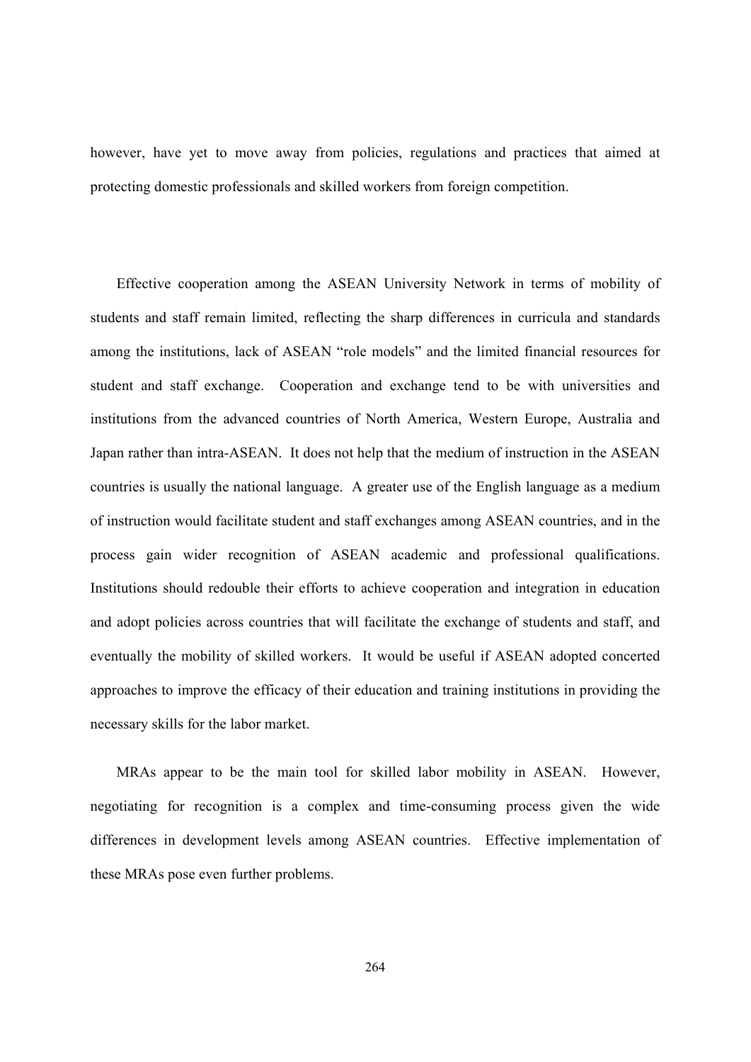however, have yet to move away from policies, regulations and practices that aimed at protecting domestic professionals and skilled workers from foreign competition.

Effective cooperation among the ASEAN University Network in terms of mobility of students and staff remain limited, reflecting the sharp differences in curricula and standards among the institutions, lack of ASEAN "role models" and the limited financial resources for student and staff exchange. Cooperation and exchange tend to be with universities and institutions from the advanced countries of North America, Western Europe, Australia and Japan rather than intra-ASEAN. It does not help that the medium of instruction in the ASEAN countries is usually the national language. A greater use of the English language as a medium of instruction would facilitate student and staff exchanges among ASEAN countries, and in the process gain wider recognition of ASEAN academic and professional qualifications. Institutions should redouble their efforts to achieve cooperation and integration in education and adopt policies across countries that will facilitate the exchange of students and staff, and eventually the mobility of skilled workers. It would be useful if ASEAN adopted concerted approaches to improve the efficacy of their education and training institutions in providing the necessary skills for the labor market.

MRAs appear to be the main tool for skilled labor mobility in ASEAN. However, negotiating for recognition is a complex and time-consuming process given the wide differences in development levels among ASEAN countries. Effective implementation of these MRAs pose even further problems.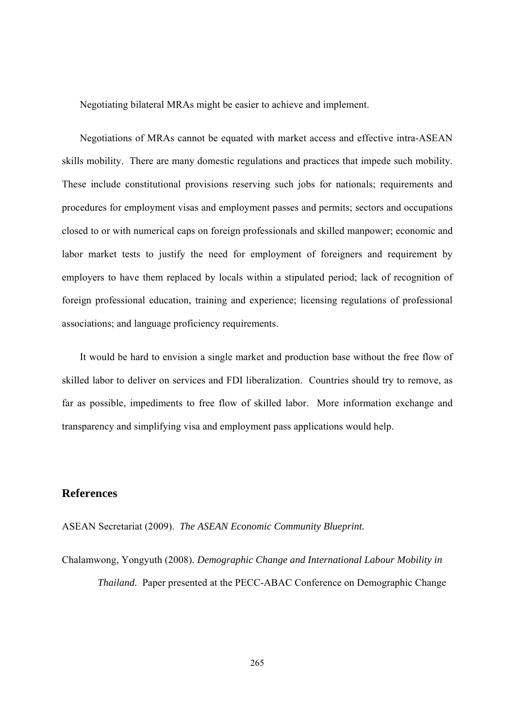Negotiating bilateral MRAs might be easier to achieve and implement.

Negotiations of MRAs cannot be equated with market access and effective intra-ASEAN skills mobility. There are many domestic regulations and practices that impede such mobility. These include constitutional provisions reserving such jobs for nationals; requirements and procedures for employment visas and employment passes and permits; sectors and occupations closed to or with numerical caps on foreign professionals and skilled manpower; economic and labor market tests to justify the need for employment of foreigners and requirement by employers to have them replaced by locals within a stipulated period; lack of recognition of foreign professional education, training and experience; licensing regulations of professional associations; and language proficiency requirements.

It would be hard to envision a single market and production base without the free flow of skilled labor to deliver on services and FDI liberalization. Countries should try to remove, as far as possible, impediments to free flow of skilled labor. More information exchange and transparency and simplifying visa and employment pass applications would help.

## References

ASEAN Secretariat (2009). *The ASEAN Economic Community Blueprint.*

Chalamwong, Yongyuth (2008). *Demographic Change and International Labour Mobility in Thailand.* Paper presented at the PECC-ABAC Conference on Demographic Change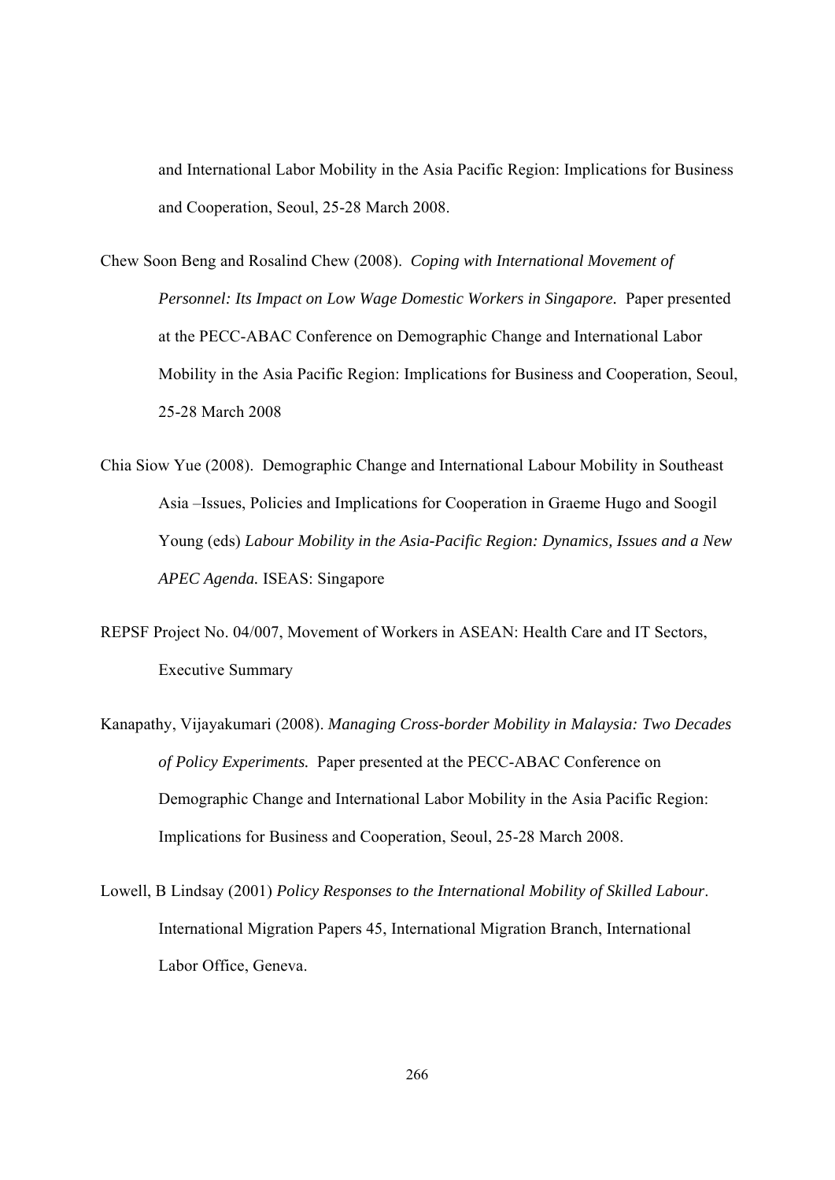and International Labor Mobility in the Asia Pacific Region: Implications for Business and Cooperation, Seoul, 25-28 March 2008.

Chew Soon Beng and Rosalind Chew (2008). *Coping with International Movement of Personnel: Its Impact on Low Wage Domestic Workers in Singapore.* Paper presented at the PECC-ABAC Conference on Demographic Change and International Labor Mobility in the Asia Pacific Region: Implications for Business and Cooperation, Seoul, 25-28 March 2008

Chia Siow Yue (2008). Demographic Change and International Labour Mobility in Southeast Asia –Issues, Policies and Implications for Cooperation in Graeme Hugo and Soogil Young (eds) *Labour Mobility in the Asia-Pacific Region: Dynamics, Issues and a New APEC Agenda.* ISEAS: Singapore

REPSF Project No. 04/007, Movement of Workers in ASEAN: Health Care and IT Sectors, Executive Summary

Kanapathy, Vijayakumari (2008). *Managing Cross-border Mobility in Malaysia: Two Decades of Policy Experiments.* Paper presented at the PECC-ABAC Conference on Demographic Change and International Labor Mobility in the Asia Pacific Region: Implications for Business and Cooperation, Seoul, 25-28 March 2008.

Lowell, B Lindsay (2001) *Policy Responses to the International Mobility of Skilled Labour*. International Migration Papers 45, International Migration Branch, International Labor Office, Geneva.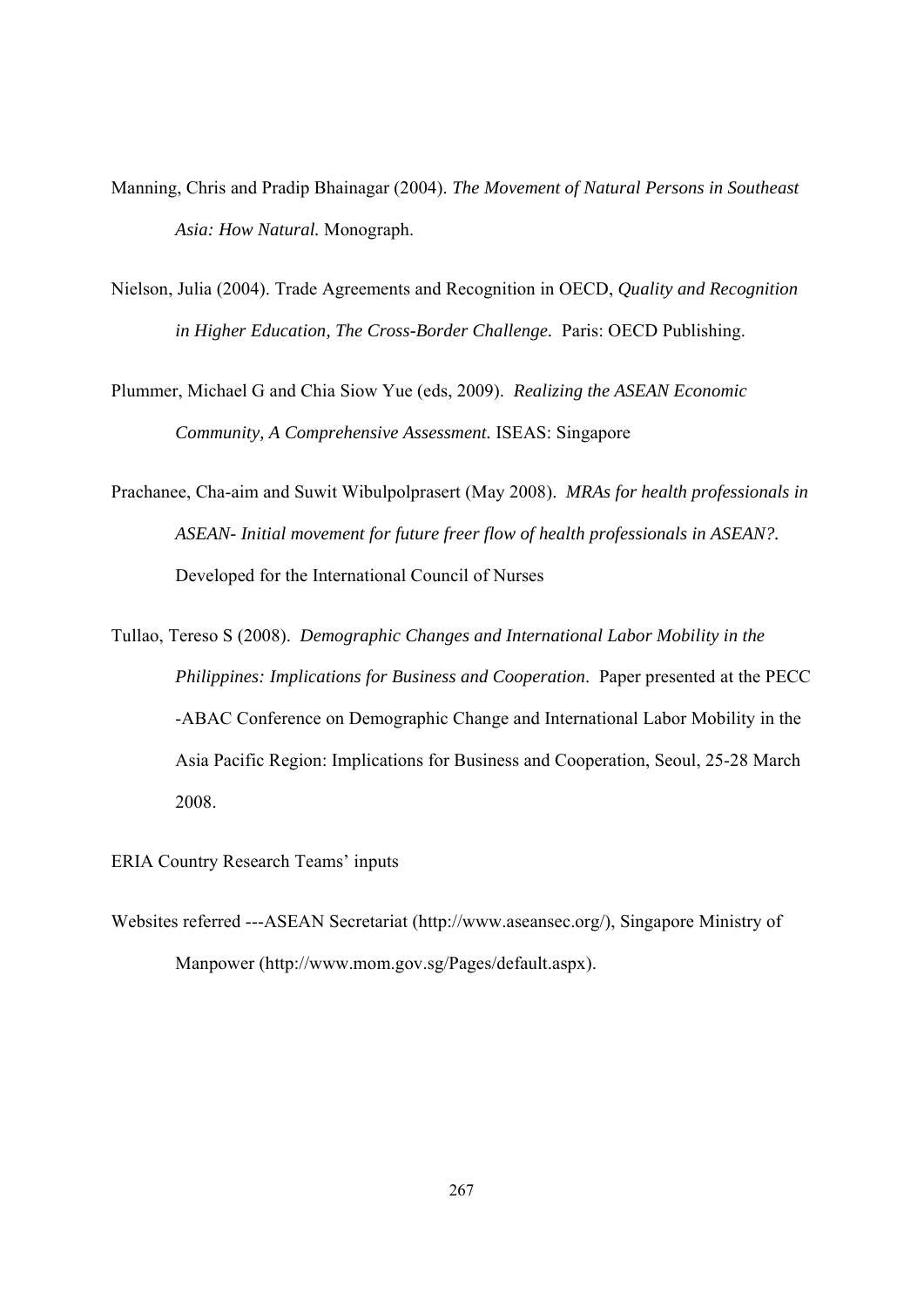Manning, Chris and Pradip Bhainagar (2004). *The Movement of Natural Persons in Southeast Asia: How Natural.* Monograph.

Nielson, Julia (2004). Trade Agreements and Recognition in OECD, *Quality and Recognition in Higher Education, The Cross-Border Challenge.* Paris: OECD Publishing.

Plummer, Michael G and Chia Siow Yue (eds, 2009). *Realizing the ASEAN Economic Community, A Comprehensive Assessment.* ISEAS: Singapore

Prachanee, Cha-aim and Suwit Wibulpolprasert (May 2008). *MRAs for health professionals in ASEAN- Initial movement for future freer flow of health professionals in ASEAN?.* Developed for the International Council of Nurses

Tullao, Tereso S (2008). *Demographic Changes and International Labor Mobility in the Philippines: Implications for Business and Cooperation*. Paper presented at the PECC -ABAC Conference on Demographic Change and International Labor Mobility in the Asia Pacific Region: Implications for Business and Cooperation, Seoul, 25-28 March 2008.

ERIA Country Research Teams' inputs

Websites referred ---ASEAN Secretariat (http://www.aseansec.org/), Singapore Ministry of Manpower (http://www.mom.gov.sg/Pages/default.aspx).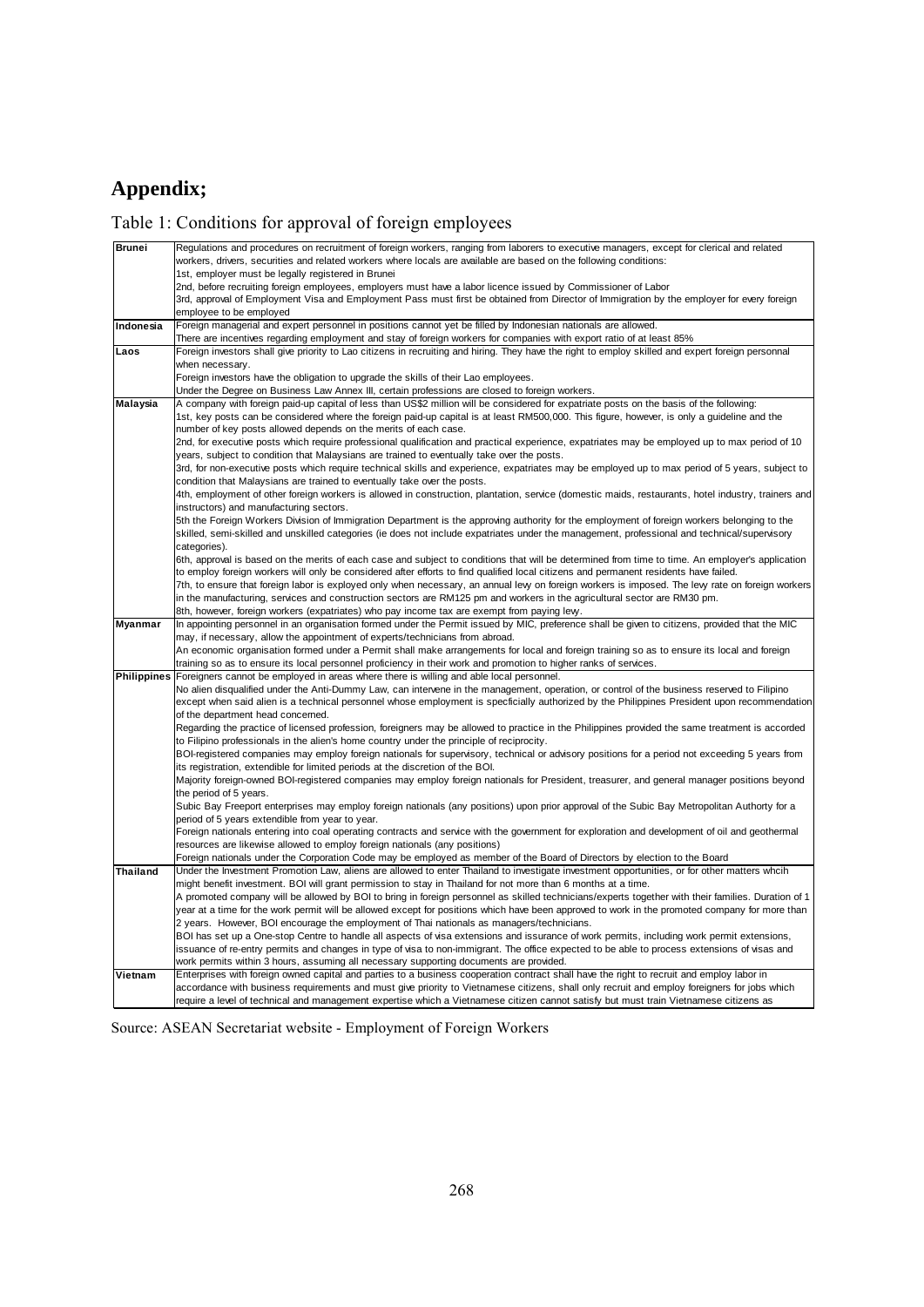# Appendix;

Table 1: Conditions for approval of foreign employees

| | |
|---|---|
| **Brunei** | Regulations and procedures on recruitment of foreign workers, ranging from laborers to executive managers, except for clerical and related workers, drivers, securities and related workers where locals are available are based on the following conditions:<br>1st, employer must be legally registered in Brunei<br>2nd, before recruiting foreign employees, employers must have a labor licence issued by Commissioner of Labor<br>3rd, approval of Employment Visa and Employment Pass must first be obtained from Director of Immigration by the employer for every foreign employee to be employed |
| **Indonesia** | Foreign managerial and expert personnel in positions cannot yet be filled by Indonesian nationals are allowed.<br>There are incentives regarding employment and stay of foreign workers for companies with export ratio of at least 85% |
| **Laos** | Foreign investors shall give priority to Lao citizens in recruiting and hiring. They have the right to employ skilled and expert foreign personnal when necessary.<br>Foreign investors have the obligation to upgrade the skills of their Lao employees.<br>Under the Degree on Business Law Annex III, certain professions are closed to foreign workers. |
| **Malaysia** | A company with foreign paid-up capital of less than US$2 million will be considered for expatriate posts on the basis of the following:<br>1st, key posts can be considered where the foreign paid-up capital is at least RM500,000. This figure, however, is only a guideline and the number of key posts allowed depends on the merits of each case.<br>2nd, for executive posts which require professional qualification and practical experience, expatriates may be employed up to max period of 10 years, subject to condition that Malaysians are trained to eventually take over the posts.<br>3rd, for non-executive posts which require technical skills and experience, expatriates may be employed up to max period of 5 years, subject to condition that Malaysians are trained to eventually take over the posts.<br>4th, employment of other foreign workers is allowed in construction, plantation, service (domestic maids, restaurants, hotel industry, trainers and instructors) and manufacturing sectors.<br>5th the Foreign Workers Division of Immigration Department is the approving authority for the employment of foreign workers belonging to the skilled, semi-skilled and unskilled categories (ie does not include expatriates under the management, professional and technical/supervisory categories).<br>6th, approval is based on the merits of each case and subject to conditions that will be determined from time to time. An employer's application to employ foreign workers will only be considered after efforts to find qualified local citizens and permanent residents have failed.<br>7th, to ensure that foreign labor is exployed only when necessary, an annual levy on foreign workers is imposed. The levy rate on foreign workers in the manufacturing, services and construction sectors are RM125 pm and workers in the agricultural sector are RM30 pm.<br>8th, however, foreign workers (expatriates) who pay income tax are exempt from paying levy. |
| **Myanmar** | In appointing personnel in an organisation formed under the Permit issued by MIC, preference shall be given to citizens, provided that the MIC may, if necessary, allow the appointment of experts/technicians from abroad.<br>An economic organisation formed under a Permit shall make arrangements for local and foreign training so as to ensure its local and foreign training so as to ensure its local personnel proficiency in their work and promotion to higher ranks of services. |
| **Philippines** | Foreigners cannot be employed in areas where there is willing and able local personnel.<br>No alien disqualified under the Anti-Dummy Law, can intervene in the management, operation, or control of the business reserved to Filipino except when said alien is a technical personnel whose employment is specficially authorized by the Philippines President upon recommendation of the department head concerned.<br>Regarding the practice of licensed profession, foreigners may be allowed to practice in the Philippines provided the same treatment is accorded to Filipino professionals in the alien's home country under the principle of reciprocity.<br>BOI-registered companies may employ foreign nationals for supervisory, technical or advisory positions for a period not exceeding 5 years from its registration, extendible for limited periods at the discretion of the BOI.<br>Majority foreign-owned BOI-registered companies may employ foreign nationals for President, treasurer, and general manager positions beyond the period of 5 years.<br>Subic Bay Freeport enterprises may employ foreign nationals (any positions) upon prior approval of the Subic Bay Metropolitan Authorty for a period of 5 years extendible from year to year.<br>Foreign nationals entering into coal operating contracts and service with the government for exploration and development of oil and geothermal resources are likewise allowed to employ foreign nationals (any positions)<br>Foreign nationals under the Corporation Code may be employed as member of the Board of Directors by election to the Board |
| **Thailand** | Under the Investment Promotion Law, aliens are allowed to enter Thailand to investigate investment opportunities, or for other matters whcih might benefit investment. BOI will grant permission to stay in Thailand for not more than 6 months at a time.<br>A promoted company will be allowed by BOI to bring in foreign personnel as skilled technicians/experts together with their families. Duration of 1 year at a time for the work permit will be allowed except for positions which have been approved to work in the promoted company for more than 2 years. However, BOI encourage the employment of Thai nationals as managers/technicians.<br>BOI has set up a One-stop Centre to handle all aspects of visa extensions and issurance of work permits, including work permit extensions, issuance of re-entry permits and changes in type of visa to non-immigrant. The office expected to be able to process extensions of visas and work permits within 3 hours, assuming all necessary supporting documents are provided. |
| **Vietnam** | Enterprises with foreign owned capital and parties to a business cooperation contract shall have the right to recruit and employ labor in accordance with business requirements and must give priority to Vietnamese citizens, shall only recruit and employ foreigners for jobs which require a level of technical and management expertise which a Vietnamese citizen cannot satisfy but must train Vietnamese citizens as |

Source: ASEAN Secretariat website - Employment of Foreign Workers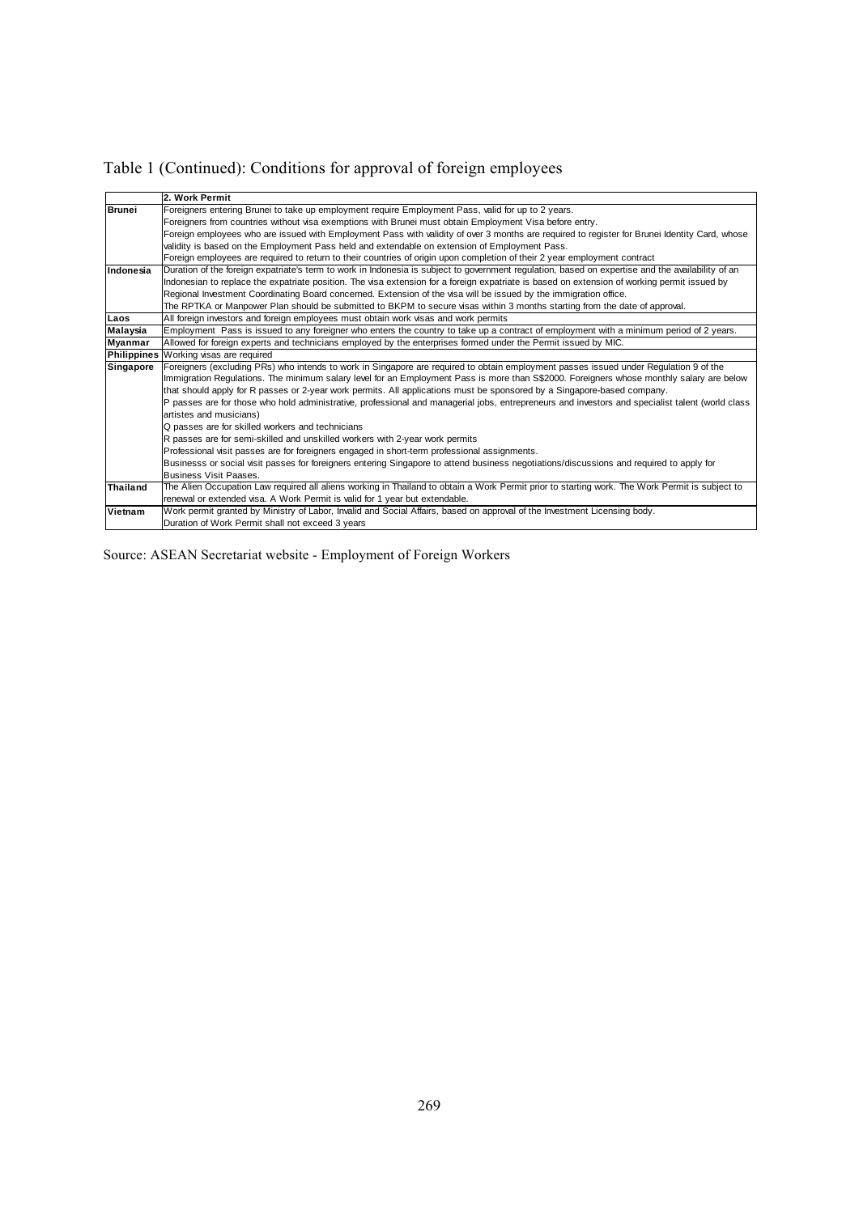Table 1 (Continued): Conditions for approval of foreign employees

| | 2. Work Permit |
|---|---|
| **Brunei** | Foreigners entering Brunei to take up employment require Employment Pass, valid for up to 2 years.<br>Foreigners from countries without visa exemptions with Brunei must obtain Employment Visa before entry.<br>Foreign employees who are issued with Employment Pass with validity of over 3 months are required to register for Brunei Identity Card, whose validity is based on the Employment Pass held and extendable on extension of Employment Pass.<br>Foreign employees are required to return to their countries of origin upon completion of their 2 year employment contract |
| **Indonesia** | Duration of the foreign expatriate's term to work in Indonesia is subject to government regulation, based on expertise and the availability of an Indonesian to replace the expatriate position. The visa extension for a foreign expatriate is based on extension of working permit issued by Regional Investment Coordinating Board concerned. Extension of the visa will be issued by the immigration office.<br>The RPTKA or Manpower Plan should be submitted to BKPM to secure visas within 3 months starting from the date of approval. |
| **Laos** | All foreign investors and foreign employees must obtain work visas and work permits |
| **Malaysia** | Employment Pass is issued to any foreigner who enters the country to take up a contract of employment with a minimum period of 2 years. |
| **Myanmar** | Allowed for foreign experts and technicians employed by the enterprises formed under the Permit issued by MIC. |
| **Philippines** | Working visas are required |
| **Singapore** | Foreigners (excluding PRs) who intends to work in Singapore are required to obtain employment passes issued under Regulation 9 of the Immigration Regulations. The minimum salary level for an Employment Pass is more than S$2000. Foreigners whose monthly salary are below that should apply for R passes or 2-year work permits. All applications must be sponsored by a Singapore-based company.<br>P passes are for those who hold administrative, professional and managerial jobs, entrepreneurs and investors and specialist talent (world class artistes and musicians)<br>Q passes are for skilled workers and technicians<br>R passes are for semi-skilled and unskilled workers with 2-year work permits<br>Professional visit passes are for foreigners engaged in short-term professional assignments.<br>Businesss or social visit passes for foreigners entering Singapore to attend business negotiations/discussions and required to apply for Business Visit Paases. |
| **Thailand** | The Alien Occupation Law required all aliens working in Thailand to obtain a Work Permit prior to starting work. The Work Permit is subject to renewal or extended visa. A Work Permit is valid for 1 year but extendable. |
| **Vietnam** | Work permit granted by Ministry of Labor, Invalid and Social Affairs, based on approval of the Investment Licensing body.<br>Duration of Work Permit shall not exceed 3 years |

Source: ASEAN Secretariat website - Employment of Foreign Workers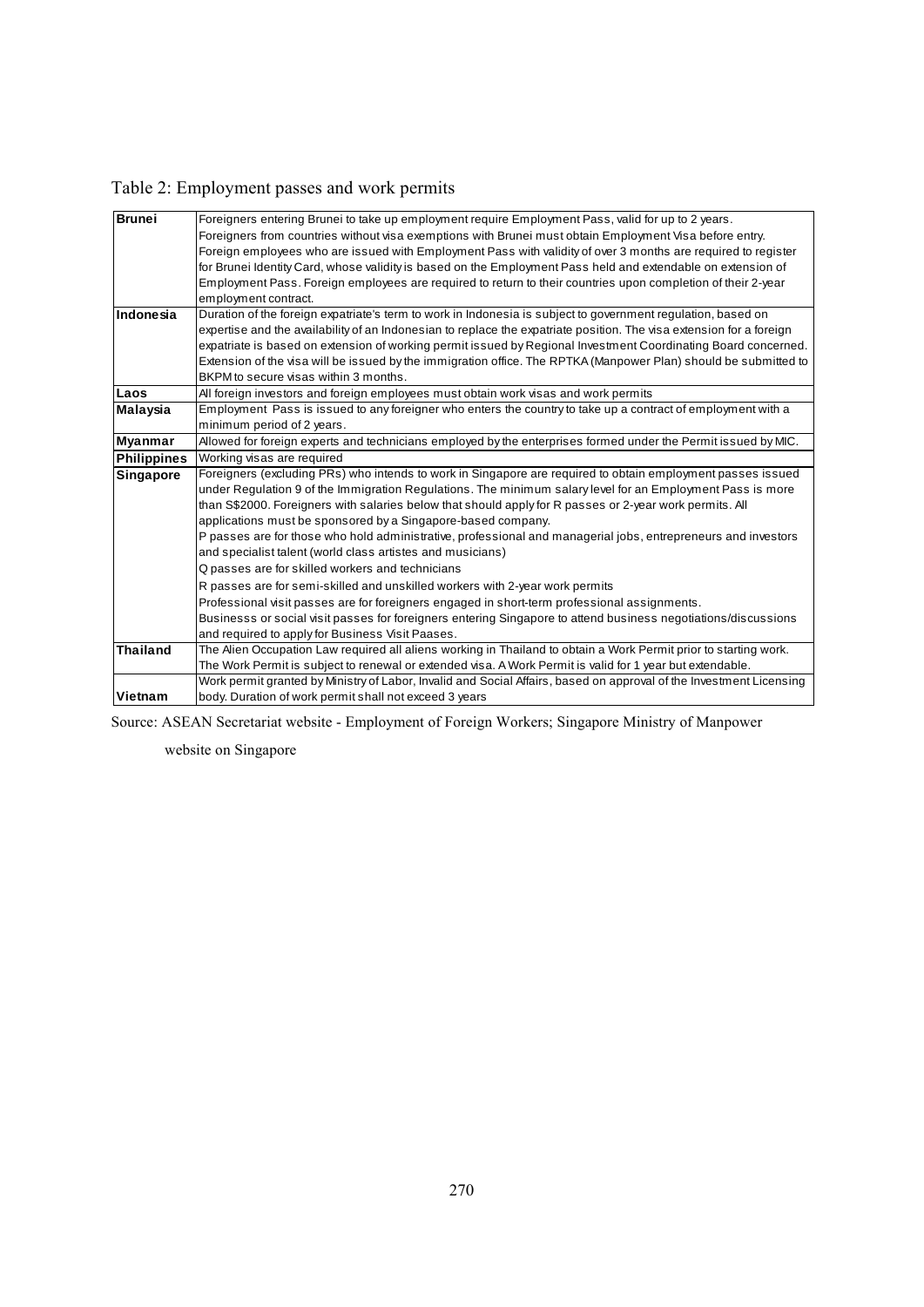Table 2: Employment passes and work permits

| | |
|---|---|
| **Brunei** | Foreigners entering Brunei to take up employment require Employment Pass, valid for up to 2 years. Foreigners from countries without visa exemptions with Brunei must obtain Employment Visa before entry. Foreign employees who are issued with Employment Pass with validity of over 3 months are required to register for Brunei Identity Card, whose validity is based on the Employment Pass held and extendable on extension of Employment Pass. Foreign employees are required to return to their countries upon completion of their 2-year employment contract. |
| **Indonesia** | Duration of the foreign expatriate's term to work in Indonesia is subject to government regulation, based on expertise and the availability of an Indonesian to replace the expatriate position. The visa extension for a foreign expatriate is based on extension of working permit issued by Regional Investment Coordinating Board concerned. Extension of the visa will be issued by the immigration office. The RPTKA (Manpower Plan) should be submitted to BKPM to secure visas within 3 months. |
| **Laos** | All foreign investors and foreign employees must obtain work visas and work permits |
| **Malaysia** | Employment Pass is issued to any foreigner who enters the country to take up a contract of employment with a minimum period of 2 years. |
| **Myanmar** | Allowed for foreign experts and technicians employed by the enterprises formed under the Permit issued by MIC. |
| **Philippines** | Working visas are required |
| **Singapore** | Foreigners (excluding PRs) who intends to work in Singapore are required to obtain employment passes issued under Regulation 9 of the Immigration Regulations. The minimum salary level for an Employment Pass is more than S$2000. Foreigners with salaries below that should apply for R passes or 2-year work permits. All applications must be sponsored by a Singapore-based company.<br>P passes are for those who hold administrative, professional and managerial jobs, entrepreneurs and investors and specialist talent (world class artistes and musicians)<br>Q passes are for skilled workers and technicians<br>R passes are for semi-skilled and unskilled workers with 2-year work permits<br>Professional visit passes are for foreigners engaged in short-term professional assignments.<br>Businesss or social visit passes for foreigners entering Singapore to attend business negotiations/discussions and required to apply for Business Visit Paases. |
| **Thailand** | The Alien Occupation Law required all aliens working in Thailand to obtain a Work Permit prior to starting work. The Work Permit is subject to renewal or extended visa. A Work Permit is valid for 1 year but extendable. |
| **Vietnam** | Work permit granted by Ministry of Labor, Invalid and Social Affairs, based on approval of the Investment Licensing body. Duration of work permit shall not exceed 3 years |

Source: ASEAN Secretariat website - Employment of Foreign Workers; Singapore Ministry of Manpower website on Singapore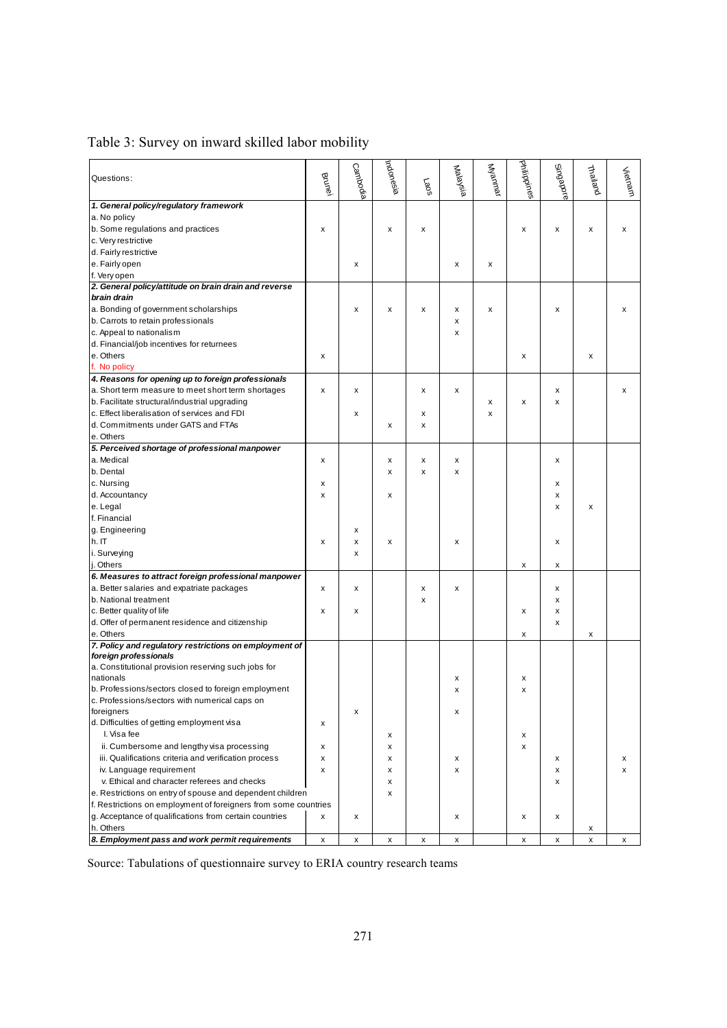Table 3: Survey on inward skilled labor mobility

| Questions: | Brunei | Cambodia | Indonesia | Laos | Malaysia | Myanmar | Philippines | Singapore | Thailand | Vietnam |
|---|---|---|---|---|---|---|---|---|---|---|
| ***1. General policy/regulatory framework*** | | | | | | | | | | |
| a. No policy | | | | | | | | | | |
| b. Some regulations and practices | x | | x | x | | | x | x | x | x |
| c. Very restrictive | | | | | | | | | | |
| d. Fairly restrictive | | | | | | | | | | |
| e. Fairly open | | x | | | x | x | | | | |
| f. Very open | | | | | | | | | | |
| ***2. General policy/attitude on brain drain and reverse brain drain*** | | | | | | | | | | |
| a. Bonding of government scholarships | | x | x | x | x | x | | x | | x |
| b. Carrots to retain professionals | | | | | x | | | | | |
| c. Appeal to nationalism | | | | | x | | | | | |
| d. Financial/job incentives for returnees | | | | | | | | | | |
| e. Others | x | | | | | | x | | x | |
| f. No policy | | | | | | | | | | |
| ***4. Reasons for opening up to foreign professionals*** | | | | | | | | | | |
| a. Short term measure to meet short term shortages | x | x | | x | x | | | x | | x |
| b. Facilitate structural/industrial upgrading | | | | | | x | x | x | | |
| c. Effect liberalisation of services and FDI | | x | | x | | x | | | | |
| d. Commitments under GATS and FTAs | | | x | x | | | | | | |
| e. Others | | | | | | | | | | |
| ***5. Perceived shortage of professional manpower*** | | | | | | | | | | |
| a. Medical | x | | x | x | x | | | x | | |
| b. Dental | | | x | x | x | | | | | |
| c. Nursing | x | | | | | | | x | | |
| d. Accountancy | x | | x | | | | | x | | |
| e. Legal | | | | | | | | x | x | |
| f. Financial | | | | | | | | | | |
| g. Engineering | | x | | | | | | | | |
| h. IT | x | x | x | | x | | | x | | |
| i. Surveying | | x | | | | | | | | |
| j. Others | | | | | | | x | x | | |
| ***6. Measures to attract foreign professional manpower*** | | | | | | | | | | |
| a. Better salaries and expatriate packages | x | x | | x | x | | | x | | |
| b. National treatment | | | | x | | | | x | | |
| c. Better quality of life | x | x | | | | | x | x | | |
| d. Offer of permanent residence and citizenship | | | | | | | | x | | |
| e. Others | | | | | | | x | | x | |
| ***7. Policy and regulatory restrictions on employment of foreign professionals*** | | | | | | | | | | |
| a. Constitutional provision reserving such jobs for nationals | | | | | x | | x | | | |
| b. Professions/sectors closed to foreign employment | | | | | x | | x | | | |
| c. Professions/sectors with numerical caps on foreigners | | x | | | x | | | | | |
| d. Difficulties of getting employment visa | x | | | | | | | | | |
| i. Visa fee | | | x | | | | x | | | |
| ii. Cumbersome and lengthy visa processing | x | | x | | | | x | | | |
| iii. Qualifications criteria and verification process | x | | x | | x | | | x | | x |
| iv. Language requirement | x | | x | | x | | | x | | x |
| v. Ethical and character referees and checks | | | x | | | | | x | | |
| e. Restrictions on entry of spouse and dependent children | | | x | | | | | | | |
| f. Restrictions on employment of foreigners from some countries | | | | | | | | | | |
| g. Acceptance of qualifications from certain countries | x | x | | | x | | x | x | | |
| h. Others | | | | | | | | | x | |
| ***8. Employment pass and work permit requirements*** | x | x | x | x | x | | x | x | x | x |

Source: Tabulations of questionnaire survey to ERIA country research teams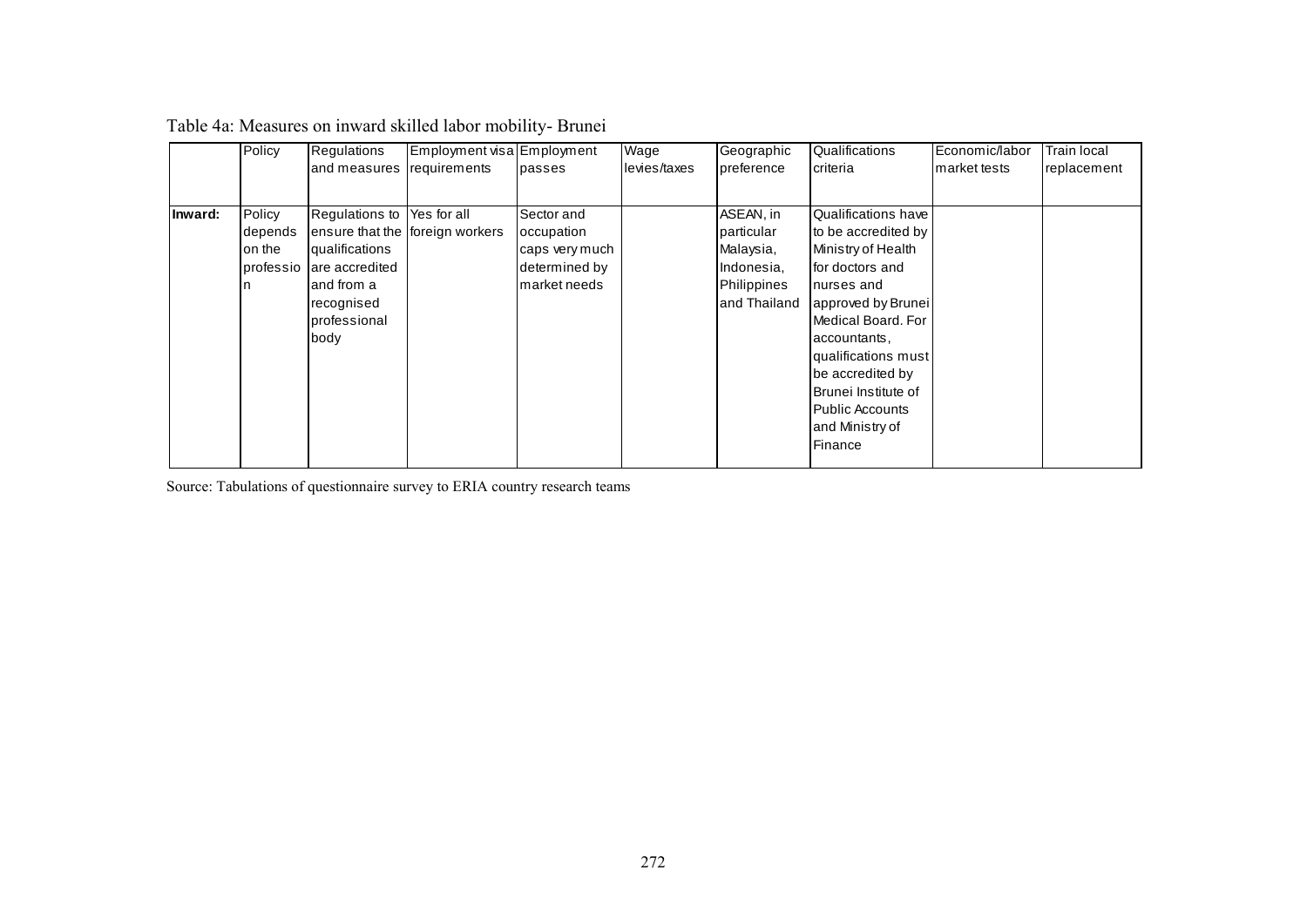Table 4a: Measures on inward skilled labor mobility- Brunei

| | Policy | Regulations and measures | Employment visa requirements | Employment passes | Wage levies/taxes | Geographic preference | Qualifications criteria | Economic/labor market tests | Train local replacement |
|---|---|---|---|---|---|---|---|---|---|
| **Inward:** | Policy depends on the profession | Regulations to ensure that the qualifications are accredited and from a recognised professional body | Yes for all foreign workers | Sector and occupation caps very much determined by market needs | | ASEAN, in particular Malaysia, Indonesia, Philippines and Thailand | Qualifications have to be accredited by Ministry of Health for doctors and nurses and approved by Brunei Medical Board. For accountants, qualifications must be accredited by Brunei Institute of Public Accounts and Ministry of Finance | | |

Source: Tabulations of questionnaire survey to ERIA country research teams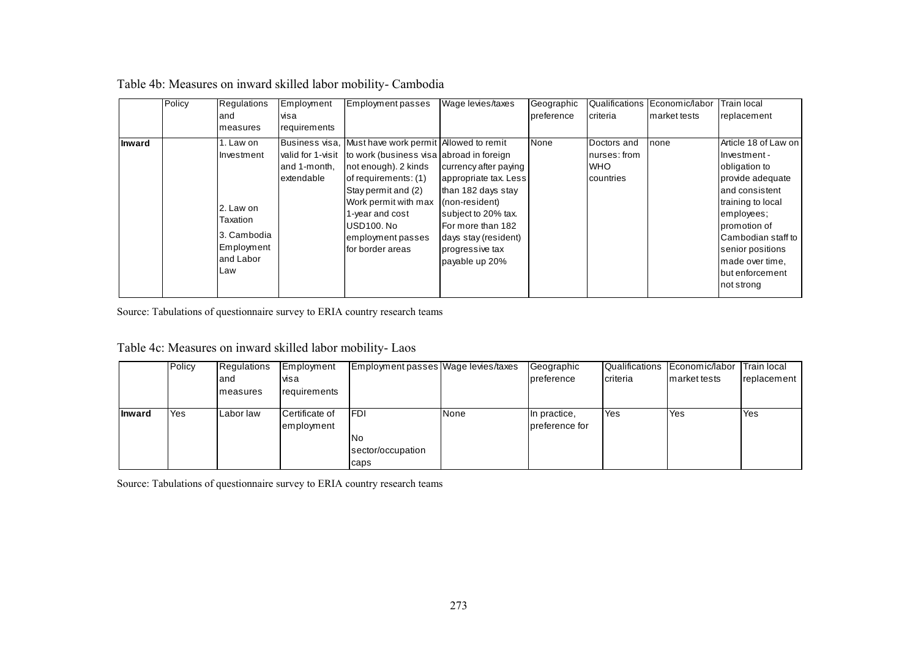Table 4b: Measures on inward skilled labor mobility- Cambodia

| | Policy | Regulations and measures | Employment visa requirements | Employment passes | Wage levies/taxes | Geographic preference | Qualifications criteria | Economic/labor market tests | Train local replacement |
|---|---|---|---|---|---|---|---|---|---|
| **Inward** | | 1. Law on Investment<br><br>2. Law on Taxation<br><br>3. Cambodia Employment and Labor Law | Business visa, valid for 1-visit and 1-month, extendable | Must have work permit to work (business visa not enough). 2 kinds of requirements: (1) Stay permit and (2) Work permit with max 1-year and cost USD100. No employment passes for border areas | Allowed to remit abroad in foreign currency after paying appropriate tax. Less than 182 days stay (non-resident) subject to 20% tax. For more than 182 days stay (resident) progressive tax payable up 20% | None | Doctors and nurses: from WHO countries | none | Article 18 of Law on Investment - obligation to provide adequate and consistent training to local employees; promotion of Cambodian staff to senior positions made over time, but enforcement not strong |

Source: Tabulations of questionnaire survey to ERIA country research teams

Table 4c: Measures on inward skilled labor mobility- Laos

| | Policy | Regulations and measures | Employment visa requirements | Employment passes | Wage levies/taxes | Geographic preference | Qualifications criteria | Economic/labor market tests | Train local replacement |
|---|---|---|---|---|---|---|---|---|---|
| **Inward** | Yes | Labor law | Certificate of employment | FDI<br><br>No sector/occupation caps | None | In practice, preference for | Yes | Yes | Yes |

Source: Tabulations of questionnaire survey to ERIA country research teams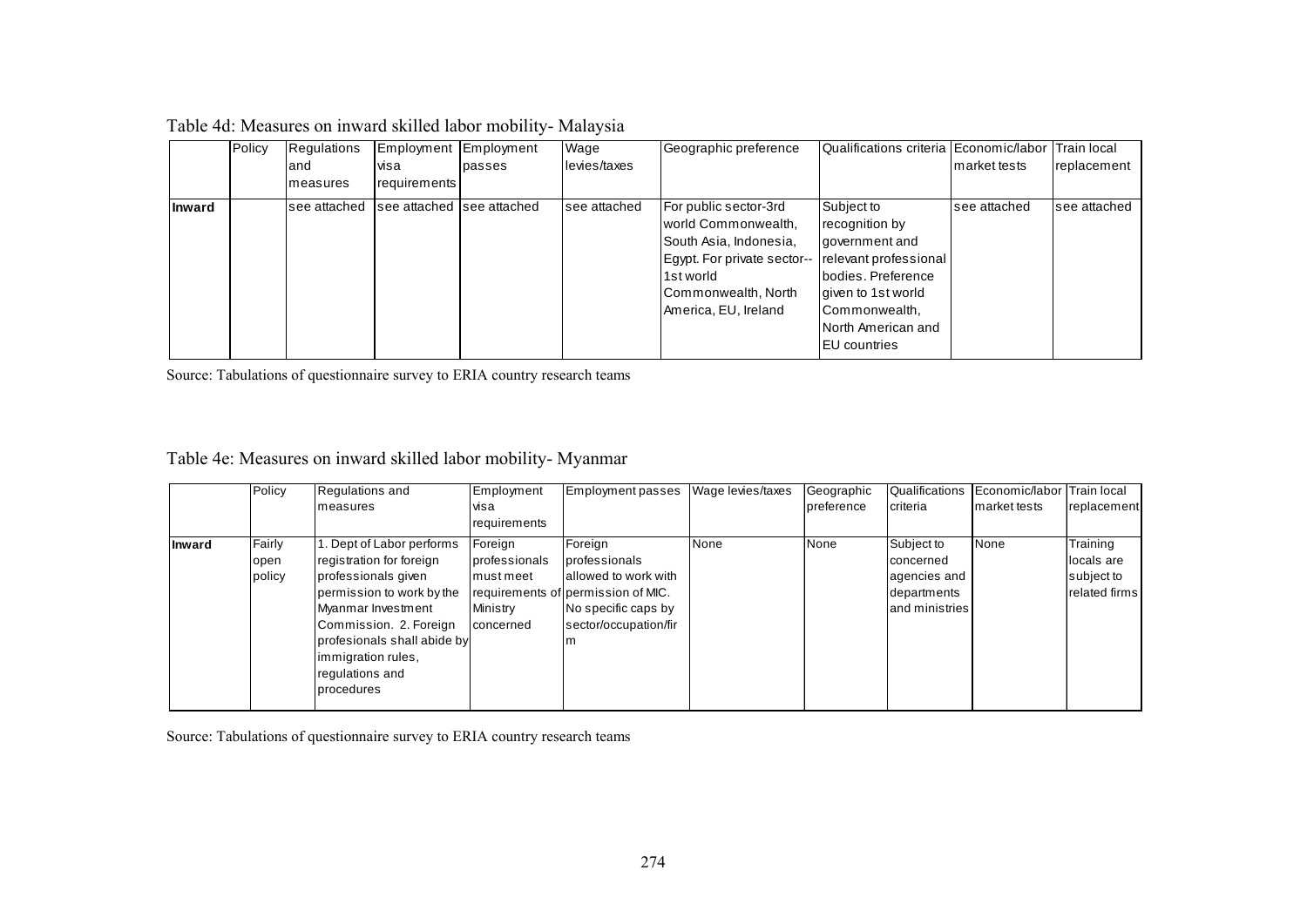Table 4d: Measures on inward skilled labor mobility- Malaysia

| | Policy | Regulations and measures | Employment visa requirements | Employment passes | Wage levies/taxes | Geographic preference | Qualifications criteria | Economic/labor market tests | Train local replacement |
|---|---|---|---|---|---|---|---|---|---|
| **Inward** | | see attached | see attached | see attached | see attached | For public sector-3rd world Commonwealth, South Asia, Indonesia, Egypt. For private sector--1st world Commonwealth, North America, EU, Ireland | Subject to recognition by government and relevant professional bodies. Preference given to 1st world Commonwealth, North American and EU countries | see attached | see attached |

Source: Tabulations of questionnaire survey to ERIA country research teams

Table 4e: Measures on inward skilled labor mobility- Myanmar

| | Policy | Regulations and measures | Employment visa requirements | Employment passes | Wage levies/taxes | Geographic preference | Qualifications criteria | Economic/labor market tests | Train local replacement |
|---|---|---|---|---|---|---|---|---|---|
| **Inward** | Fairly open policy | 1. Dept of Labor performs registration for foreign professionals given permission to work by the Myanmar Investment Commission. 2. Foreign profesionals shall abide by immigration rules, regulations and procedures | Foreign professionals must meet requirements of Ministry concerned | Foreign professionals allowed to work with permission of MIC. No specific caps by sector/occupation/firm | None | None | Subject to concerned agencies and departments and ministries | None | Training locals are subject to related firms |

Source: Tabulations of questionnaire survey to ERIA country research teams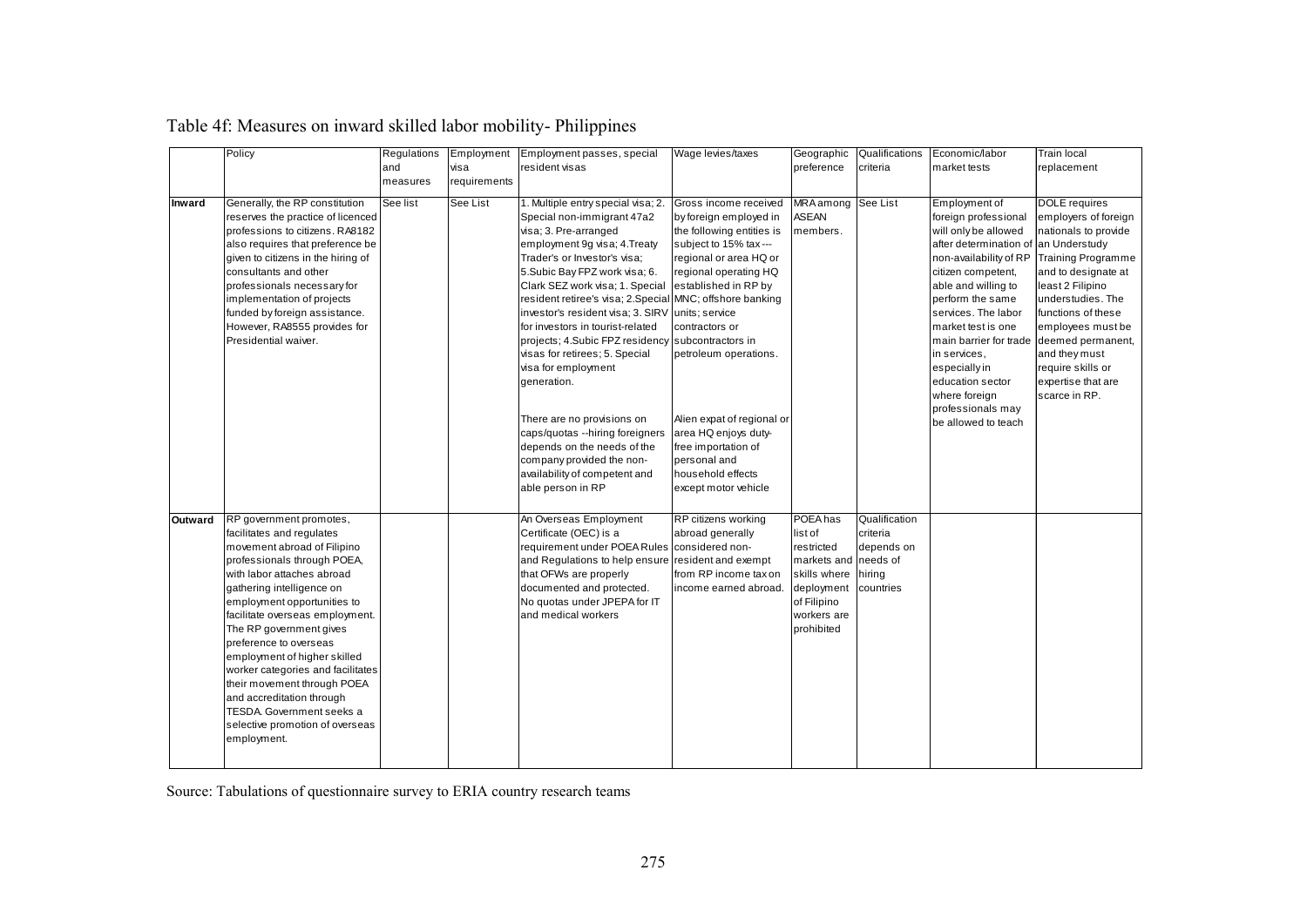Table 4f: Measures on inward skilled labor mobility- Philippines

| | Policy | Regulations and measures | Employment visa requirements | Employment passes, special resident visas | Wage levies/taxes | Geographic preference | Qualifications criteria | Economic/labor market tests | Train local replacement |
|---|---|---|---|---|---|---|---|---|---|
| **Inward** | Generally, the RP constitution reserves the practice of licenced professions to citizens. RA8182 also requires that preference be given to citizens in the hiring of consultants and other professionals necessary for implementation of projects funded by foreign assistance. However, RA8555 provides for Presidential waiver. | See list | See List | 1. Multiple entry special visa; 2. Special non-immigrant 47a2 visa; 3. Pre-arranged employment 9g visa; 4.Treaty Trader's or Investor's visa; 5.Subic Bay FPZ work visa; 6. Clark SEZ work visa; 1. Special resident retiree's visa; 2.Special investor's resident visa; 3. SIRV for investors in tourist-related projects; 4.Subic FPZ residency visas for retirees; 5. Special visa for employment generation.<br><br>There are no provisions on caps/quotas --hiring foreigners depends on the needs of the company provided the non-availability of competent and able person in RP | Gross income received by foreign employed in the following entities is subject to 15% tax --- regional or area HQ or regional operating HQ established in RP by MNC; offshore banking units; service contractors or subcontractors in petroleum operations.<br><br>Alien expat of regional or area HQ enjoys duty-free importation of personal and household effects except motor vehicle | MRA among ASEAN members. | See List | Employment of foreign professional will only be allowed after determination of non-availability of RP citizen competent, able and willing to perform the same services. The labor market test is one main barrier for trade in services, especially in education sector where foreign professionals may be allowed to teach | DOLE requires employers of foreign nationals to provide an Understudy Training Programme and to designate at least 2 Filipino understudies. The functions of these employees must be deemed permanent, and they must require skills or expertise that are scarce in RP. |
| **Outward** | RP government promotes, facilitates and regulates movement abroad of Filipino professionals through POEA, with labor attaches abroad gathering intelligence on employment opportunities to facilitate overseas employment. The RP government gives preference to overseas employment of higher skilled worker categories and facilitates their movement through POEA and accreditation through TESDA. Government seeks a selective promotion of overseas employment. | | | An Overseas Employment Certificate (OEC) is a requirement under POEA Rules and Regulations to help ensure that OFWs are properly documented and protected. No quotas under JPEPA for IT and medical workers | RP citizens working abroad generally considered non-resident and exempt from RP income tax on income earned abroad. | POEA has list of restricted markets and skills where deployment of Filipino workers are prohibited | Qualification criteria depends on needs of hiring countries | | |

Source: Tabulations of questionnaire survey to ERIA country research teams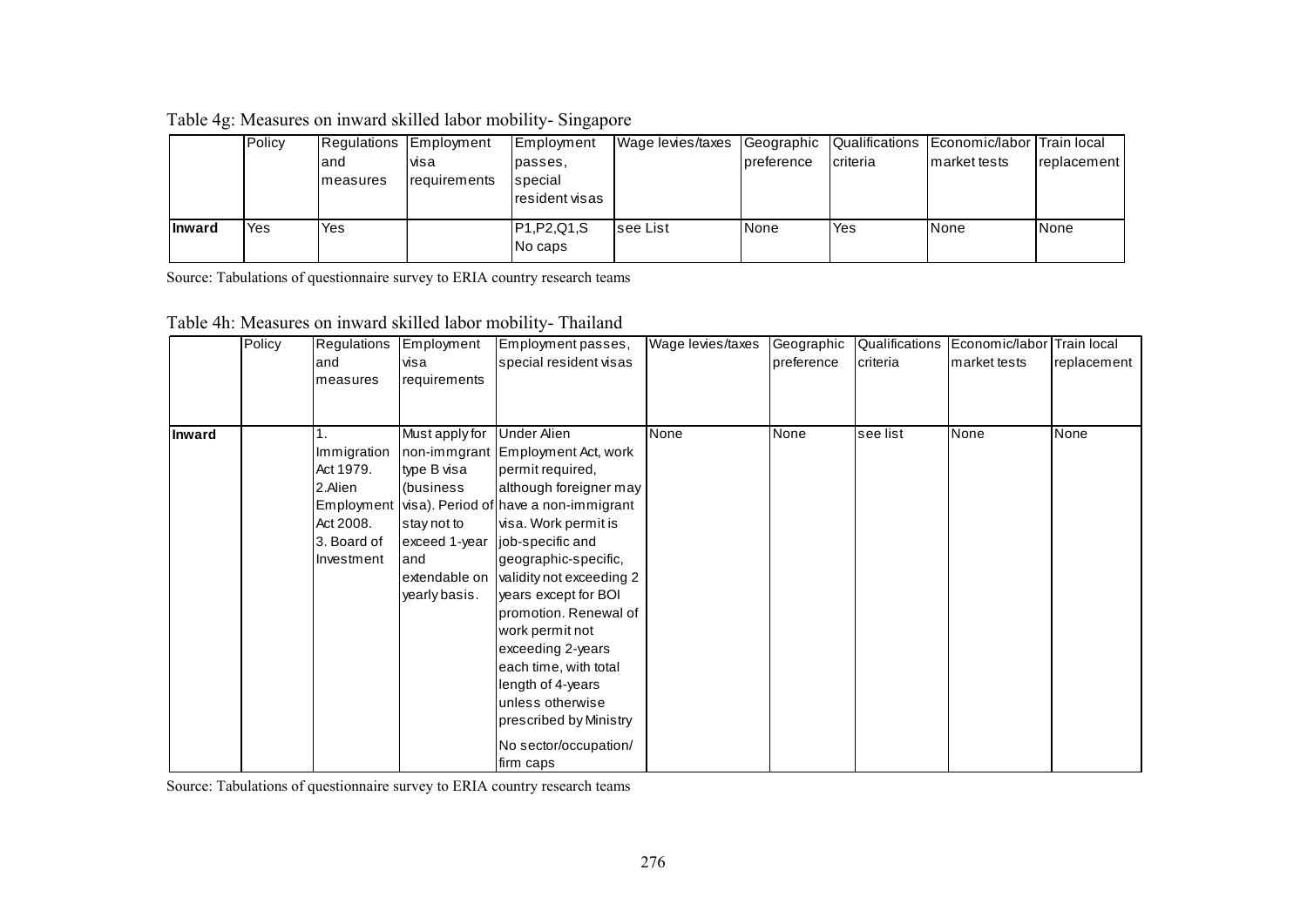Table 4g: Measures on inward skilled labor mobility- Singapore

| | Policy | Regulations and measures | Employment visa requirements | Employment passes, special resident visas | Wage levies/taxes | Geographic preference | Qualifications criteria | Economic/labor market tests | Train local replacement |
|---|---|---|---|---|---|---|---|---|---|
| **Inward** | Yes | Yes | | P1,P2,Q1,S No caps | see List | None | Yes | None | None |

Source: Tabulations of questionnaire survey to ERIA country research teams

Table 4h: Measures on inward skilled labor mobility- Thailand

| | Policy | Regulations and measures | Employment visa requirements | Employment passes, special resident visas | Wage levies/taxes | Geographic preference | Qualifications criteria | Economic/labor market tests | Train local replacement |
|---|---|---|---|---|---|---|---|---|---|
| **Inward** | | 1. Immigration Act 1979. 2.Alien Employment Act 2008. 3. Board of Investment | Must apply for non-immgrant type B visa (business visa). Period of stay not to exceed 1-year and extendable on yearly basis. | Under Alien Employment Act, work permit required, although foreigner may have a non-immigrant visa. Work permit is job-specific and geographic-specific, validity not exceeding 2 years except for BOI promotion. Renewal of work permit not exceeding 2-years each time, with total length of 4-years unless otherwise prescribed by Ministry No sector/occupation/ firm caps | None | None | see list | None | None |

Source: Tabulations of questionnaire survey to ERIA country research teams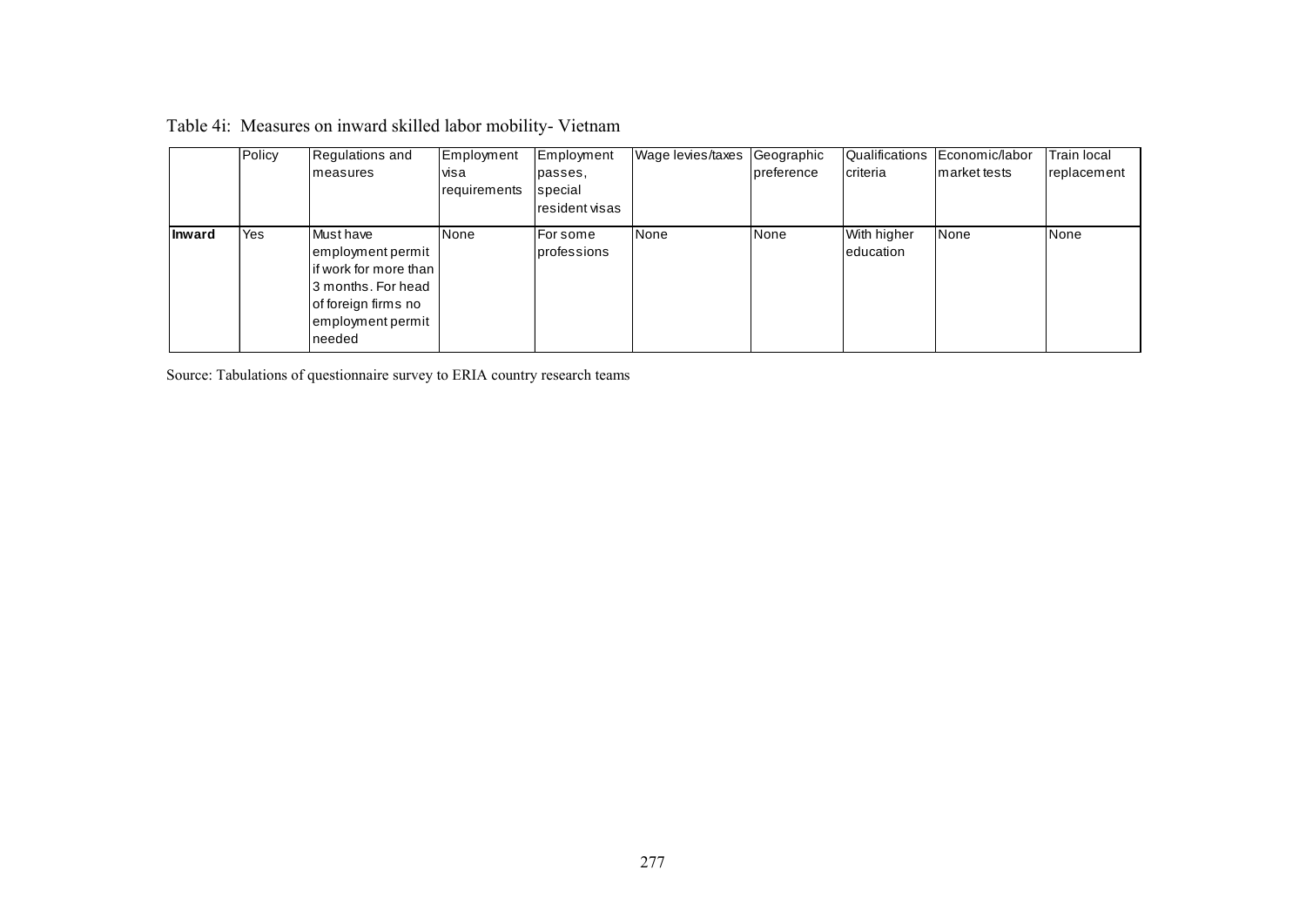Table 4i: Measures on inward skilled labor mobility- Vietnam

| | Policy | Regulations and measures | Employment visa requirements | Employment passes, special resident visas | Wage levies/taxes | Geographic preference | Qualifications criteria | Economic/labor market tests | Train local replacement |
|---|---|---|---|---|---|---|---|---|---|
| **Inward** | Yes | Must have employment permit if work for more than 3 months. For head of foreign firms no employment permit needed | None | For some professions | None | None | With higher education | None | None |

Source: Tabulations of questionnaire survey to ERIA country research teams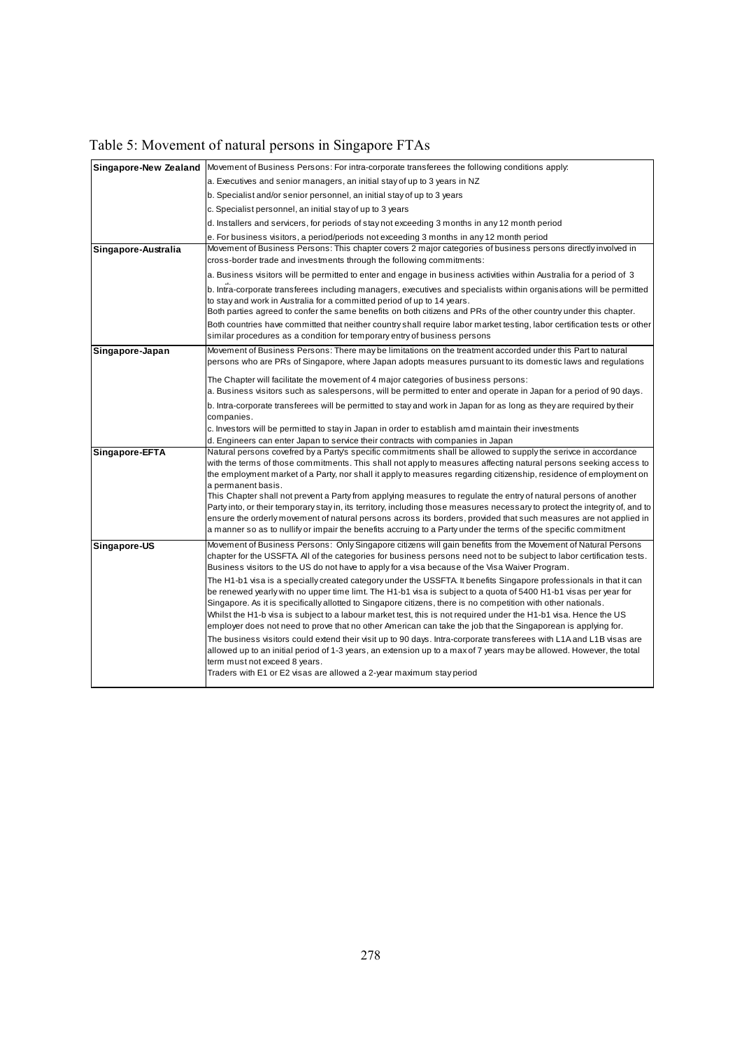Table 5: Movement of natural persons in Singapore FTAs

| | |
|---|---|
| **Singapore-New Zealand** | Movement of Business Persons: For intra-corporate transferees the following conditions apply:<br>a. Executives and senior managers, an initial stay of up to 3 years in NZ<br>b. Specialist and/or senior personnel, an initial stay of up to 3 years<br>c. Specialist personnel, an initial stay of up to 3 years<br>d. Installers and servicers, for periods of stay not exceeding 3 months in any 12 month period<br>e. For business visitors, a period/periods not exceeding 3 months in any 12 month period |
| **Singapore-Australia** | Movement of Business Persons: This chapter covers 2 major categories of business persons directly involved in cross-border trade and investments through the following commitments:<br>a. Business visitors will be permitted to enter and engage in business activities within Australia for a period of 3<br>b. Intra-corporate transferees including managers, executives and specialists within organisations will be permitted to stay and work in Australia for a committed period of up to 14 years.<br>Both parties agreed to confer the same benefits on both citizens and PRs of the other country under this chapter.<br>Both countries have committed that neither country shall require labor market testing, labor certification tests or other similar procedures as a condition for temporary entry of business persons |
| **Singapore-Japan** | Movement of Business Persons: There may be limitations on the treatment accorded under this Part to natural persons who are PRs of Singapore, where Japan adopts measures pursuant to its domestic laws and regulations<br>The Chapter will facilitate the movement of 4 major categories of business persons:<br>a. Business visitors such as salespersons, will be permitted to enter and operate in Japan for a period of 90 days.<br>b. Intra-corporate transferees will be permitted to stay and work in Japan for as long as they are required by their companies.<br>c. Investors will be permitted to stay in Japan in order to establish amd maintain their investments<br>d. Engineers can enter Japan to service their contracts with companies in Japan |
| **Singapore-EFTA** | Natural persons covefred by a Party's specific commitments shall be allowed to supply the serivce in accordance with the terms of those commitments. This shall not apply to measures affecting natural persons seeking access to the employment market of a Party, nor shall it apply to measures regarding citizenship, residence of employment on a permanent basis.<br>This Chapter shall not prevent a Party from applying measures to regulate the entry of natural persons of another Party into, or their temporary stay in, its territory, including those measures necessary to protect the integrity of, and to ensure the orderly movement of natural persons across its borders, provided that such measures are not applied in a manner so as to nullify or impair the benefits accruing to a Party under the terms of the specific commitment |
| **Singapore-US** | Movement of Business Persons: Only Singapore citizens will gain benefits from the Movement of Natural Persons chapter for the USSFTA. All of the categories for business persons need not to be subject to labor certification tests. Business visitors to the US do not have to apply for a visa because of the Visa Waiver Program.<br>The H1-b1 visa is a specially created category under the USSFTA. It benefits Singapore professionals in that it can be renewed yearly with no upper time limt. The H1-b1 visa is subject to a quota of 5400 H1-b1 visas per year for Singapore. As it is specifically allotted to Singapore citizens, there is no competition with other nationals.<br>Whilst the H1-b visa is subject to a labour market test, this is not required under the H1-b1 visa. Hence the US employer does not need to prove that no other American can take the job that the Singaporean is applying for.<br>The business visitors could extend their visit up to 90 days. Intra-corporate transferees with L1A and L1B visas are allowed up to an initial period of 1-3 years, an extension up to a max of 7 years may be allowed. However, the total term must not exceed 8 years.<br>Traders with E1 or E2 visas are allowed a 2-year maximum stay period |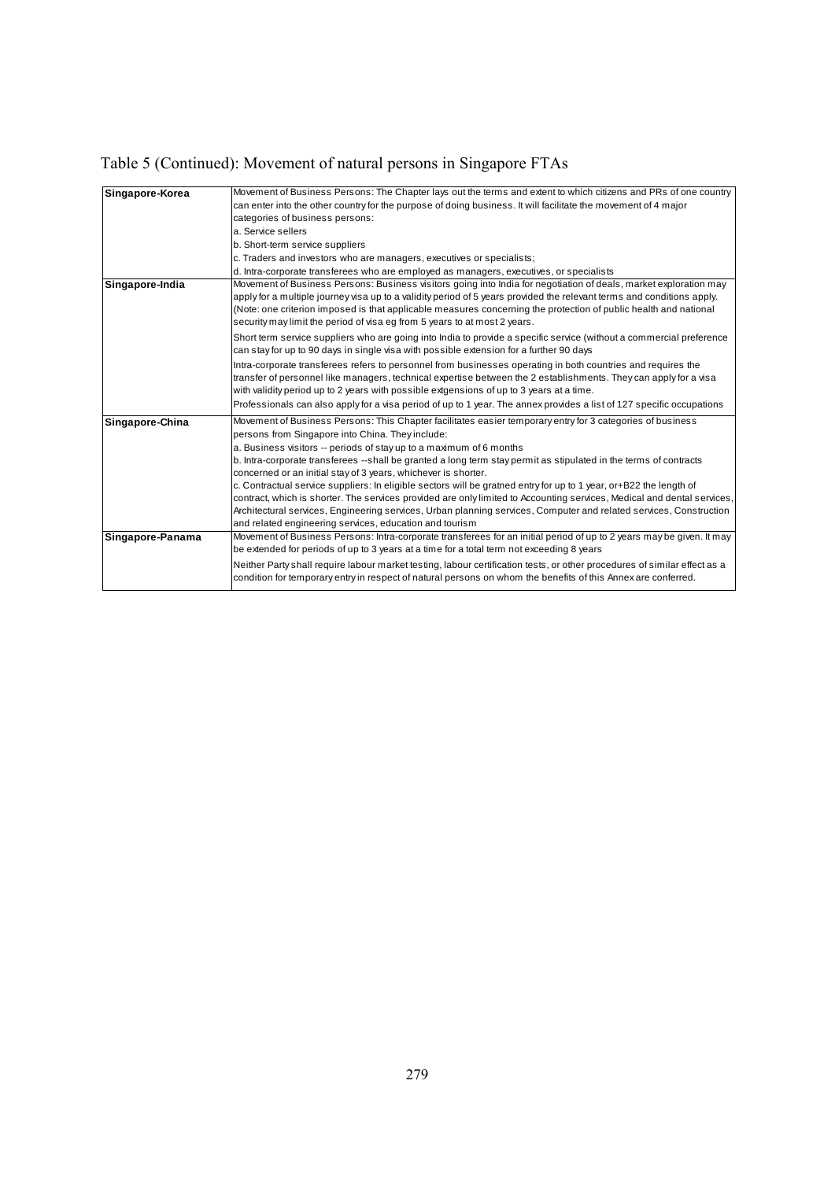Table 5 (Continued): Movement of natural persons in Singapore FTAs

| | |
|---|---|
| **Singapore-Korea** | Movement of Business Persons: The Chapter lays out the terms and extent to which citizens and PRs of one country can enter into the other country for the purpose of doing business. It will facilitate the movement of 4 major categories of business persons:<br>a. Service sellers<br>b. Short-term service suppliers<br>c. Traders and investors who are managers, executives or specialists;<br>d. Intra-corporate transferees who are employed as managers, executives, or specialists |
| **Singapore-India** | Movement of Business Persons: Business visitors going into India for negotiation of deals, market exploration may apply for a multiple journey visa up to a validity period of 5 years provided the relevant terms and conditions apply. (Note: one criterion imposed is that applicable measures concerning the protection of public health and national security may limit the period of visa eg from 5 years to at most 2 years.<br>Short term service suppliers who are going into India to provide a specific service (without a commercial preference can stay for up to 90 days in single visa with possible extension for a further 90 days<br>Intra-corporate transferees refers to personnel from businesses operating in both countries and requires the transfer of personnel like managers, technical expertise between the 2 establishments. They can apply for a visa with validity period up to 2 years with possible extgensions of up to 3 years at a time.<br>Professionals can also apply for a visa period of up to 1 year. The annex provides a list of 127 specific occupations |
| **Singapore-China** | Movement of Business Persons: This Chapter facilitates easier temporary entry for 3 categories of business persons from Singapore into China. They include:<br>a. Business visitors -- periods of stay up to a maximum of 6 months<br>b. Intra-corporate transferees --shall be granted a long term stay permit as stipulated in the terms of contracts concerned or an initial stay of 3 years, whichever is shorter.<br>c. Contractual service suppliers: In eligible sectors will be gratned entry for up to 1 year, or+B22 the length of contract, which is shorter. The services provided are only limited to Accounting services, Medical and dental services, Architectural services, Engineering services, Urban planning services, Computer and related services, Construction and related engineering services, education and tourism |
| **Singapore-Panama** | Movement of Business Persons: Intra-corporate transferees for an initial period of up to 2 years may be given. It may be extended for periods of up to 3 years at a time for a total term not exceeding 8 years<br>Neither Party shall require labour market testing, labour certification tests, or other procedures of similar effect as a condition for temporary entry in respect of natural persons on whom the benefits of this Annex are conferred. |